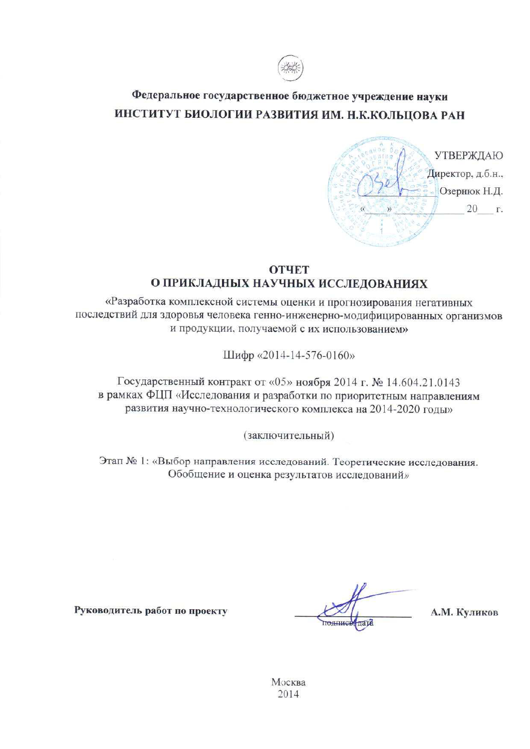**Федеральное государственное бюджетное учреждение науки**

**ИНСТИТУТ БИОЛОГИИ РАЗВИТИЯ ИМ. Н.К.КОЛЬЦОВА РАН**

УТВЕРЖДАЮ

Директор, д.б.н.,

Озернюк Н.Д.

«\_\_\_» \_\_\_\_\_\_\_\_\_\_ 20\_\_\_ г.

# ОТЧЕТ
# О ПРИКЛАДНЫХ НАУЧНЫХ ИССЛЕДОВАНИЯХ

«Разработка комплексной системы оценки и прогнозирования негативных последствий для здоровья человека генно-инженерно-модифицированных организмов и продукции, получаемой с их использованием»

Шифр «2014-14-576-0160»

Государственный контракт от «05» ноября 2014 г. № 14.604.21.0143 в рамках ФЦП «Исследования и разработки по приоритетным направлениям развития научно-технологического комплекса на 2014-2020 годы»

(заключительный)

Этап № 1: «Выбор направления исследований. Теоретические исследования. Обобщение и оценка результатов исследований»

**Руководитель работ по проекту** \_\_\_\_\_\_\_\_\_\_\_\_\_\_\_\_ **А.М. Куликов**

подпись, дата

Москва

2014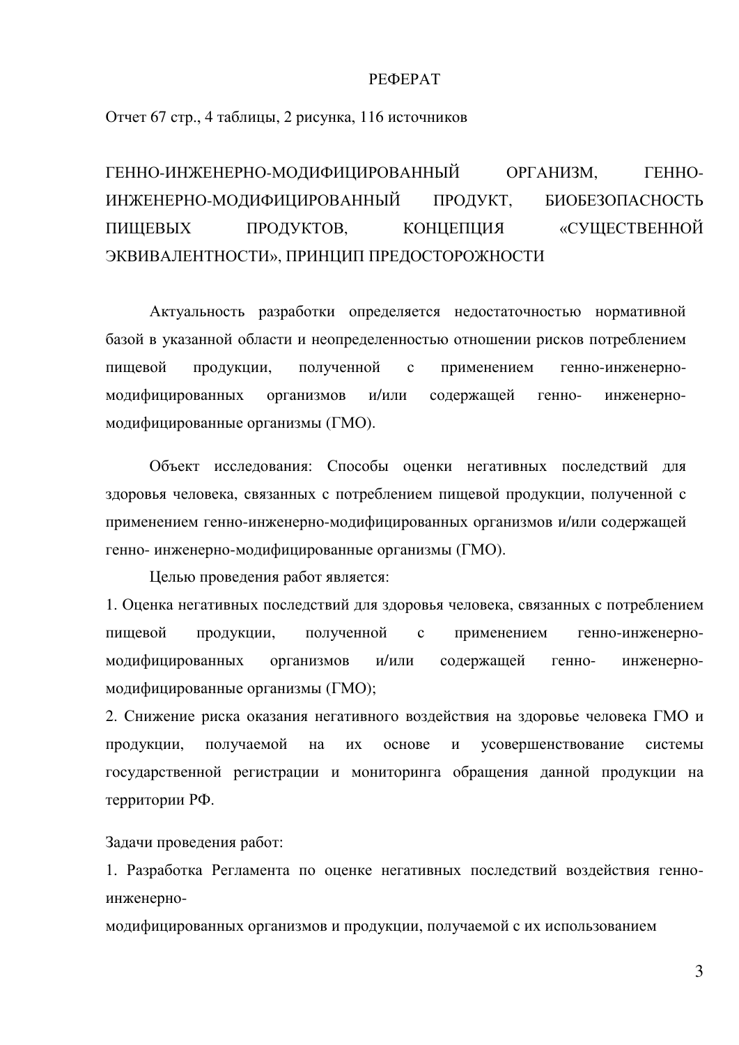# РЕФЕРАТ

Отчет 67 стр., 4 таблицы, 2 рисунка, 116 источников

ГЕННО-ИНЖЕНЕРНО-МОДИФИЦИРОВАННЫЙ ОРГАНИЗМ, ГЕННО-ИНЖЕНЕРНО-МОДИФИЦИРОВАННЫЙ ПРОДУКТ, БИОБЕЗОПАСНОСТЬ ПИЩЕВЫХ ПРОДУКТОВ, КОНЦЕПЦИЯ «СУЩЕСТВЕННОЙ ЭКВИВАЛЕНТНОСТИ», ПРИНЦИП ПРЕДОСТОРОЖНОСТИ

Актуальность разработки определяется недостаточностью нормативной базой в указанной области и неопределенностью отношении рисков потреблением пищевой продукции, полученной с применением генно-инженерно-модифицированных организмов и/или содержащей генно- инженерно-модифицированные организмы (ГМО).

Объект исследования: Способы оценки негативных последствий для здоровья человека, связанных с потреблением пищевой продукции, полученной с применением генно-инженерно-модифицированных организмов и/или содержащей генно- инженерно-модифицированные организмы (ГМО).

Целью проведения работ является:

1. Оценка негативных последствий для здоровья человека, связанных с потреблением пищевой продукции, полученной с применением генно-инженерно-модифицированных организмов и/или содержащей генно- инженерно-модифицированные организмы (ГМО);
2. Снижение риска оказания негативного воздействия на здоровье человека ГМО и продукции, получаемой на их основе и усовершенствование системы государственной регистрации и мониторинга обращения данной продукции на территории РФ.

Задачи проведения работ:

1. Разработка Регламента по оценке негативных последствий воздействия генно-инженерно-
модифицированных организмов и продукции, получаемой с их использованием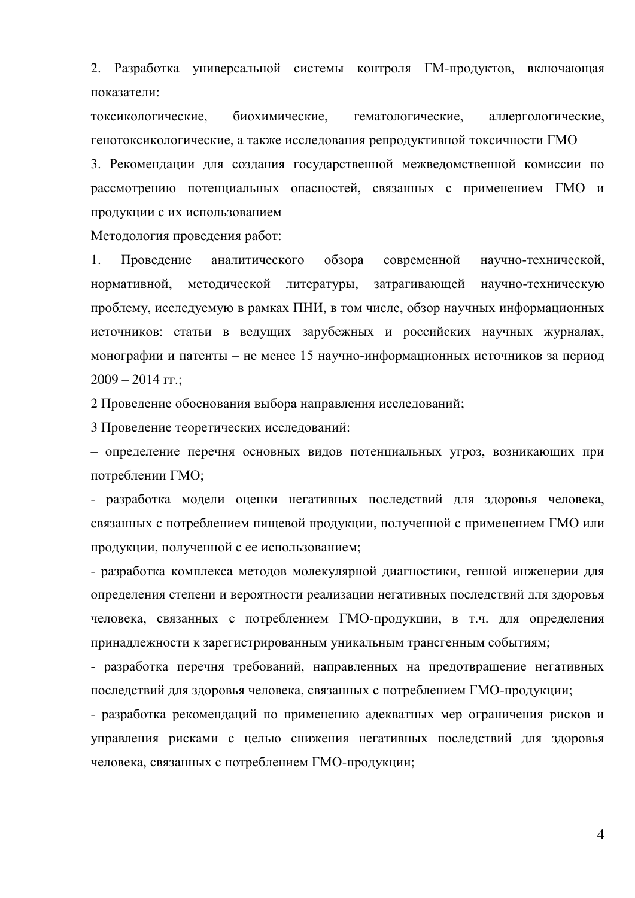2. Разработка универсальной системы контроля ГМ-продуктов, включающая показатели:

токсикологические, биохимические, гематологические, аллергологические, генотоксикологические, а также исследования репродуктивной токсичности ГМО

3. Рекомендации для создания государственной межведомственной комиссии по рассмотрению потенциальных опасностей, связанных с применением ГМО и продукции с их использованием

Методология проведения работ:

1. Проведение аналитического обзора современной научно-технической, нормативной, методической литературы, затрагивающей научно-техническую проблему, исследуемую в рамках ПНИ, в том числе, обзор научных информационных источников: статьи в ведущих зарубежных и российских научных журналах, монографии и патенты – не менее 15 научно-информационных источников за период 2009 – 2014 гг.;

2 Проведение обоснования выбора направления исследований;

3 Проведение теоретических исследований:

– определение перечня основных видов потенциальных угроз, возникающих при потреблении ГМО;

- разработка модели оценки негативных последствий для здоровья человека, связанных с потреблением пищевой продукции, полученной с применением ГМО или продукции, полученной с ее использованием;

- разработка комплекса методов молекулярной диагностики, генной инженерии для определения степени и вероятности реализации негативных последствий для здоровья человека, связанных с потреблением ГМО-продукции, в т.ч. для определения принадлежности к зарегистрированным уникальным трансгенным событиям;

- разработка перечня требований, направленных на предотвращение негативных последствий для здоровья человека, связанных с потреблением ГМО-продукции;

- разработка рекомендаций по применению адекватных мер ограничения рисков и управления рисками с целью снижения негативных последствий для здоровья человека, связанных с потреблением ГМО-продукции;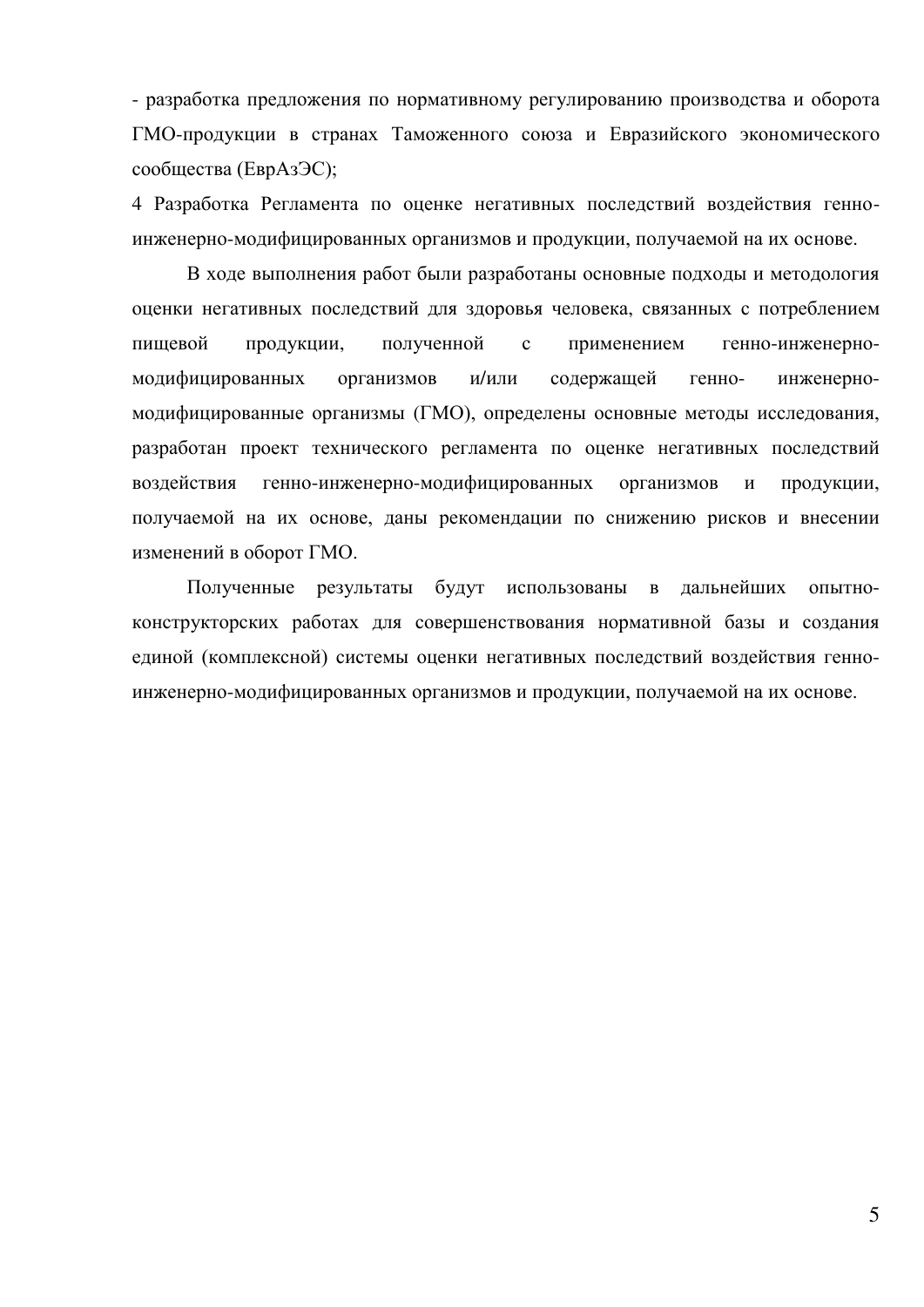- разработка предложения по нормативному регулированию производства и оборота ГМО-продукции в странах Таможенного союза и Евразийского экономического сообщества (ЕврАзЭС);

4 Разработка Регламента по оценке негативных последствий воздействия генно-инженерно-модифицированных организмов и продукции, получаемой на их основе.

В ходе выполнения работ были разработаны основные подходы и методология оценки негативных последствий для здоровья человека, связанных с потреблением пищевой продукции, полученной с применением генно-инженерно-модифицированных организмов и/или содержащей генно- инженерно-модифицированные организмы (ГМО), определены основные методы исследования, разработан проект технического регламента по оценке негативных последствий воздействия генно-инженерно-модифицированных организмов и продукции, получаемой на их основе, даны рекомендации по снижению рисков и внесении изменений в оборот ГМО.

Полученные результаты будут использованы в дальнейших опытно-конструкторских работах для совершенствования нормативной базы и создания единой (комплексной) системы оценки негативных последствий воздействия генно-инженерно-модифицированных организмов и продукции, получаемой на их основе.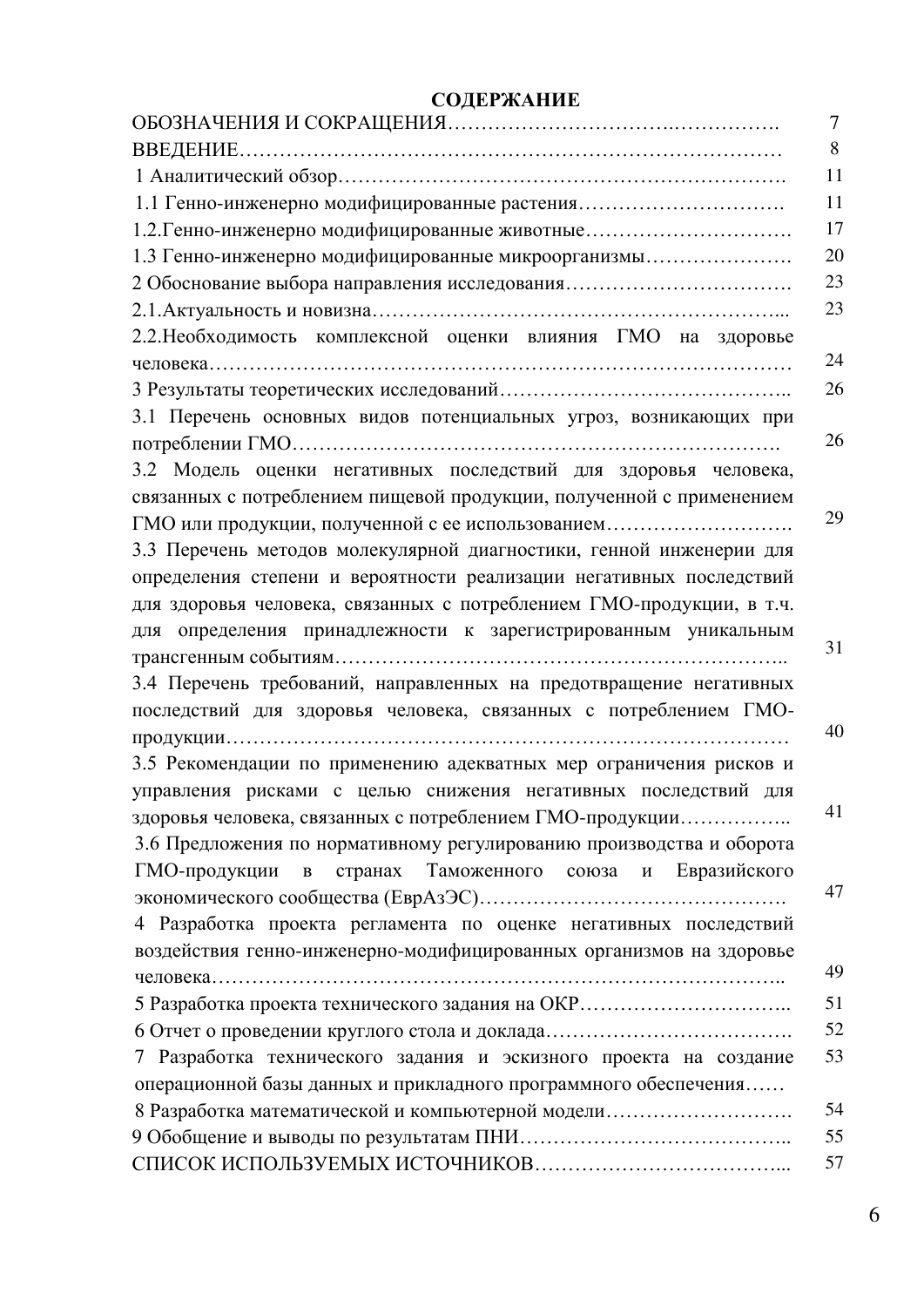# СОДЕРЖАНИЕ

| | |
|---|---|
| ОБОЗНАЧЕНИЯ И СОКРАЩЕНИЯ | 7 |
| ВВЕДЕНИЕ | 8 |
| 1 Аналитический обзор | 11 |
| 1.1 Генно-инженерно модифицированные растения | 11 |
| 1.2.Генно-инженерно модифицированные животные | 17 |
| 1.3 Генно-инженерно модифицированные микроорганизмы | 20 |
| 2 Обоснование выбора направления исследования | 23 |
| 2.1.Актуальность и новизна | 23 |
| 2.2.Необходимость комплексной оценки влияния ГМО на здоровье человека | 24 |
| 3 Результаты теоретических исследований | 26 |
| 3.1 Перечень основных видов потенциальных угроз, возникающих при потреблении ГМО | 26 |
| 3.2 Модель оценки негативных последствий для здоровья человека, связанных с потреблением пищевой продукции, полученной с применением ГМО или продукции, полученной с ее использованием | 29 |
| 3.3 Перечень методов молекулярной диагностики, генной инженерии для определения степени и вероятности реализации негативных последствий для здоровья человека, связанных с потреблением ГМО-продукции, в т.ч. для определения принадлежности к зарегистрированным уникальным трансгенным событиям | 31 |
| 3.4 Перечень требований, направленных на предотвращение негативных последствий для здоровья человека, связанных с потреблением ГМО-продукции | 40 |
| 3.5 Рекомендации по применению адекватных мер ограничения рисков и управления рисками с целью снижения негативных последствий для здоровья человека, связанных с потреблением ГМО-продукции | 41 |
| 3.6 Предложения по нормативному регулированию производства и оборота ГМО-продукции в странах Таможенного союза и Евразийского экономического сообщества (ЕврАзЭС) | 47 |
| 4 Разработка проекта регламента по оценке негативных последствий воздействия генно-инженерно-модифицированных организмов на здоровье человека | 49 |
| 5 Разработка проекта технического задания на ОКР | 51 |
| 6 Отчет о проведении круглого стола и доклада | 52 |
| 7 Разработка технического задания и эскизного проекта на создание операционной базы данных и прикладного программного обеспечения | 53 |
| 8 Разработка математической и компьютерной модели | 54 |
| 9 Обобщение и выводы по результатам ПНИ | 55 |
| СПИСОК ИСПОЛЬЗУЕМЫХ ИСТОЧНИКОВ | 57 |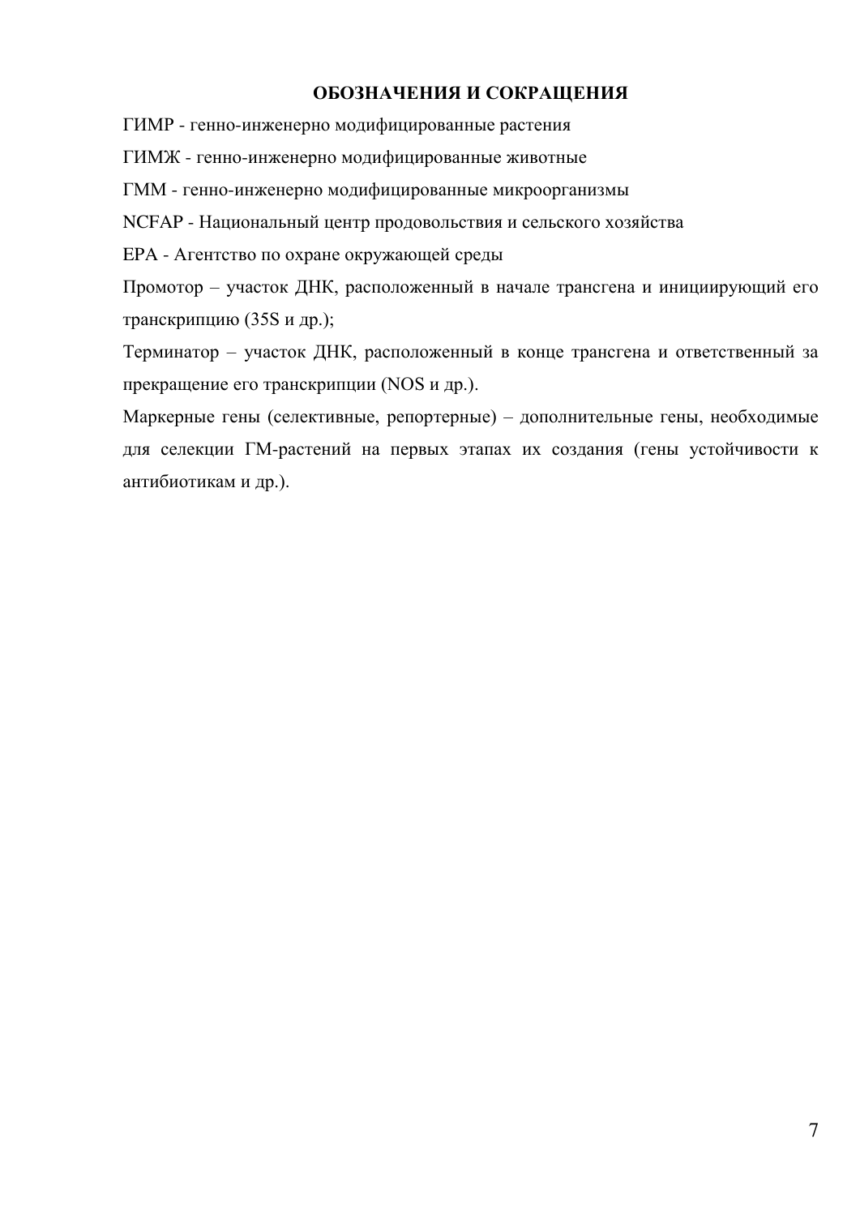## ОБОЗНАЧЕНИЯ И СОКРАЩЕНИЯ

ГИМР - генно-инженерно модифицированные растения

ГИМЖ - генно-инженерно модифицированные животные

ГММ - генно-инженерно модифицированные микроорганизмы

NCFAP - Национальный центр продовольствия и сельского хозяйства

EPA - Агентство по охране окружающей среды

Промотор – участок ДНК, расположенный в начале трансгена и инициирующий его транскрипцию (35S и др.);

Терминатор – участок ДНК, расположенный в конце трансгена и ответственный за прекращение его транскрипции (NOS и др.).

Маркерные гены (селективные, репортерные) – дополнительные гены, необходимые для селекции ГМ-растений на первых этапах их создания (гены устойчивости к антибиотикам и др.).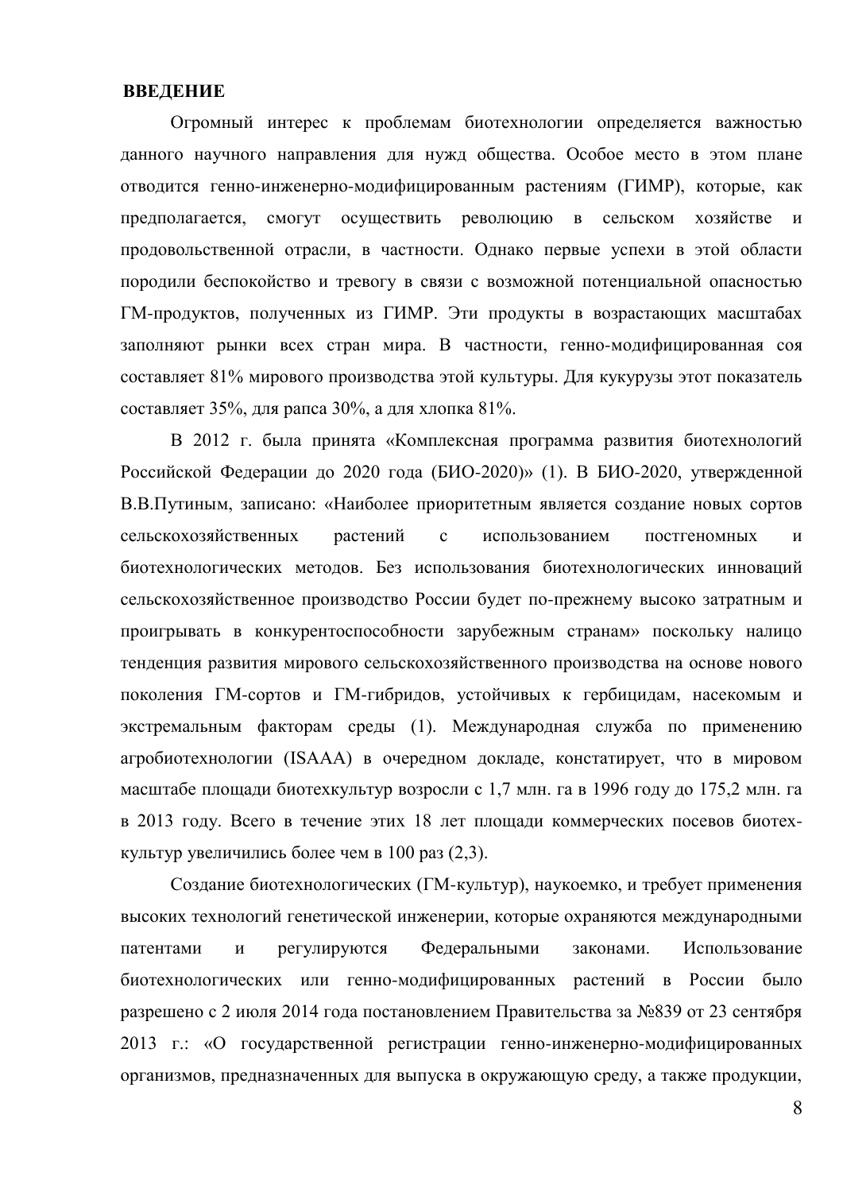## ВВЕДЕНИЕ

Огромный интерес к проблемам биотехнологии определяется важностью данного научного направления для нужд общества. Особое место в этом плане отводится генно-инженерно-модифицированным растениям (ГИМР), которые, как предполагается, смогут осуществить революцию в сельском хозяйстве и продовольственной отрасли, в частности. Однако первые успехи в этой области породили беспокойство и тревогу в связи с возможной потенциальной опасностью ГМ-продуктов, полученных из ГИМР. Эти продукты в возрастающих масштабах заполняют рынки всех стран мира. В частности, генно-модифицированная соя составляет 81% мирового производства этой культуры. Для кукурузы этот показатель составляет 35%, для рапса 30%, а для хлопка 81%.

В 2012 г. была принята «Комплексная программа развития биотехнологий Российской Федерации до 2020 года (БИО-2020)» (1). В БИО-2020, утвержденной В.В.Путиным, записано: «Наиболее приоритетным является создание новых сортов сельскохозяйственных растений с использованием постгеномных и биотехнологических методов. Без использования биотехнологических инноваций сельскохозяйственное производство России будет по-прежнему высоко затратным и проигрывать в конкурентоспособности зарубежным странам» поскольку налицо тенденция развития мирового сельскохозяйственного производства на основе нового поколения ГМ-сортов и ГМ-гибридов, устойчивых к гербицидам, насекомым и экстремальным факторам среды (1). Международная служба по применению агробиотехнологии (ISAAA) в очередном докладе, констатирует, что в мировом масштабе площади биотехкультур возросли с 1,7 млн. га в 1996 году до 175,2 млн. га в 2013 году. Всего в течение этих 18 лет площади коммерческих посевов биотех-культур увеличились более чем в 100 раз (2,3).

Создание биотехнологических (ГМ-культур), наукоемко, и требует применения высоких технологий генетической инженерии, которые охраняются международными патентами и регулируются Федеральными законами. Использование биотехнологических или генно-модифицированных растений в России было разрешено с 2 июля 2014 года постановлением Правительства за №839 от 23 сентября 2013 г.: «О государственной регистрации генно-инженерно-модифицированных организмов, предназначенных для выпуска в окружающую среду, а также продукции,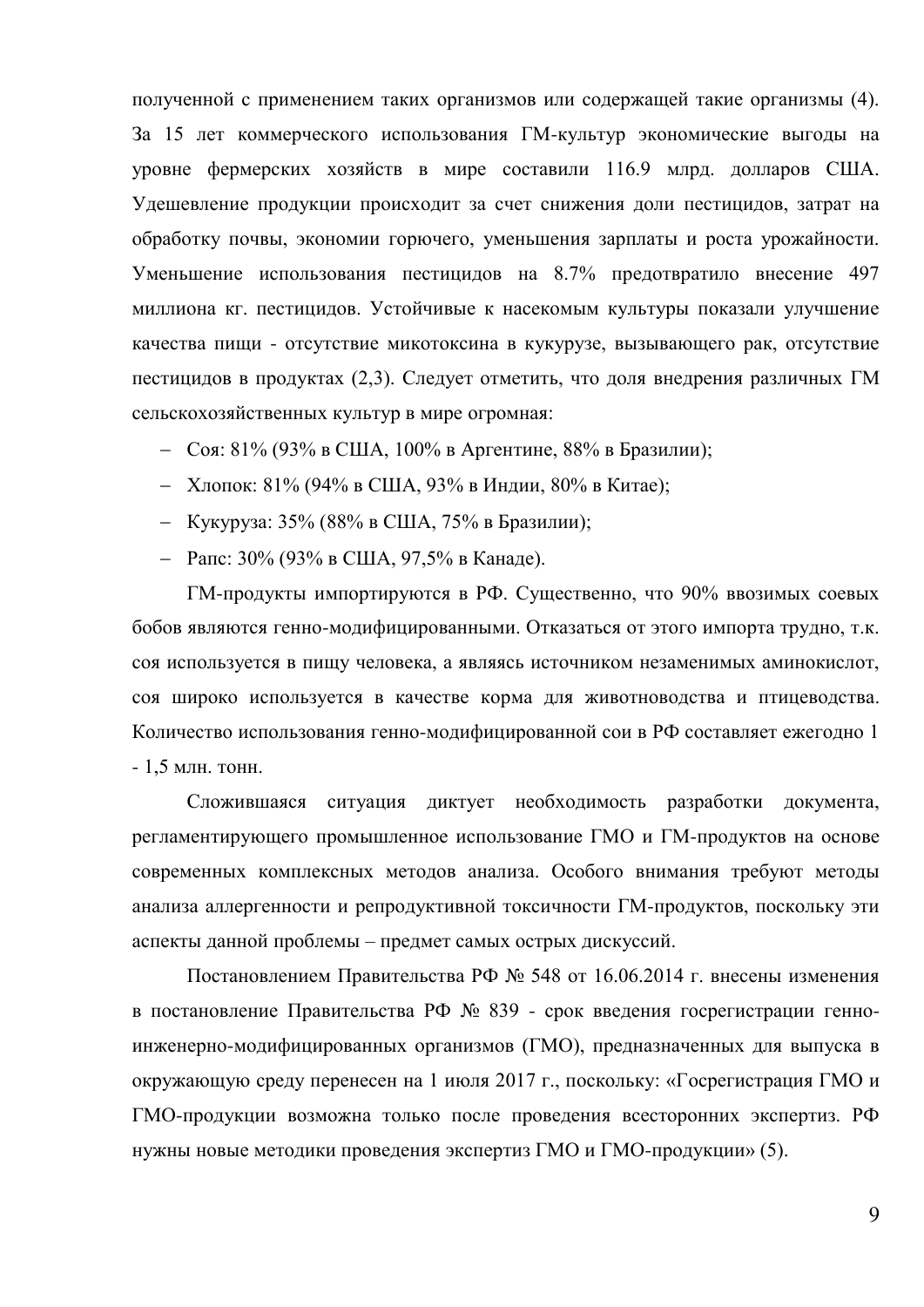полученной с применением таких организмов или содержащей такие организмы (4). За 15 лет коммерческого использования ГМ-культур экономические выгоды на уровне фермерских хозяйств в мире составили 116.9 млрд. долларов США. Удешевление продукции происходит за счет снижения доли пестицидов, затрат на обработку почвы, экономии горючего, уменьшения зарплаты и роста урожайности. Уменьшение использования пестицидов на 8.7% предотвратило внесение 497 миллиона кг. пестицидов. Устойчивые к насекомым культуры показали улучшение качества пищи - отсутствие микотоксина в кукурузе, вызывающего рак, отсутствие пестицидов в продуктах (2,3). Следует отметить, что доля внедрения различных ГМ сельскохозяйственных культур в мире огромная:

- Соя: 81% (93% в США, 100% в Аргентине, 88% в Бразилии);
- Хлопок: 81% (94% в США, 93% в Индии, 80% в Китае);
- Кукуруза: 35% (88% в США, 75% в Бразилии);
- Рапс: 30% (93% в США, 97,5% в Канаде).

ГМ-продукты импортируются в РФ. Существенно, что 90% ввозимых соевых бобов являются генно-модифицированными. Отказаться от этого импорта трудно, т.к. соя используется в пищу человека, а являясь источником незаменимых аминокислот, соя широко используется в качестве корма для животноводства и птицеводства. Количество использования генно-модифицированной сои в РФ составляет ежегодно 1 - 1,5 млн. тонн.

Сложившаяся ситуация диктует необходимость разработки документа, регламентирующего промышленное использование ГМО и ГМ-продуктов на основе современных комплексных методов анализа. Особого внимания требуют методы анализа аллергенности и репродуктивной токсичности ГМ-продуктов, поскольку эти аспекты данной проблемы – предмет самых острых дискуссий.

Постановлением Правительства РФ № 548 от 16.06.2014 г. внесены изменения в постановление Правительства РФ № 839 - срок введения госрегистрации генно-инженерно-модифицированных организмов (ГМО), предназначенных для выпуска в окружающую среду перенесен на 1 июля 2017 г., поскольку: «Госрегистрация ГМО и ГМО-продукции возможна только после проведения всесторонних экспертиз. РФ нужны новые методики проведения экспертиз ГМО и ГМО-продукции» (5).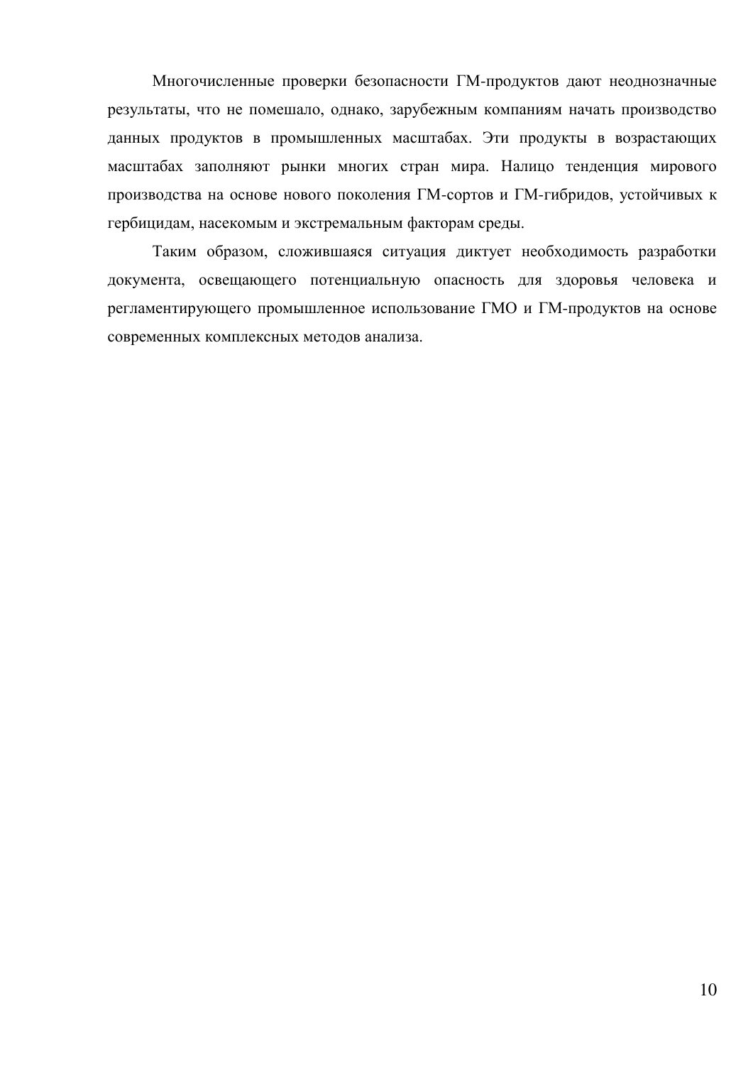Многочисленные проверки безопасности ГМ-продуктов дают неоднозначные результаты, что не помешало, однако, зарубежным компаниям начать производство данных продуктов в промышленных масштабах. Эти продукты в возрастающих масштабах заполняют рынки многих стран мира. Налицо тенденция мирового производства на основе нового поколения ГМ-сортов и ГМ-гибридов, устойчивых к гербицидам, насекомым и экстремальным факторам среды.

Таким образом, сложившаяся ситуация диктует необходимость разработки документа, освещающего потенциальную опасность для здоровья человека и регламентирующего промышленное использование ГМО и ГМ-продуктов на основе современных комплексных методов анализа.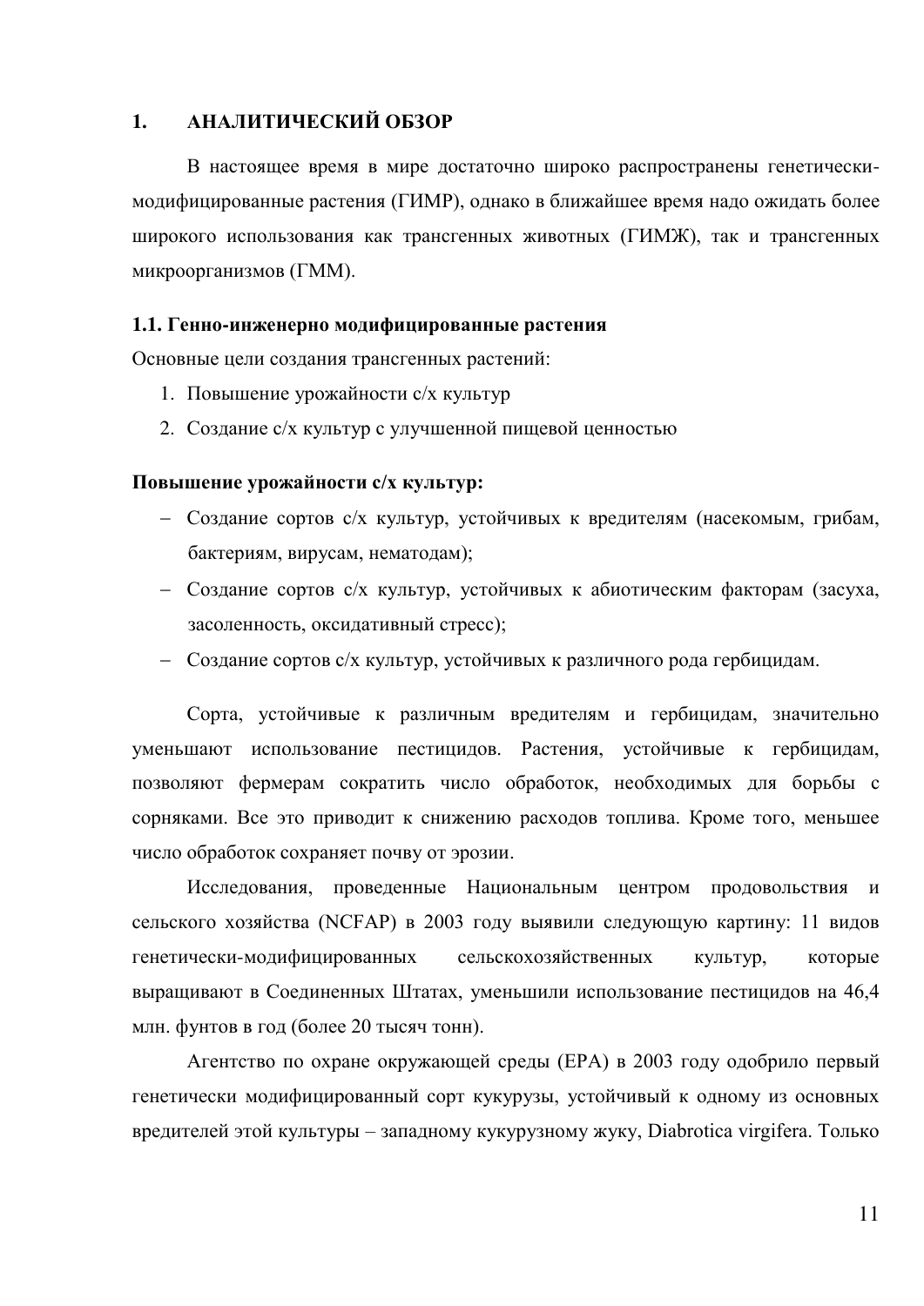# 1. АНАЛИТИЧЕСКИЙ ОБЗОР

В настоящее время в мире достаточно широко распространены генетически-модифицированные растения (ГИМР), однако в ближайшее время надо ожидать более широкого использования как трансгенных животных (ГИМЖ), так и трансгенных микроорганизмов (ГММ).

## 1.1. Генно-инженерно модифицированные растения

Основные цели создания трансгенных растений:

1. Повышение урожайности с/х культур
2. Создание с/х культур с улучшенной пищевой ценностью

**Повышение урожайности с/х культур:**

- Создание сортов с/х культур, устойчивых к вредителям (насекомым, грибам, бактериям, вирусам, нематодам);
- Создание сортов с/х культур, устойчивых к абиотическим факторам (засуха, засоленность, оксидативный стресс);
- Создание сортов с/х культур, устойчивых к различного рода гербицидам.

Сорта, устойчивые к различным вредителям и гербицидам, значительно уменьшают использование пестицидов. Растения, устойчивые к гербицидам, позволяют фермерам сократить число обработок, необходимых для борьбы с сорняками. Все это приводит к снижению расходов топлива. Кроме того, меньшее число обработок сохраняет почву от эрозии.

Исследования, проведенные Национальным центром продовольствия и сельского хозяйства (NCFAP) в 2003 году выявили следующую картину: 11 видов генетически-модифицированных сельскохозяйственных культур, которые выращивают в Соединенных Штатах, уменьшили использование пестицидов на 46,4 млн. фунтов в год (более 20 тысяч тонн).

Агентство по охране окружающей среды (EPA) в 2003 году одобрило первый генетически модифицированный сорт кукурузы, устойчивый к одному из основных вредителей этой культуры – западному кукурузному жуку, Diabrotica virgifera. Только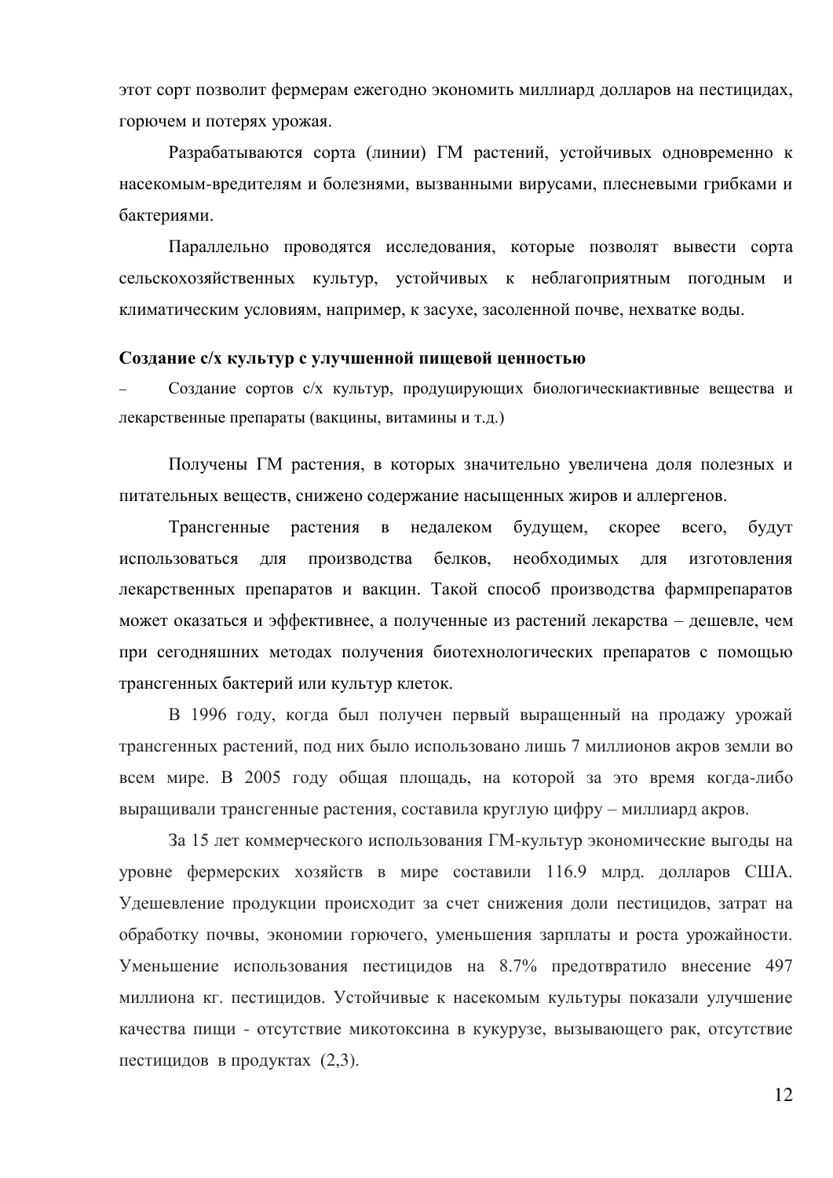этот сорт позволит фермерам ежегодно экономить миллиард долларов на пестицидах, горючем и потерях урожая.

Разрабатываются сорта (линии) ГМ растений, устойчивых одновременно к насекомым-вредителям и болезнями, вызванными вирусами, плесневыми грибками и бактериями.

Параллельно проводятся исследования, которые позволят вывести сорта сельскохозяйственных культур, устойчивых к неблагоприятным погодным и климатическим условиям, например, к засухе, засоленной почве, нехватке воды.

**Создание с/х культур с улучшенной пищевой ценностью**

– Создание сортов с/х культур, продуцирующих биологическиактивные вещества и лекарственные препараты (вакцины, витамины и т.д.)

Получены ГМ растения, в которых значительно увеличена доля полезных и питательных веществ, снижено содержание насыщенных жиров и аллергенов.

Трансгенные растения в недалеком будущем, скорее всего, будут использоваться для производства белков, необходимых для изготовления лекарственных препаратов и вакцин. Такой способ производства фармпрепаратов может оказаться и эффективнее, а полученные из растений лекарства – дешевле, чем при сегодняшних методах получения биотехнологических препаратов с помощью трансгенных бактерий или культур клеток.

В 1996 году, когда был получен первый выращенный на продажу урожай трансгенных растений, под них было использовано лишь 7 миллионов акров земли во всем мире. В 2005 году общая площадь, на которой за это время когда-либо выращивали трансгенные растения, составила круглую цифру – миллиард акров.

За 15 лет коммерческого использования ГМ-культур экономические выгоды на уровне фермерских хозяйств в мире составили 116.9 млрд. долларов США. Удешевление продукции происходит за счет снижения доли пестицидов, затрат на обработку почвы, экономии горючего, уменьшения зарплаты и роста урожайности. Уменьшение использования пестицидов на 8.7% предотвратило внесение 497 миллиона кг. пестицидов. Устойчивые к насекомым культуры показали улучшение качества пищи - отсутствие микотоксина в кукурузе, вызывающего рак, отсутствие пестицидов в продуктах (2,3).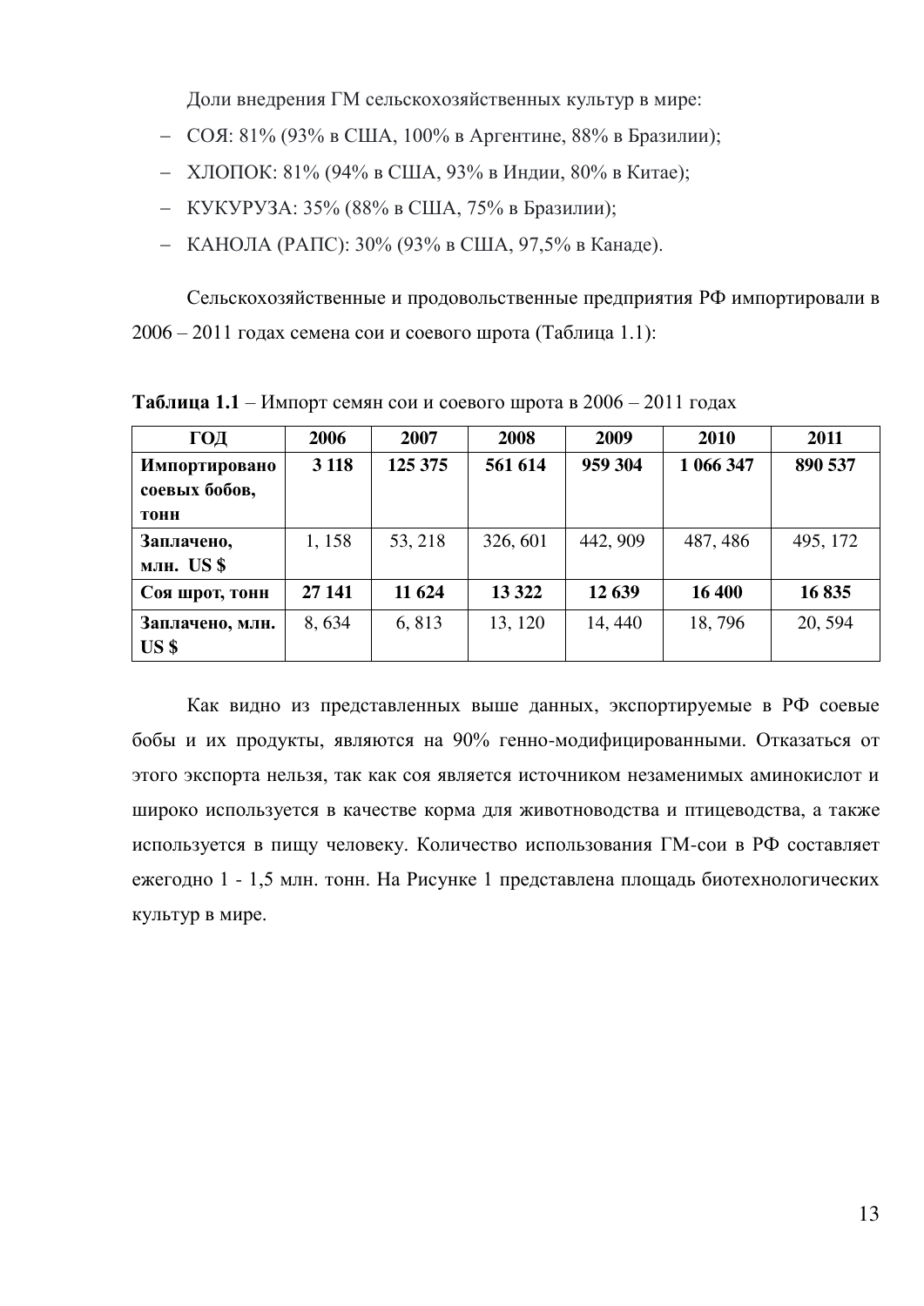Доли внедрения ГМ сельскохозяйственных культур в мире:

- СОЯ: 81% (93% в США, 100% в Аргентине, 88% в Бразилии);
- ХЛОПОК: 81% (94% в США, 93% в Индии, 80% в Китае);
- КУКУРУЗА: 35% (88% в США, 75% в Бразилии);
- КАНОЛА (РАПС): 30% (93% в США, 97,5% в Канаде).

Сельскохозяйственные и продовольственные предприятия РФ импортировали в 2006 – 2011 годах семена сои и соевого шрота (Таблица 1.1):

**Таблица 1.1** – Импорт семян сои и соевого шрота в 2006 – 2011 годах

| ГОД | 2006 | 2007 | 2008 | 2009 | 2010 | 2011 |
|---|---|---|---|---|---|---|
| **Импортировано соевых бобов, тонн** | **3 118** | **125 375** | **561 614** | **959 304** | **1 066 347** | **890 537** |
| **Заплачено, млн. US $** | 1, 158 | 53, 218 | 326, 601 | 442, 909 | 487, 486 | 495, 172 |
| **Соя шрот, тонн** | **27 141** | **11 624** | **13 322** | **12 639** | **16 400** | **16 835** |
| **Заплачено, млн. US $** | 8, 634 | 6, 813 | 13, 120 | 14, 440 | 18, 796 | 20, 594 |

Как видно из представленных выше данных, экспортируемые в РФ соевые бобы и их продукты, являются на 90% генно-модифицированными. Отказаться от этого экспорта нельзя, так как соя является источником незаменимых аминокислот и широко используется в качестве корма для животноводства и птицеводства, а также используется в пищу человеку. Количество использования ГМ-сои в РФ составляет ежегодно 1 - 1,5 млн. тонн. На Рисунке 1 представлена площадь биотехнологических культур в мире.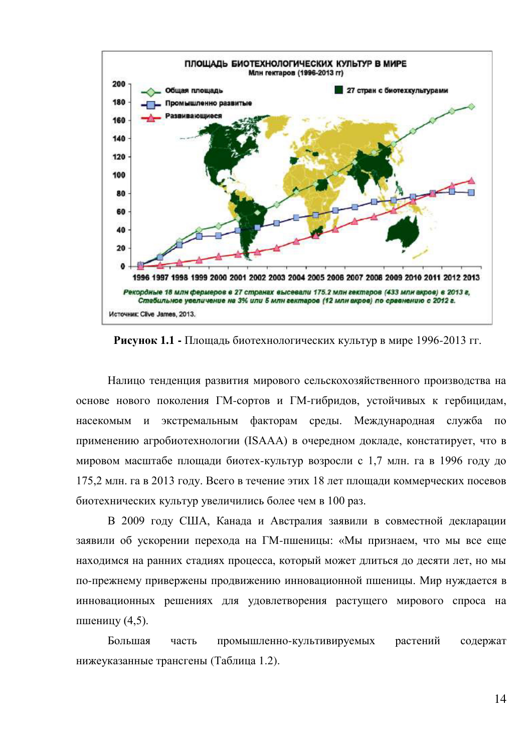**Рисунок 1.1 -** Площадь биотехнологических культур в мире 1996-2013 гг.

Налицо тенденция развития мирового сельскохозяйственного производства на основе нового поколения ГМ-сортов и ГМ-гибридов, устойчивых к гербицидам, насекомым и экстремальным факторам среды. Международная служба по применению агробиотехнологии (ISAAA) в очередном докладе, констатирует, что в мировом масштабе площади биотех-культур возросли с 1,7 млн. га в 1996 году до 175,2 млн. га в 2013 году. Всего в течение этих 18 лет площади коммерческих посевов биотехнических культур увеличились более чем в 100 раз.

В 2009 году США, Канада и Австралия заявили в совместной декларации заявили об ускорении перехода на ГМ-пшеницы: «Мы признаем, что мы все еще находимся на ранних стадиях процесса, который может длиться до десяти лет, но мы по-прежнему привержены продвижению инновационной пшеницы. Мир нуждается в инновационных решениях для удовлетворения растущего мирового спроса на пшеницу (4,5).

Большая часть промышленно-культивируемых растений содержат нижеуказанные трансгены (Таблица 1.2).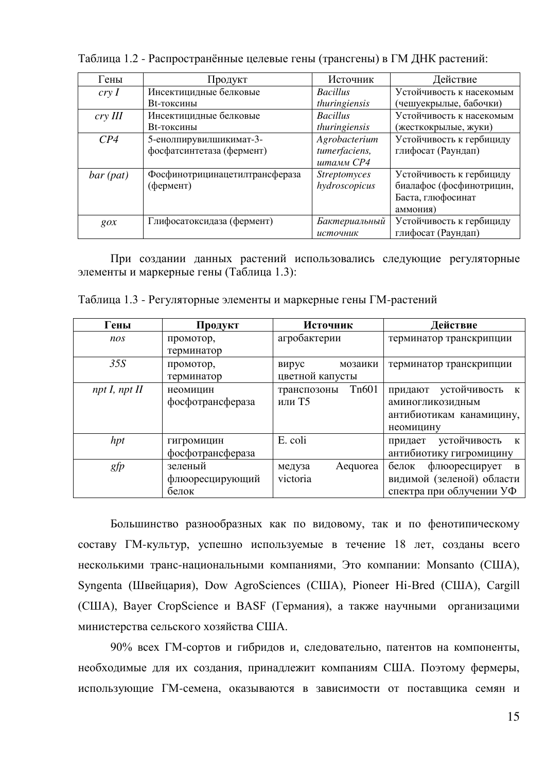Таблица 1.2 - Распространённые целевые гены (трансгены) в ГМ ДНК растений:

| Гены | Продукт | Источник | Действие |
|---|---|---|---|
| *cry I* | Инсектицидные белковые Bt-токсины | *Bacillus thuringiensis* | Устойчивость к насекомым (чешуекрылые, бабочки) |
| *cry III* | Инсектицидные белковые Bt-токсины | *Bacillus thuringiensis* | Устойчивость к насекомым (жесткокрылые, жуки) |
| *CP4* | 5-енолпирувилшикимат-3-фосфатсинтетаза (фермент) | *Agrobacterium tumerfaciens, штамм CP4* | Устойчивость к гербициду глифосат (Раундап) |
| *bar (pat)* | Фосфинотрицинацетилтрансфераза (фермент) | *Streptomyces hydroscopicus* | Устойчивость к гербициду биалафос (фосфинотрицин, Баста, глюфосинат аммония) |
| *gox* | Глифосатоксидаза (фермент) | *Бактериальный источник* | Устойчивость к гербициду глифосат (Раундап) |

При создании данных растений использовались следующие регуляторные элементы и маркерные гены (Таблица 1.3):

Таблица 1.3 - Регуляторные элементы и маркерные гены ГМ-растений

| **Гены** | **Продукт** | **Источник** | **Действие** |
|---|---|---|---|
| *nos* | промотор, терминатор | агробактерии | терминатор транскрипции |
| *35S* | промотор, терминатор | вирус мозаики цветной капусты | терминатор транскрипции |
| *npt I, npt II* | неомицин фосфотрансфераза | транспозоны Tn601 или T5 | придают устойчивость к аминогликозидным антибиотикам канамицину, неомицину |
| *hpt* | гигромицин фосфотрансфераза | E. coli | придает устойчивость к антибиотику гигромицину |
| *gfp* | зеленый флюоресцирующий белок | медуза Aequorea victoria | белок флюоресцирует в видимой (зеленой) области спектра при облучении УФ |

Большинство разнообразных как по видовому, так и по фенотипическому составу ГМ-культур, успешно используемые в течение 18 лет, созданы всего несколькими транс-национальными компаниями, Это компании: Monsanto (США), Syngenta (Швейцария), Dow AgroSciences (США), Pioneer Hi-Bred (США), Cargill (США), Bayer CropScience и BASF (Германия), а также научными организацими министерства сельского хозяйства США.

90% всех ГМ-сортов и гибридов и, следовательно, патентов на компоненты, необходимые для их создания, принадлежит компаниям США. Поэтому фермеры, использующие ГМ-семена, оказываются в зависимости от поставщика семян и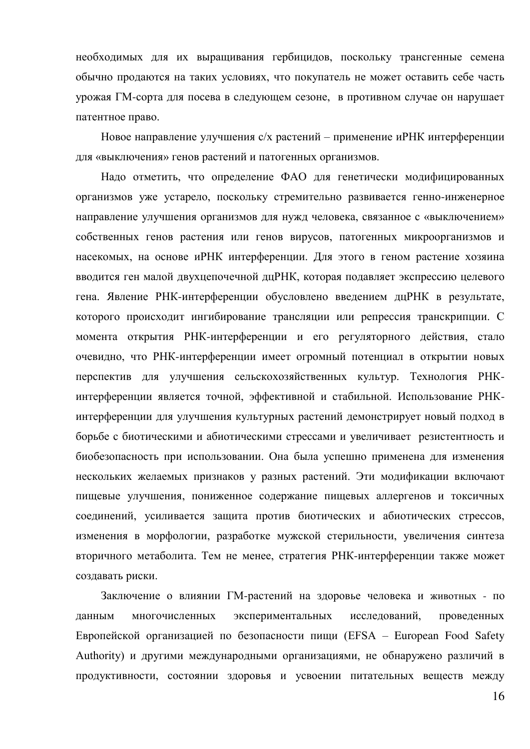необходимых для их выращивания гербицидов, поскольку трансгенные семена обычно продаются на таких условиях, что покупатель не может оставить себе часть урожая ГМ-сорта для посева в следующем сезоне,  в противном случае он нарушает патентное право.

Новое направление улучшения с/х растений – применение иРНК интерференции для «выключения» генов растений и патогенных организмов.

Надо отметить, что определение ФАО для генетически модифицированных организмов уже устарело, поскольку стремительно развивается генно-инженерное направление улучшения организмов для нужд человека, связанное с «выключением» собственных генов растения или генов вирусов, патогенных микроорганизмов и насекомых, на основе иРНК интерференции. Для этого в геном растение хозяина вводится ген малой двухцепочечной дцРНК, которая подавляет экспрессию целевого гена. Явление РНК-интерференции обусловлено введением дцРНК в результате, которого происходит ингибирование трансляции или репрессия транскрипции. С момента открытия РНК-интерференции и его регуляторного действия, стало очевидно, что РНК-интерференции имеет огромный потенциал в открытии новых перспектив для улучшения сельскохозяйственных культур. Технология РНК-интерференции является точной, эффективной и стабильной. Использование РНК-интерференции для улучшения культурных растений демонстрирует новый подход в борьбе с биотическими и абиотическими стрессами и увеличивает  резистентность и биобезопасность при использовании. Она была успешно применена для изменения нескольких желаемых признаков у разных растений. Эти модификации включают пищевые улучшения, пониженное содержание пищевых аллергенов и токсичных соединений, усиливается защита против биотических и абиотических стрессов, изменения в морфологии, разработке мужской стерильности, увеличения синтеза вторичного метаболита. Тем не менее, стратегия РНК-интерференции также может создавать риски.

Заключение о влиянии ГМ-растений на здоровье человека и животных - по данным многочисленных экспериментальных исследований, проведенных Европейской организацией по безопасности пищи (EFSA – European Food Safety Authority) и другими международными организациями, не обнаружено различий в продуктивности, состоянии здоровья и усвоении питательных веществ между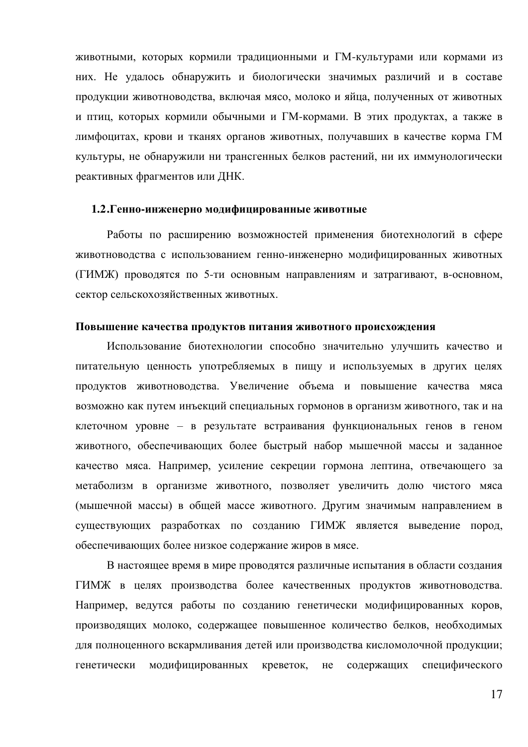животными, которых кормили традиционными и ГМ-культурами или кормами из них. Не удалось обнаружить и биологически значимых различий и в составе продукции животноводства, включая мясо, молоко и яйца, полученных от животных и птиц, которых кормили обычными и ГМ-кормами. В этих продуктах, а также в лимфоцитах, крови и тканях органов животных, получавших в качестве корма ГМ культуры, не обнаружили ни трансгенных белков растений, ни их иммунологически реактивных фрагментов или ДНК.

## 1.2.Генно-инженерно модифицированные животные

Работы по расширению возможностей применения биотехнологий в сфере животноводства с использованием генно-инженерно модифицированных животных (ГИМЖ) проводятся по 5-ти основным направлениям и затрагивают, в-основном, сектор сельскохозяйственных животных.

**Повышение качества продуктов питания животного происхождения**

Использование биотехнологии способно значительно улучшить качество и питательную ценность употребляемых в пищу и используемых в других целях продуктов животноводства. Увеличение объема и повышение качества мяса возможно как путем инъекций специальных гормонов в организм животного, так и на клеточном уровне – в результате встраивания функциональных генов в геном животного, обеспечивающих более быстрый набор мышечной массы и заданное качество мяса. Например, усиление секреции гормона лептина, отвечающего за метаболизм в организме животного, позволяет увеличить долю чистого мяса (мышечной массы) в общей массе животного. Другим значимым направлением в существующих разработках по созданию ГИМЖ является выведение пород, обеспечивающих более низкое содержание жиров в мясе.

В настоящее время в мире проводятся различные испытания в области создания ГИМЖ в целях производства более качественных продуктов животноводства. Например, ведутся работы по созданию генетически модифицированных коров, производящих молоко, содержащее повышенное количество белков, необходимых для полноценного вскармливания детей или производства кисломолочной продукции; генетически модифицированных креветок, не содержащих специфического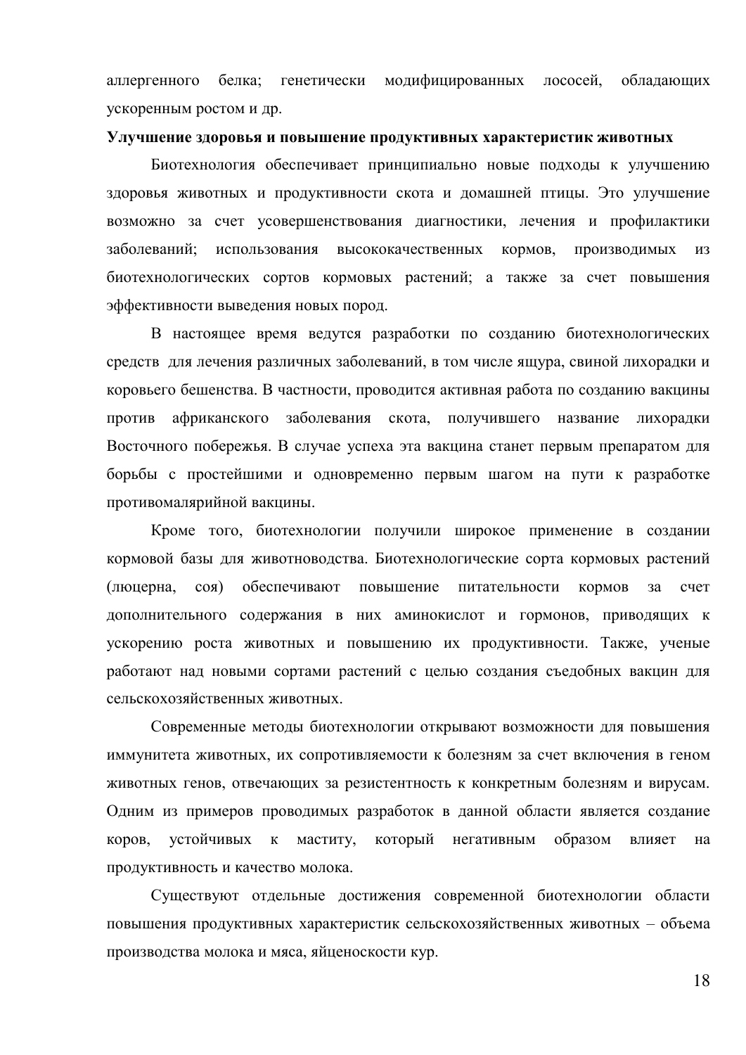аллергенного белка; генетически модифицированных лососей, обладающих ускоренным ростом и др.

**Улучшение здоровья и повышение продуктивных характеристик животных**

Биотехнология обеспечивает принципиально новые подходы к улучшению здоровья животных и продуктивности скота и домашней птицы. Это улучшение возможно за счет усовершенствования диагностики, лечения и профилактики заболеваний; использования высококачественных кормов, производимых из биотехнологических сортов кормовых растений; а также за счет повышения эффективности выведения новых пород.

В настоящее время ведутся разработки по созданию биотехнологических средств для лечения различных заболеваний, в том числе ящура, свиной лихорадки и коровьего бешенства. В частности, проводится активная работа по созданию вакцины против африканского заболевания скота, получившего название лихорадки Восточного побережья. В случае успеха эта вакцина станет первым препаратом для борьбы с простейшими и одновременно первым шагом на пути к разработке противомалярийной вакцины.

Кроме того, биотехнологии получили широкое применение в создании кормовой базы для животноводства. Биотехнологические сорта кормовых растений (люцерна, соя) обеспечивают повышение питательности кормов за счет дополнительного содержания в них аминокислот и гормонов, приводящих к ускорению роста животных и повышению их продуктивности. Также, ученые работают над новыми сортами растений с целью создания съедобных вакцин для сельскохозяйственных животных.

Современные методы биотехнологии открывают возможности для повышения иммунитета животных, их сопротивляемости к болезням за счет включения в геном животных генов, отвечающих за резистентность к конкретным болезням и вирусам. Одним из примеров проводимых разработок в данной области является создание коров, устойчивых к маститу, который негативным образом влияет на продуктивность и качество молока.

Существуют отдельные достижения современной биотехнологии области повышения продуктивных характеристик сельскохозяйственных животных – объема производства молока и мяса, яйценоскости кур.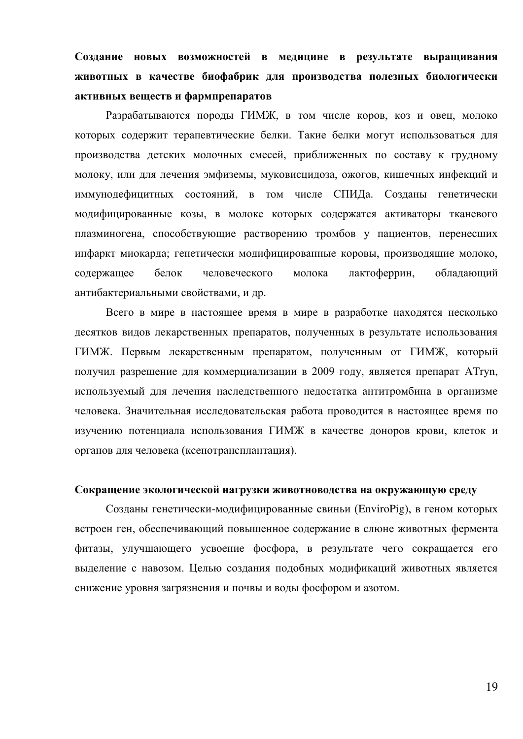**Создание новых возможностей в медицине в результате выращивания животных в качестве биофабрик для производства полезных биологически активных веществ и фармпрепаратов**

Разрабатываются породы ГИМЖ, в том числе коров, коз и овец, молоко которых содержит терапевтические белки. Такие белки могут использоваться для производства детских молочных смесей, приближенных по составу к грудному молоку, или для лечения эмфиземы, муковисцидоза, ожогов, кишечных инфекций и иммунодефицитных состояний, в том числе СПИДа. Созданы генетически модифицированные козы, в молоке которых содержатся активаторы тканевого плазминогена, способствующие растворению тромбов у пациентов, перенесших инфаркт миокарда; генетически модифицированные коровы, производящие молоко, содержащее белок человеческого молока лактоферрин, обладающий антибактериальными свойствами, и др.

Всего в мире в настоящее время в мире в разработке находятся несколько десятков видов лекарственных препаратов, полученных в результате использования ГИМЖ. Первым лекарственным препаратом, полученным от ГИМЖ, который получил разрешение для коммерциализации в 2009 году, является препарат ATryn, используемый для лечения наследственного недостатка антитромбина в организме человека. Значительная исследовательская работа проводится в настоящее время по изучению потенциала использования ГИМЖ в качестве доноров крови, клеток и органов для человека (ксенотрансплантация).

**Сокращение экологической нагрузки животноводства на окружающую среду**

Созданы генетически-модифицированные свиньи (EnviroPig), в геном которых встроен ген, обеспечивающий повышенное содержание в слюне животных фермента фитазы, улучшающего усвоение фосфора, в результате чего сокращается его выделение с навозом. Целью создания подобных модификаций животных является снижение уровня загрязнения и почвы и воды фосфором и азотом.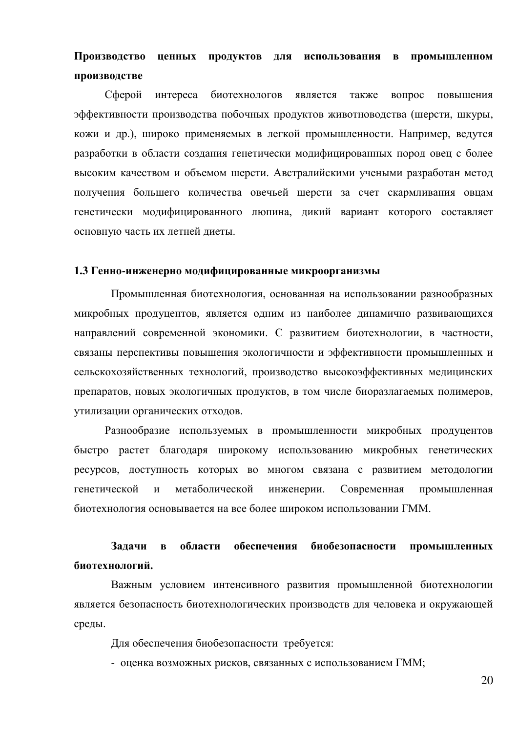**Производство ценных продуктов для использования в промышленном производстве**

Сферой интереса биотехнологов является также вопрос повышения эффективности производства побочных продуктов животноводства (шерсти, шкуры, кожи и др.), широко применяемых в легкой промышленности. Например, ведутся разработки в области создания генетически модифицированных пород овец с более высоким качеством и объемом шерсти. Австралийскими учеными разработан метод получения большего количества овечьей шерсти за счет скармливания овцам генетически модифицированного люпина, дикий вариант которого составляет основную часть их летней диеты.

### 1.3 Генно-инженерно модифицированные микроорганизмы

Промышленная биотехнология, основанная на использовании разнообразных микробных продуцентов, является одним из наиболее динамично развивающихся направлений современной экономики. С развитием биотехнологии, в частности, связаны перспективы повышения экологичности и эффективности промышленных и сельскохозяйственных технологий, производство высокоэффективных медицинских препаратов, новых экологичных продуктов, в том числе биоразлагаемых полимеров, утилизации органических отходов.

Разнообразие используемых в промышленности микробных продуцентов быстро растет благодаря широкому использованию микробных генетических ресурсов, доступность которых во многом связана с развитием методологии генетической и метаболической инженерии. Современная промышленная биотехнология основывается на все более широком использовании ГММ.

**Задачи в области обеспечения биобезопасности промышленных биотехнологий.**

Важным условием интенсивного развития промышленной биотехнологии является безопасность биотехнологических производств для человека и окружающей среды.

Для обеспечения биобезопасности требуется:

- оценка возможных рисков, связанных с использованием ГММ;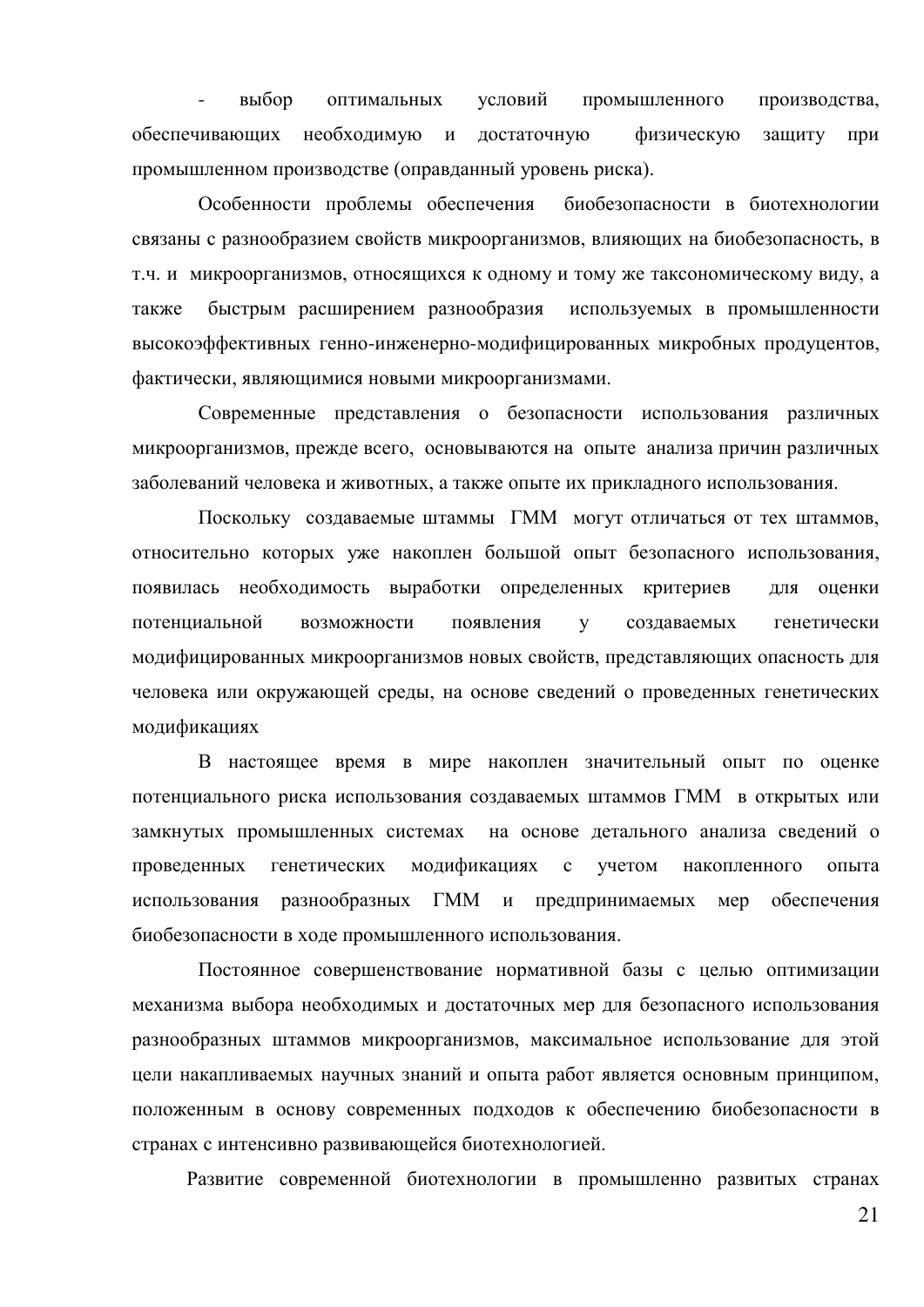- выбор оптимальных условий промышленного производства, обеспечивающих необходимую и достаточную физическую защиту при промышленном производстве (оправданный уровень риска).

Особенности проблемы обеспечения биобезопасности в биотехнологии связаны с разнообразием свойств микроорганизмов, влияющих на биобезопасность, в т.ч. и микроорганизмов, относящихся к одному и тому же таксономическому виду, а также быстрым расширением разнообразия используемых в промышленности высокоэффективных генно-инженерно-модифицированных микробных продуцентов, фактически, являющимися новыми микроорганизмами.

Современные представления о безопасности использования различных микроорганизмов, прежде всего, основываются на опыте анализа причин различных заболеваний человека и животных, а также опыте их прикладного использования.

Поскольку создаваемые штаммы ГММ могут отличаться от тех штаммов, относительно которых уже накоплен большой опыт безопасного использования, появилась необходимость выработки определенных критериев для оценки потенциальной возможности появления у создаваемых генетически модифицированных микроорганизмов новых свойств, представляющих опасность для человека или окружающей среды, на основе сведений о проведенных генетических модификациях

В настоящее время в мире накоплен значительный опыт по оценке потенциального риска использования создаваемых штаммов ГММ в открытых или замкнутых промышленных системах на основе детального анализа сведений о проведенных генетических модификациях с учетом накопленного опыта использования разнообразных ГММ и предпринимаемых мер обеспечения биобезопасности в ходе промышленного использования.

Постоянное совершенствование нормативной базы с целью оптимизации механизма выбора необходимых и достаточных мер для безопасного использования разнообразных штаммов микроорганизмов, максимальное использование для этой цели накапливаемых научных знаний и опыта работ является основным принципом, положенным в основу современных подходов к обеспечению биобезопасности в странах с интенсивно развивающейся биотехнологией.

Развитие современной биотехнологии в промышленно развитых странах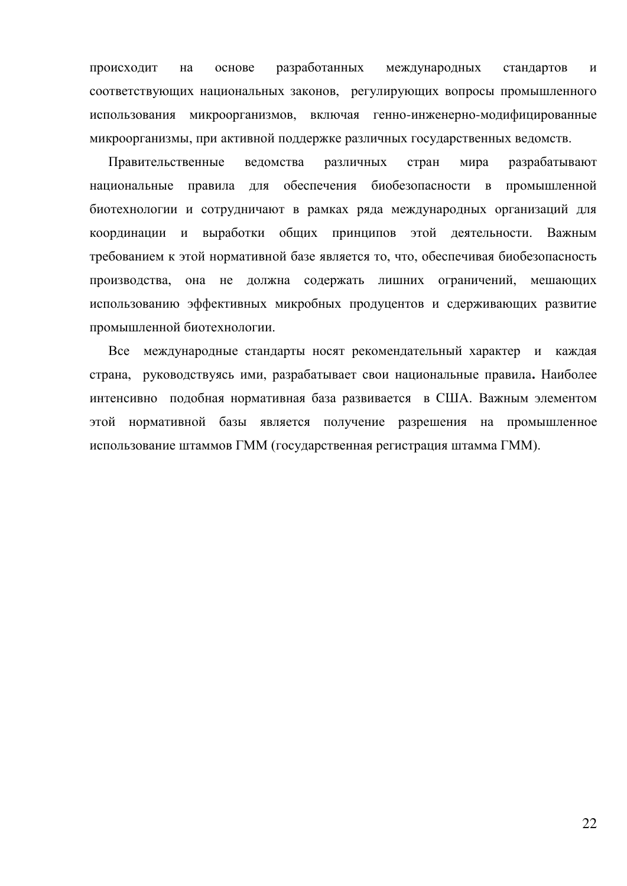происходит на основе разработанных международных стандартов и соответствующих национальных законов, регулирующих вопросы промышленного использования микроорганизмов, включая генно-инженерно-модифицированные микроорганизмы, при активной поддержке различных государственных ведомств.

Правительственные ведомства различных стран мира разрабатывают национальные правила для обеспечения биобезопасности в промышленной биотехнологии и сотрудничают в рамках ряда международных организаций для координации и выработки общих принципов этой деятельности. Важным требованием к этой нормативной базе является то, что, обеспечивая биобезопасность производства, она не должна содержать лишних ограничений, мешающих использованию эффективных микробных продуцентов и сдерживающих развитие промышленной биотехнологии.

Все международные стандарты носят рекомендательный характер и каждая страна, руководствуясь ими, разрабатывает свои национальные правила**.** Наиболее интенсивно подобная нормативная база развивается в США. Важным элементом этой нормативной базы является получение разрешения на промышленное использование штаммов ГММ (государственная регистрация штамма ГММ).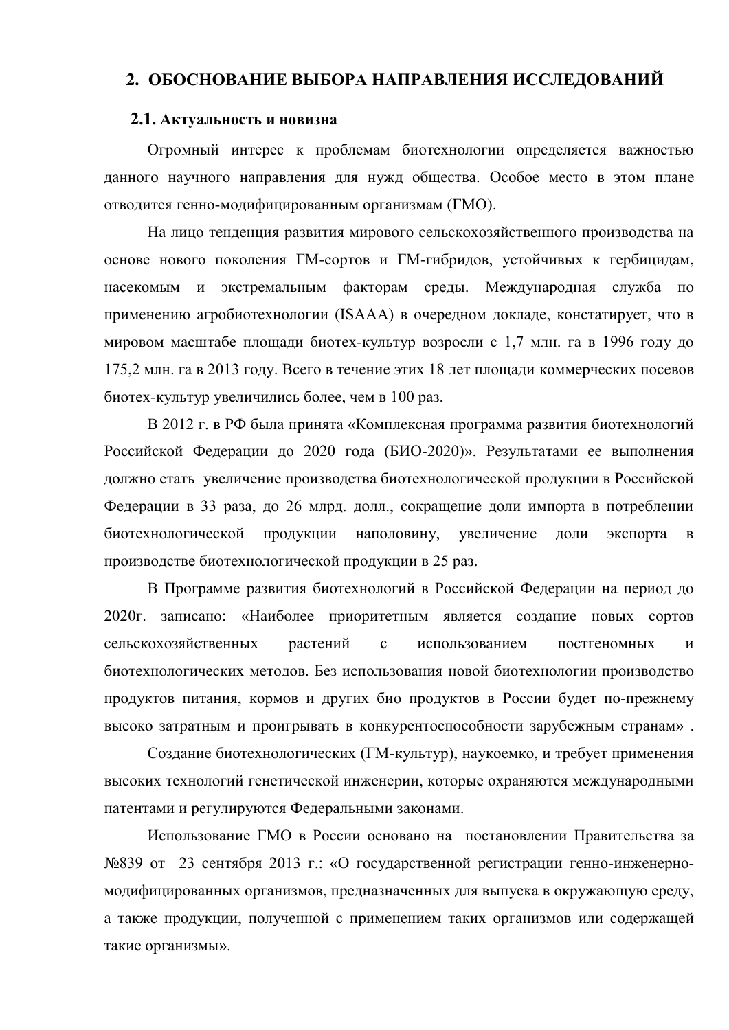## 2. ОБОСНОВАНИЕ ВЫБОРА НАПРАВЛЕНИЯ ИССЛЕДОВАНИЙ

### 2.1. Актуальность и новизна

Огромный интерес к проблемам биотехнологии определяется важностью данного научного направления для нужд общества. Особое место в этом плане отводится генно-модифицированным организмам (ГМО).

На лицо тенденция развития мирового сельскохозяйственного производства на основе нового поколения ГМ-сортов и ГМ-гибридов, устойчивых к гербицидам, насекомым и экстремальным факторам среды. Международная служба по применению агробиотехнологии (ISAAA) в очередном докладе, констатирует, что в мировом масштабе площади биотех-культур возросли с 1,7 млн. га в 1996 году до 175,2 млн. га в 2013 году. Всего в течение этих 18 лет площади коммерческих посевов биотех-культур увеличились более, чем в 100 раз.

В 2012 г. в РФ была принята «Комплексная программа развития биотехнологий Российской Федерации до 2020 года (БИО-2020)». Результатами ее выполнения должно стать увеличение производства биотехнологической продукции в Российской Федерации в 33 раза, до 26 млрд. долл., сокращение доли импорта в потреблении биотехнологической продукции наполовину, увеличение доли экспорта в производстве биотехнологической продукции в 25 раз.

В Программе развития биотехнологий в Российской Федерации на период до 2020г. записано: «Наиболее приоритетным является создание новых сортов сельскохозяйственных растений с использованием постгеномных и биотехнологических методов. Без использования новой биотехнологии производство продуктов питания, кормов и других био продуктов в России будет по-прежнему высоко затратным и проигрывать в конкурентоспособности зарубежным странам» .

Создание биотехнологических (ГМ-культур), наукоемко, и требует применения высоких технологий генетической инженерии, которые охраняются международными патентами и регулируются Федеральными законами.

Использование ГМО в России основано на постановлении Правительства за №839 от 23 сентября 2013 г.: «О государственной регистрации генно-инженерно-модифицированных организмов, предназначенных для выпуска в окружающую среду, а также продукции, полученной с применением таких организмов или содержащей такие организмы».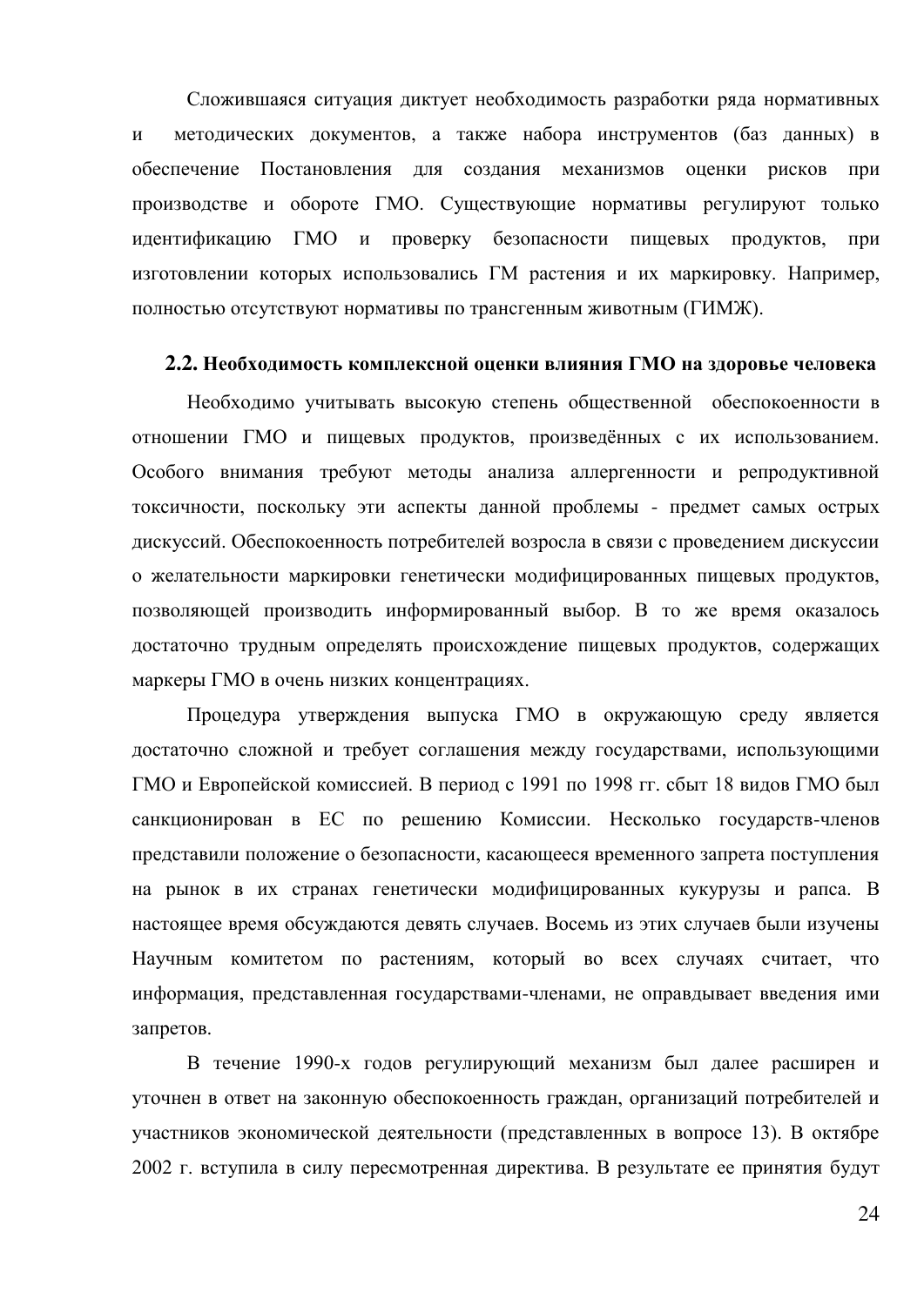Сложившаяся ситуация диктует необходимость разработки ряда нормативных и методических документов, а также набора инструментов (баз данных) в обеспечение Постановления для создания механизмов оценки рисков при производстве и обороте ГМО. Существующие нормативы регулируют только идентификацию ГМО и проверку безопасности пищевых продуктов, при изготовлении которых использовались ГМ растения и их маркировку. Например, полностью отсутствуют нормативы по трансгенным животным (ГИМЖ).

## 2.2. Необходимость комплексной оценки влияния ГМО на здоровье человека

Необходимо учитывать высокую степень общественной обеспокоенности в отношении ГМО и пищевых продуктов, произведённых с их использованием. Особого внимания требуют методы анализа аллергенности и репродуктивной токсичности, поскольку эти аспекты данной проблемы - предмет самых острых дискуссий. Обеспокоенность потребителей возросла в связи с проведением дискуссии о желательности маркировки генетически модифицированных пищевых продуктов, позволяющей производить информированный выбор. В то же время оказалось достаточно трудным определять происхождение пищевых продуктов, содержащих маркеры ГМО в очень низких концентрациях.

Процедура утверждения выпуска ГМО в окружающую среду является достаточно сложной и требует соглашения между государствами, использующими ГМО и Европейской комиссией. В период с 1991 по 1998 гг. сбыт 18 видов ГМО был санкционирован в ЕС по решению Комиссии. Несколько государств-членов представили положение о безопасности, касающееся временного запрета поступления на рынок в их странах генетически модифицированных кукурузы и рапса. В настоящее время обсуждаются девять случаев. Восемь из этих случаев были изучены Научным комитетом по растениям, который во всех случаях считает, что информация, представленная государствами-членами, не оправдывает введения ими запретов.

В течение 1990-х годов регулирующий механизм был далее расширен и уточнен в ответ на законную обеспокоенность граждан, организаций потребителей и участников экономической деятельности (представленных в вопросе 13). В октябре 2002 г. вступила в силу пересмотренная директива. В результате ее принятия будут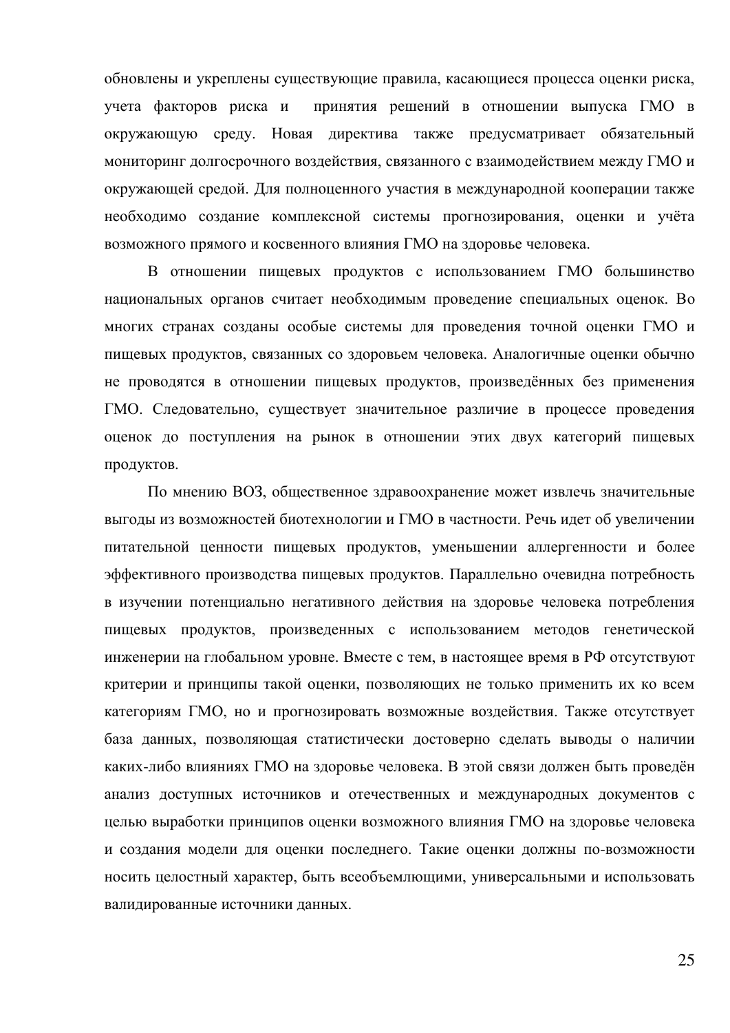обновлены и укреплены существующие правила, касающиеся процесса оценки риска, учета факторов риска и принятия решений в отношении выпуска ГМО в окружающую среду. Новая директива также предусматривает обязательный мониторинг долгосрочного воздействия, связанного с взаимодействием между ГМО и окружающей средой. Для полноценного участия в международной кооперации также необходимо создание комплексной системы прогнозирования, оценки и учёта возможного прямого и косвенного влияния ГМО на здоровье человека.

В отношении пищевых продуктов с использованием ГМО большинство национальных органов считает необходимым проведение специальных оценок. Во многих странах созданы особые системы для проведения точной оценки ГМО и пищевых продуктов, связанных со здоровьем человека. Аналогичные оценки обычно не проводятся в отношении пищевых продуктов, произведённых без применения ГМО. Следовательно, существует значительное различие в процессе проведения оценок до поступления на рынок в отношении этих двух категорий пищевых продуктов.

По мнению ВОЗ, общественное здравоохранение может извлечь значительные выгоды из возможностей биотехнологии и ГМО в частности. Речь идет об увеличении питательной ценности пищевых продуктов, уменьшении аллергенности и более эффективного производства пищевых продуктов. Параллельно очевидна потребность в изучении потенциально негативного действия на здоровье человека потребления пищевых продуктов, произведенных с использованием методов генетической инженерии на глобальном уровне. Вместе с тем, в настоящее время в РФ отсутствуют критерии и принципы такой оценки, позволяющих не только применить их ко всем категориям ГМО, но и прогнозировать возможные воздействия. Также отсутствует база данных, позволяющая статистически достоверно сделать выводы о наличии каких-либо влияниях ГМО на здоровье человека. В этой связи должен быть проведён анализ доступных источников и отечественных и международных документов с целью выработки принципов оценки возможного влияния ГМО на здоровье человека и создания модели для оценки последнего. Такие оценки должны по-возможности носить целостный характер, быть всеобъемлющими, универсальными и использовать валидированные источники данных.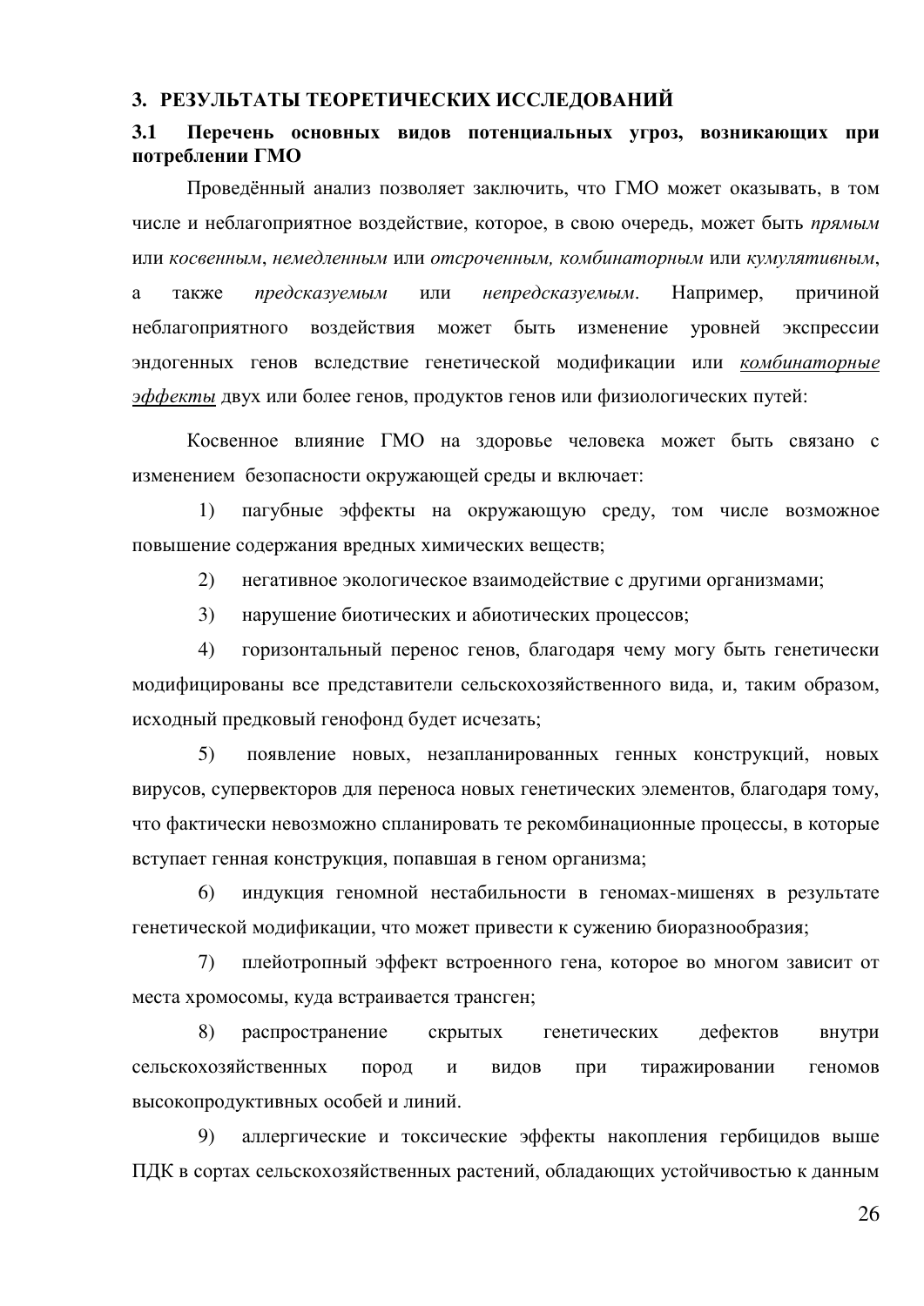# 3. РЕЗУЛЬТАТЫ ТЕОРЕТИЧЕСКИХ ИССЛЕДОВАНИЙ

## 3.1 Перечень основных видов потенциальных угроз, возникающих при потреблении ГМО

Проведённый анализ позволяет заключить, что ГМО может оказывать, в том числе и неблагоприятное воздействие, которое, в свою очередь, может быть *прямым* или *косвенным*, *немедленным* или *отсроченным, комбинаторным* или *кумулятивным*, а также *предсказуемым* или *непредсказуемым*. Например, причиной неблагоприятного воздействия может быть изменение уровней экспрессии эндогенных генов вследствие генетической модификации или *комбинаторные эффекты* двух или более генов, продуктов генов или физиологических путей:

Косвенное влияние ГМО на здоровье человека может быть связано с изменением безопасности окружающей среды и включает:

1) пагубные эффекты на окружающую среду, том числе возможное повышение содержания вредных химических веществ;

2) негативное экологическое взаимодействие с другими организмами;

3) нарушение биотических и абиотических процессов;

4) горизонтальный перенос генов, благодаря чему могу быть генетически модифицированы все представители сельскохозяйственного вида, и, таким образом, исходный предковый генофонд будет исчезать;

5) появление новых, незапланированных генных конструкций, новых вирусов, супервекторов для переноса новых генетических элементов, благодаря тому, что фактически невозможно спланировать те рекомбинационные процессы, в которые вступает генная конструкция, попавшая в геном организма;

6) индукция геномной нестабильности в геномах-мишенях в результате генетической модификации, что может привести к сужению биоразнообразия;

7) плейотропный эффект встроенного гена, которое во многом зависит от места хромосомы, куда встраивается трансген;

8) распространение скрытых генетических дефектов внутри сельскохозяйственных пород и видов при тиражировании геномов высокопродуктивных особей и линий.

9) аллергические и токсические эффекты накопления гербицидов выше ПДК в сортах сельскохозяйственных растений, обладающих устойчивостью к данным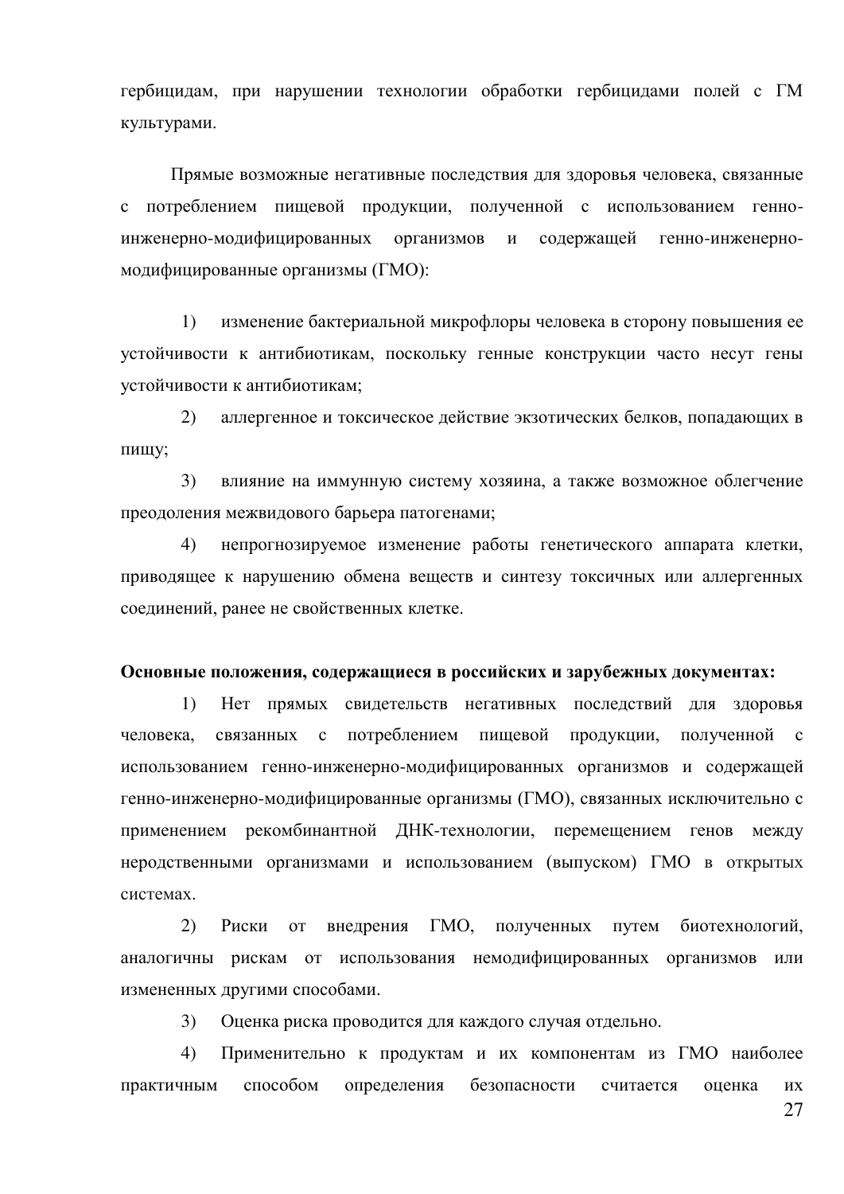гербицидам, при нарушении технологии обработки гербицидами полей с ГМ культурами.

Прямые возможные негативные последствия для здоровья человека, связанные с потреблением пищевой продукции, полученной с использованием генно-инженерно-модифицированных организмов и содержащей генно-инженерно-модифицированные организмы (ГМО):

1) изменение бактериальной микрофлоры человека в сторону повышения ее устойчивости к антибиотикам, поскольку генные конструкции часто несут гены устойчивости к антибиотикам;

2) аллергенное и токсическое действие экзотических белков, попадающих в пищу;

3) влияние на иммунную систему хозяина, а также возможное облегчение преодоления межвидового барьера патогенами;

4) непрогнозируемое изменение работы генетического аппарата клетки, приводящее к нарушению обмена веществ и синтезу токсичных или аллергенных соединений, ранее не свойственных клетке.

**Основные положения, содержащиеся в российских и зарубежных документах:**

1) Нет прямых свидетельств негативных последствий для здоровья человека, связанных с потреблением пищевой продукции, полученной с использованием генно-инженерно-модифицированных организмов и содержащей генно-инженерно-модифицированные организмы (ГМО), связанных исключительно с применением рекомбинантной ДНК-технологии, перемещением генов между неродственными организмами и использованием (выпуском) ГМО в открытых системах.

2) Риски от внедрения ГМО, полученных путем биотехнологий, аналогичны рискам от использования немодифицированных организмов или измененных другими способами.

3) Оценка риска проводится для каждого случая отдельно.

4) Применительно к продуктам и их компонентам из ГМО наиболее практичным способом определения безопасности считается оценка их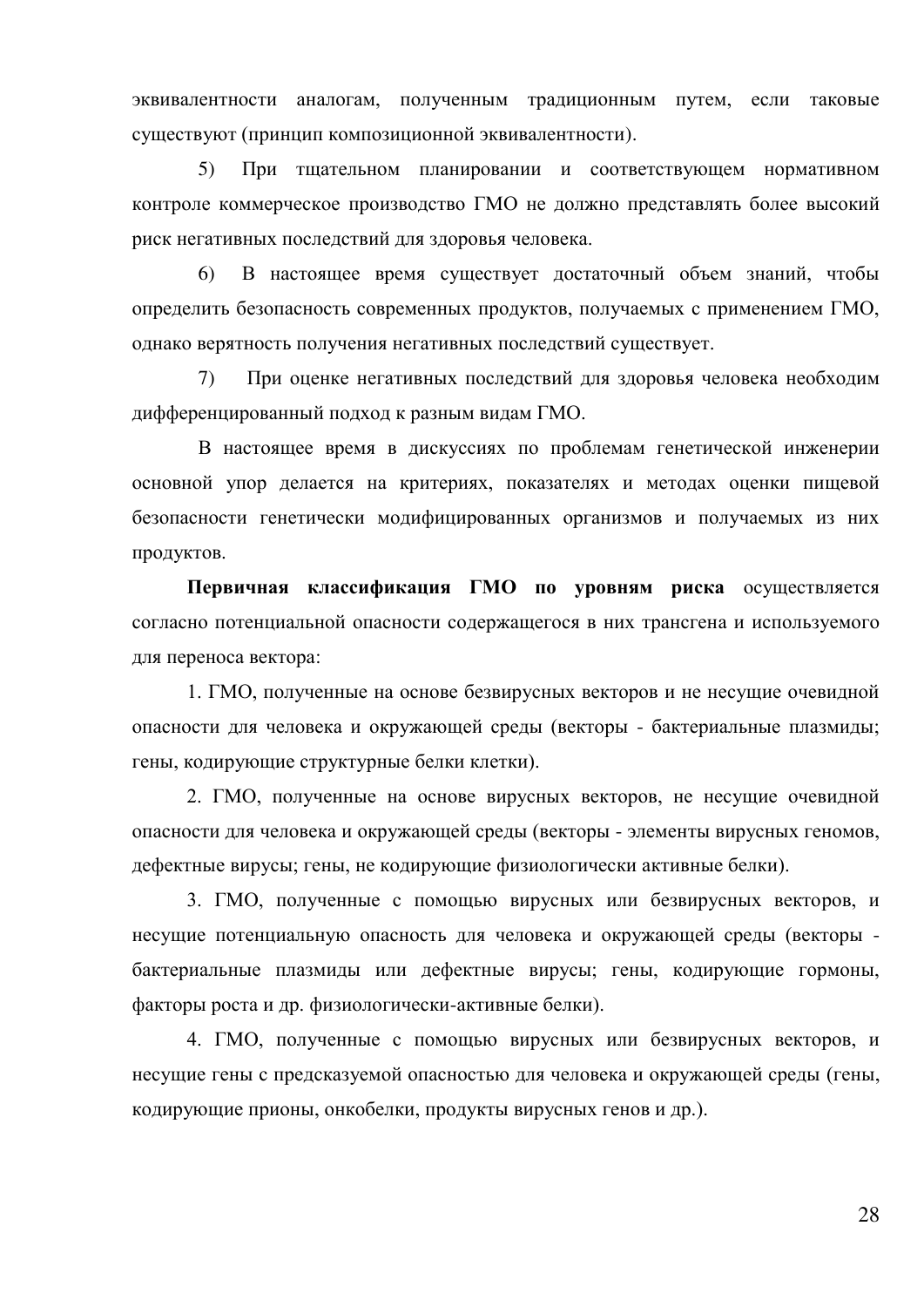эквивалентности аналогам, полученным традиционным путем, если таковые существуют (принцип композиционной эквивалентности).

5) При тщательном планировании и соответствующем нормативном контроле коммерческое производство ГМО не должно представлять более высокий риск негативных последствий для здоровья человека.

6) В настоящее время существует достаточный объем знаний, чтобы определить безопасность современных продуктов, получаемых с применением ГМО, однако верятность получения негативных последствий существует.

7) При оценке негативных последствий для здоровья человека необходим дифференцированный подход к разным видам ГМО.

В настоящее время в дискуссиях по проблемам генетической инженерии основной упор делается на критериях, показателях и методах оценки пищевой безопасности генетически модифицированных организмов и получаемых из них продуктов.

**Первичная классификация ГМО по уровням риска** осуществляется согласно потенциальной опасности содержащегося в них трансгена и используемого для переноса вектора:

1. ГМО, полученные на основе безвирусных векторов и не несущие очевидной опасности для человека и окружающей среды (векторы - бактериальные плазмиды; гены, кодирующие структурные белки клетки).

2. ГМО, полученные на основе вирусных векторов, не несущие очевидной опасности для человека и окружающей среды (векторы - элементы вирусных геномов, дефектные вирусы; гены, не кодирующие физиологически активные белки).

3. ГМО, полученные с помощью вирусных или безвирусных векторов, и несущие потенциальную опасность для человека и окружающей среды (векторы - бактериальные плазмиды или дефектные вирусы; гены, кодирующие гормоны, факторы роста и др. физиологически-активные белки).

4. ГМО, полученные с помощью вирусных или безвирусных векторов, и несущие гены с предсказуемой опасностью для человека и окружающей среды (гены, кодирующие прионы, онкобелки, продукты вирусных генов и др.).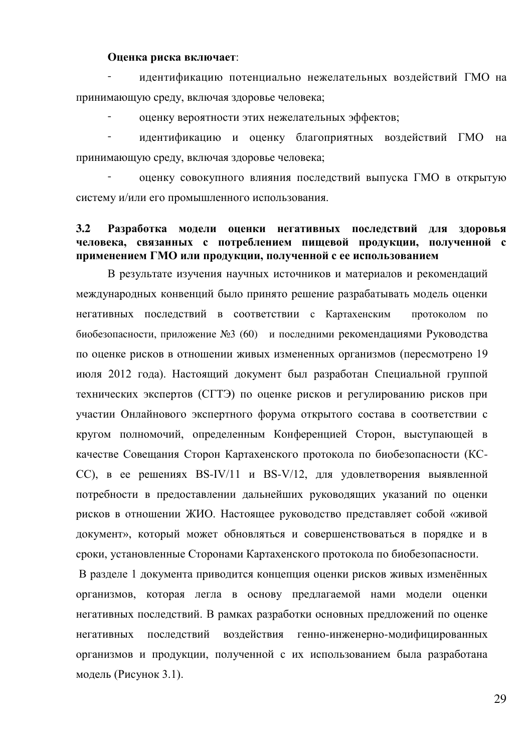**Оценка риска включает**:

- идентификацию потенциально нежелательных воздействий ГМО на принимающую среду, включая здоровье человека;
- оценку вероятности этих нежелательных эффектов;
- идентификацию и оценку благоприятных воздействий ГМО на принимающую среду, включая здоровье человека;
- оценку совокупного влияния последствий выпуска ГМО в открытую систему и/или его промышленного использования.

### 3.2 Разработка модели оценки негативных последствий для здоровья человека, связанных с потреблением пищевой продукции, полученной с применением ГМО или продукции, полученной с ее использованием

В результате изучения научных источников и материалов и рекомендаций международных конвенций было принято решение разрабатывать модель оценки негативных последствий в соответствии с Картахенским протоколом по биобезопасности, приложение №3 (60) и последними рекомендациями Руководства по оценке рисков в отношении живых измененных организмов (пересмотрено 19 июля 2012 года). Настоящий документ был разработан Специальной группой технических экспертов (СГТЭ) по оценке рисков и регулированию рисков при участии Онлайнового экспертного форума открытого состава в соответствии с кругом полномочий, определенным Конференцией Сторон, выступающей в качестве Совещания Сторон Картахенского протокола по биобезопасности (КС-СС), в ее решениях BS-IV/11 и BS-V/12, для удовлетворения выявленной потребности в предоставлении дальнейших руководящих указаний по оценки рисков в отношении ЖИО. Настоящее руководство представляет собой «живой документ», который может обновляться и совершенствоваться в порядке и в сроки, установленные Сторонами Картахенского протокола по биобезопасности.

В разделе 1 документа приводится концепция оценки рисков живых изменённых организмов, которая легла в основу предлагаемой нами модели оценки негативных последствий. В рамках разработки основных предложений по оценке негативных последствий воздействия генно-инженерно-модифицированных организмов и продукции, полученной с их использованием была разработана модель (Рисунок 3.1).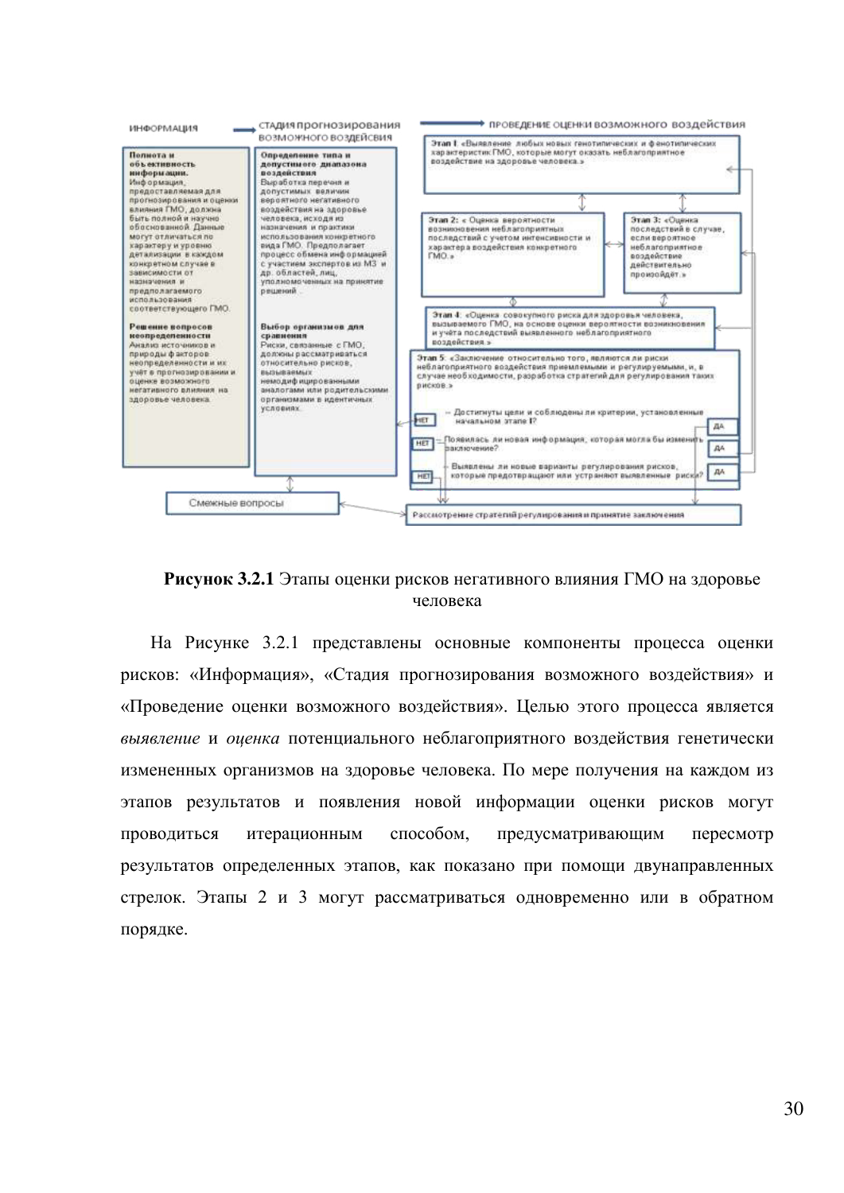ИНФОРМАЦИЯ → СТАДИЯ ПРОГНОЗИРОВАНИЯ ВОЗМОЖНОГО ВОЗДЕЙСТВИЯ → ПРОВЕДЕНИЕ ОЦЕНКИ ВОЗМОЖНОГО ВОЗДЕЙСТВИЯ

**Полнота и объективность информации.** Информация, предоставляемая для прогнозирования и оценки влияния ГМО, должна быть полной и научно обоснованной. Данные могут отличаться по характеру и уровню детализации в каждом конкретном случае в зависимости от назначения и предполагаемого использования соответствующего ГМО.

**Решение вопросов неопределенности** Анализ источников и природы факторов неопределенности и их учёт в прогнозировании и оценке возможного негативного влияния на здоровье человека.

**Определение типа и допустимого диапазона воздействия** Выработка перечня и допустимых величин вероятного негативного воздействия на здоровье человека, исходя из назначения и практики использования конкретного вида ГМО. Предполагает процесс обмена информацией с участием экспертов из МЗ и др. областей, лиц, уполномоченных на принятие решений.

**Выбор организмов для сравнения** Риски, связанные с ГМО, должны рассматриваться относительно рисков, вызываемых немодифицированными аналогами или родительскими организмами в идентичных условиях.

Этап I: «Выявление любых новых генотипических и фенотипических характеристик ГМО, которые могут оказать неблагоприятное воздействие на здоровье человека.»

Этап 2: « Оценка вероятности возникновения неблагоприятных последствий с учетом интенсивности и характера воздействия конкретного ГМО.»

Этап 3: «Оценка последствий в случае, если вероятное неблагоприятное воздействие действительно произойдёт.»

Этап 4: «Оценка совокупного риска для здоровья человека, вызываемого ГМО, на основе оценки вероятности возникновения и учёта последствий выявленного неблагоприятного воздействия.»

Этап 5: «Заключение относительно того, являются ли риски неблагоприятного воздействия приемлемыми и регулируемыми, и, в случае необходимости, разработка стратегий для регулирования таких рисков.»

Достигнуты цели и соблюдены ли критерии, установленные начальном этапе I? (НЕТ / ДА)

Появилась ли новая информация, которая могла бы изменить заключение? (НЕТ / ДА)

Выявлены ли новые варианты регулирования рисков, которые предотвращают или устраняют выявленные риски? (НЕТ / ДА)

Смежные вопросы

Рассмотрение стратегий регулирования и принятие заключения

**Рисунок 3.2.1** Этапы оценки рисков негативного влияния ГМО на здоровье человека

На Рисунке 3.2.1 представлены основные компоненты процесса оценки рисков: «Информация», «Стадия прогнозирования возможного воздействия» и «Проведение оценки возможного воздействия». Целью этого процесса является *выявление* и *оценка* потенциального неблагоприятного воздействия генетически измененных организмов на здоровье человека. По мере получения на каждом из этапов результатов и появления новой информации оценки рисков могут проводиться итерационным способом, предусматривающим пересмотр результатов определенных этапов, как показано при помощи двунаправленных стрелок. Этапы 2 и 3 могут рассматриваться одновременно или в обратном порядке.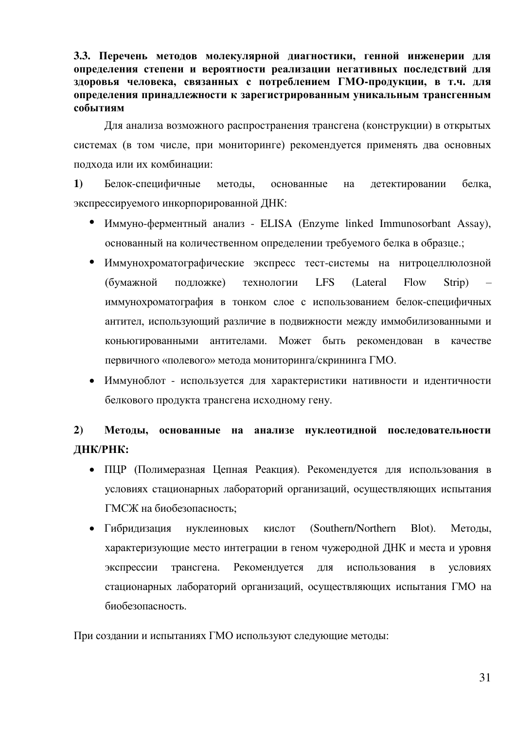### 3.3. Перечень методов молекулярной диагностики, генной инженерии для определения степени и вероятности реализации негативных последствий для здоровья человека, связанных с потреблением ГМО-продукции, в т.ч. для определения принадлежности к зарегистрированным уникальным трансгенным событиям

Для анализа возможного распространения трансгена (конструкции) в открытых системах (в том числе, при мониторинге) рекомендуется применять два основных подхода или их комбинации:

**1)** Белок-специфичные методы, основанные на детектировании белка, экспрессируемого инкорпорированной ДНК:

- Иммуно-ферментный анализ - ELISA (Enzyme linked Immunosorbant Assay), основанный на количественном определении требуемого белка в образце.;
- Иммунохроматографические экспресс тест-системы на нитроцеллюлозной (бумажной подложке) технологии LFS (Lateral Flow Strip) – иммунохроматография в тонком слое с использованием белок-специфичных антител, использующий различие в подвижности между иммобилизованными и коньюгированными антителами. Может быть рекомендован в качестве первичного «полевого» метода мониторинга/скрининга ГМО.
- Иммуноблот - используется для характеристики нативности и идентичности белкового продукта трансгена исходному гену.

**2) Методы, основанные на анализе нуклеотидной последовательности ДНК/РНК:**

- ПЦР (Полимеразная Цепная Реакция). Рекомендуется для использования в условиях стационарных лабораторий организаций, осуществляющих испытания ГМСЖ на биобезопасность;
- Гибридизация нуклеиновых кислот (Southern/Northern Blot). Методы, характеризующие место интеграции в геном чужеродной ДНК и места и уровня экспрессии трансгена. Рекомендуется для использования в условиях стационарных лабораторий организаций, осуществляющих испытания ГМО на биобезопасность.

При создании и испытаниях ГМО используют следующие методы: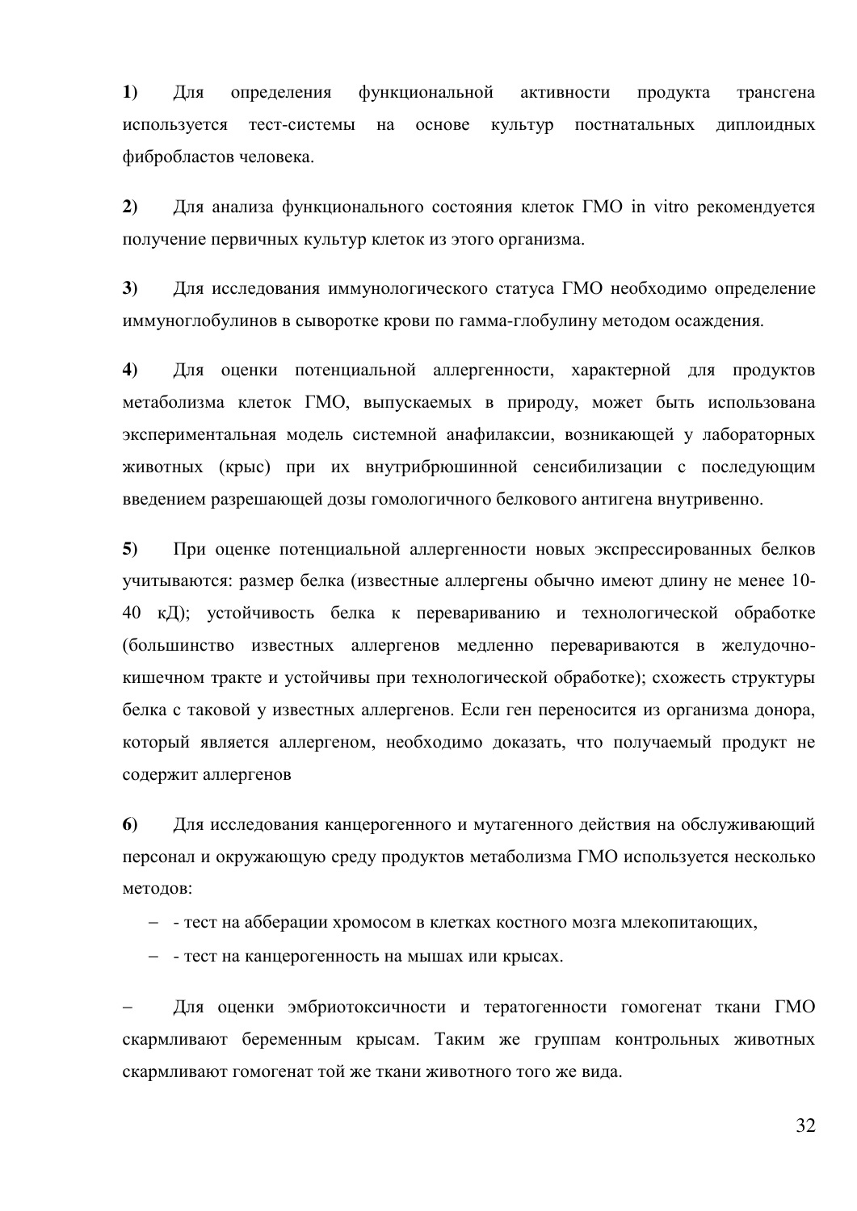**1)** Для определения функциональной активности продукта трансгена используется тест-системы на основе культур постнатальных диплоидных фибробластов человека.

**2)** Для анализа функционального состояния клеток ГМО in vitro рекомендуется получение первичных культур клеток из этого организма.

**3)** Для исследования иммунологического статуса ГМО необходимо определение иммуноглобулинов в сыворотке крови по гамма-глобулину методом осаждения.

**4)** Для оценки потенциальной аллергенности, характерной для продуктов метаболизма клеток ГМО, выпускаемых в природу, может быть использована экспериментальная модель системной анафилаксии, возникающей у лабораторных животных (крыс) при их внутрибрюшинной сенсибилизации с последующим введением разрешающей дозы гомологичного белкового антигена внутривенно.

**5)** При оценке потенциальной аллергенности новых экспрессированных белков учитываются: размер белка (известные аллергены обычно имеют длину не менее 10-40 кД); устойчивость белка к перевариванию и технологической обработке (большинство известных аллергенов медленно перевариваются в желудочно-кишечном тракте и устойчивы при технологической обработке); схожесть структуры белка с таковой у известных аллергенов. Если ген переносится из организма донора, который является аллергеном, необходимо доказать, что получаемый продукт не содержит аллергенов

**6)** Для исследования канцерогенного и мутагенного действия на обслуживающий персонал и окружающую среду продуктов метаболизма ГМО используется несколько методов:

- - тест на абберации хромосом в клетках костного мозга млекопитающих,
- - тест на канцерогенность на мышах или крысах.

– Для оценки эмбриотоксичности и тератогенности гомогенат ткани ГМО скармливают беременным крысам. Таким же группам контрольных животных скармливают гомогенат той же ткани животного того же вида.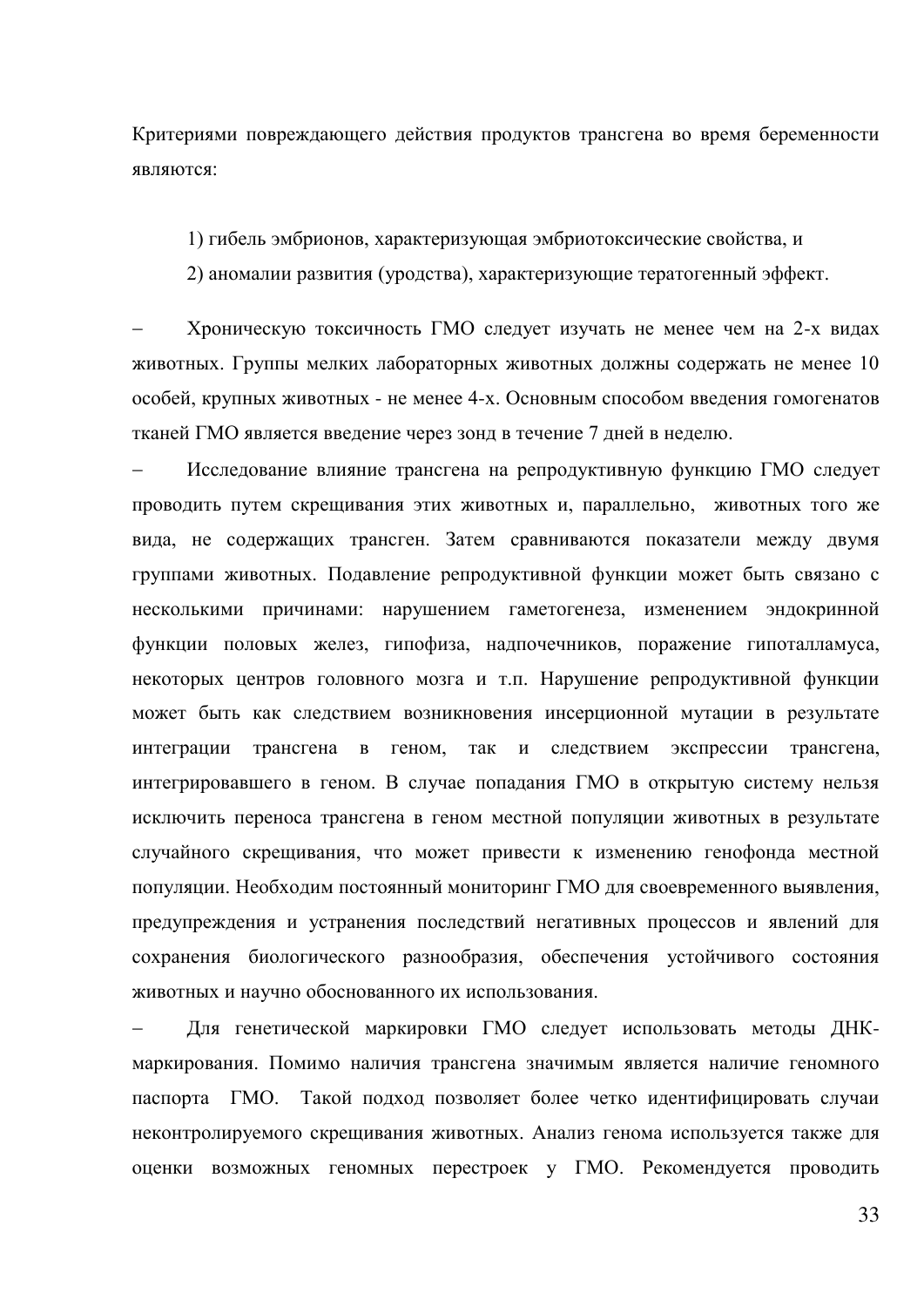Критериями повреждающего действия продуктов трансгена во время беременности являются:

1) гибель эмбрионов, характеризующая эмбриотоксические свойства, и

2) аномалии развития (уродства), характеризующие тератогенный эффект.

– Хроническую токсичность ГМО следует изучать не менее чем на 2-х видах животных. Группы мелких лабораторных животных должны содержать не менее 10 особей, крупных животных - не менее 4-х. Основным способом введения гомогенатов тканей ГМО является введение через зонд в течение 7 дней в неделю.

– Исследование влияние трансгена на репродуктивную функцию ГМО следует проводить путем скрещивания этих животных и, параллельно, животных того же вида, не содержащих трансген. Затем сравниваются показатели между двумя группами животных. Подавление репродуктивной функции может быть связано с несколькими причинами: нарушением гаметогенеза, изменением эндокринной функции половых желез, гипофиза, надпочечников, поражение гипоталламуса, некоторых центров головного мозга и т.п. Нарушение репродуктивной функции может быть как следствием возникновения инсерционной мутации в результате интеграции трансгена в геном, так и следствием экспрессии трансгена, интегрировавшего в геном. В случае попадания ГМО в открытую систему нельзя исключить переноса трансгена в геном местной популяции животных в результате случайного скрещивания, что может привести к изменению генофонда местной популяции. Необходим постоянный мониторинг ГМО для своевременного выявления, предупреждения и устранения последствий негативных процессов и явлений для сохранения биологического разнообразия, обеспечения устойчивого состояния животных и научно обоснованного их использования.

– Для генетической маркировки ГМО следует использовать методы ДНК-маркирования. Помимо наличия трансгена значимым является наличие геномного паспорта ГМО. Такой подход позволяет более четко идентифицировать случаи неконтролируемого скрещивания животных. Анализ генома используется также для оценки возможных геномных перестроек у ГМО. Рекомендуется проводить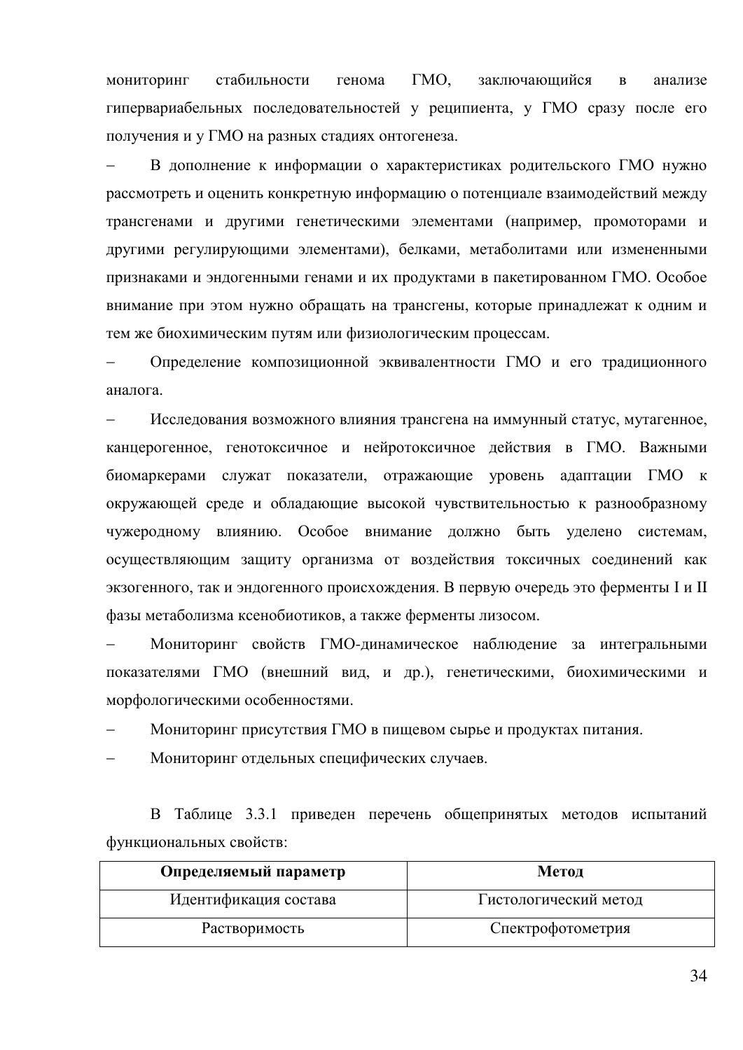мониторинг стабильности генома ГМО, заключающийся в анализе гипервариабельных последовательностей у реципиента, у ГМО сразу после его получения и у ГМО на разных стадиях онтогенеза.

- В дополнение к информации о характеристиках родительского ГМО нужно рассмотреть и оценить конкретную информацию о потенциале взаимодействий между трансгенами и другими генетическими элементами (например, промоторами и другими регулирующими элементами), белками, метаболитами или измененными признаками и эндогенными генами и их продуктами в пакетированном ГМО. Особое внимание при этом нужно обращать на трансгены, которые принадлежат к одним и тем же биохимическим путям или физиологическим процессам.
- Определение композиционной эквивалентности ГМО и его традиционного аналога.
- Исследования возможного влияния трансгена на иммунный статус, мутагенное, канцерогенное, генотоксичное и нейротоксичное действия в ГМО. Важными биомаркерами служат показатели, отражающие уровень адаптации ГМО к окружающей среде и обладающие высокой чувствительностью к разнообразному чужеродному влиянию. Особое внимание должно быть уделено системам, осуществляющим защиту организма от воздействия токсичных соединений как экзогенного, так и эндогенного происхождения. В первую очередь это ферменты I и II фазы метаболизма ксенобиотиков, а также ферменты лизосом.
- Мониторинг свойств ГМО-динамическое наблюдение за интегральными показателями ГМО (внешний вид, и др.), генетическими, биохимическими и морфологическими особенностями.
- Мониторинг присутствия ГМО в пищевом сырье и продуктах питания.
- Мониторинг отдельных специфических случаев.

В Таблице 3.3.1 приведен перечень общепринятых методов испытаний функциональных свойств:

| **Определяемый параметр** | **Метод** |
|---|---|
| Идентификация состава | Гистологический метод |
| Растворимость | Спектрофотометрия |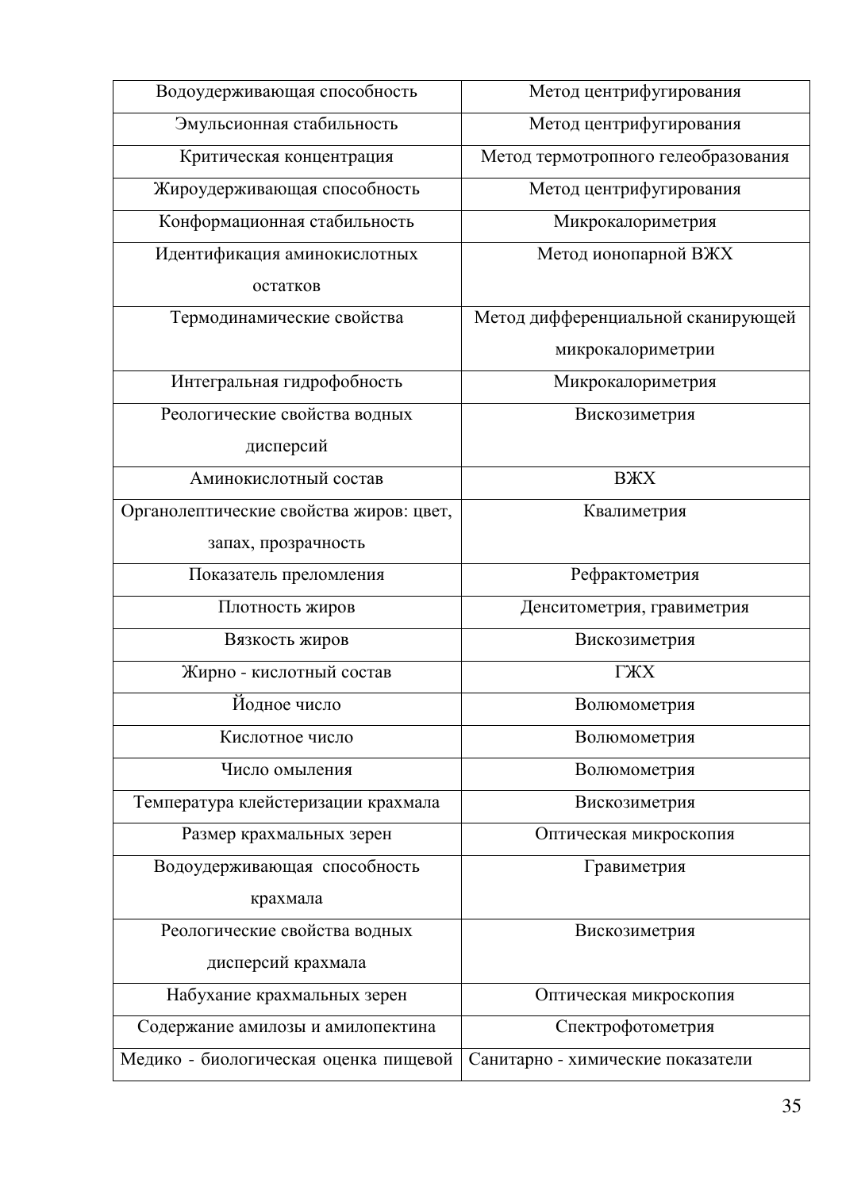| Водоудерживающая способность | Метод центрифугирования |
|---|---|
| Эмульсионная стабильность | Метод центрифугирования |
| Критическая концентрация | Метод термотропного гелеобразования |
| Жироудерживающая способность | Метод центрифугирования |
| Конформационная стабильность | Микрокалориметрия |
| Идентификация аминокислотных остатков | Метод ионопарной ВЖХ |
| Термодинамические свойства | Метод дифференциальной сканирующей микрокалориметрии |
| Интегральная гидрофобность | Микрокалориметрия |
| Реологические свойства водных дисперсий | Вискозиметрия |
| Аминокислотный состав | ВЖХ |
| Органолептические свойства жиров: цвет, запах, прозрачность | Квалиметрия |
| Показатель преломления | Рефрактометрия |
| Плотность жиров | Денситометрия, гравиметрия |
| Вязкость жиров | Вискозиметрия |
| Жирно - кислотный состав | ГЖХ |
| Йодное число | Волюмометрия |
| Кислотное число | Волюмометрия |
| Число омыления | Волюмометрия |
| Температура клейстеризации крахмала | Вискозиметрия |
| Размер крахмальных зерен | Оптическая микроскопия |
| Водоудерживающая способность крахмала | Гравиметрия |
| Реологические свойства водных дисперсий крахмала | Вискозиметрия |
| Набухание крахмальных зерен | Оптическая микроскопия |
| Содержание амилозы и амилопектина | Спектрофотометрия |
| Медико - биологическая оценка пищевой | Санитарно - химические показатели |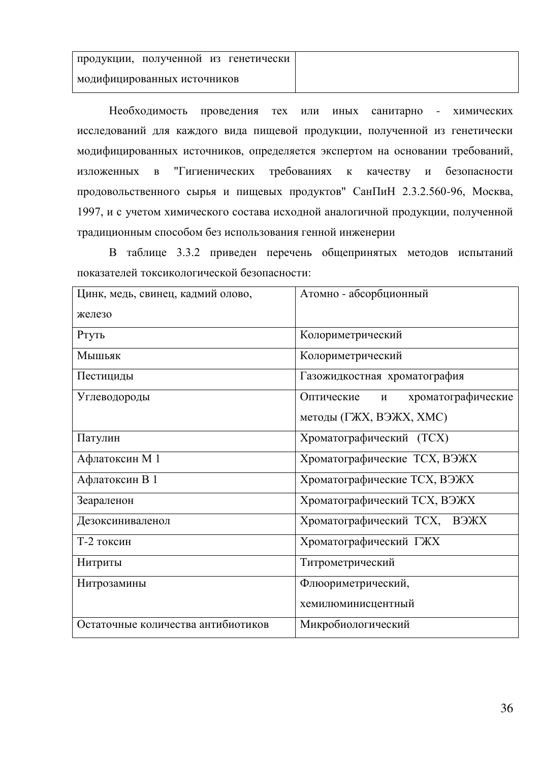| продукции, полученной из генетически модифицированных источников | |
|---|---|

Необходимость проведения тех или иных санитарно - химических исследований для каждого вида пищевой продукции, полученной из генетически модифицированных источников, определяется экспертом на основании требований, изложенных в "Гигиенических требованиях к качеству и безопасности продовольственного сырья и пищевых продуктов" СанПиН 2.3.2.560-96, Москва, 1997, и с учетом химического состава исходной аналогичной продукции, полученной традиционным способом без использования генной инженерии

В таблице 3.3.2 приведен перечень общепринятых методов испытаний показателей токсикологической безопасности:

| Цинк, медь, свинец, кадмий олово, железо | Атомно - абсорбционный |
|---|---|
| Ртуть | Колориметрический |
| Мышьяк | Колориметрический |
| Пестициды | Газожидкостная хроматография |
| Углеводороды | Оптические и хроматографические методы (ГЖХ, ВЭЖХ, ХМС) |
| Патулин | Хроматографический (ТСХ) |
| Афлатоксин М 1 | Хроматографические ТСХ, ВЭЖХ |
| Афлатоксин В 1 | Хроматографические ТСХ, ВЭЖХ |
| Зеараленон | Хроматографический ТСХ, ВЭЖХ |
| Дезоксиниваленол | Хроматографический ТСХ, ВЭЖХ |
| Т-2 токсин | Хроматографический ГЖХ |
| Нитриты | Титрометрический |
| Нитрозамины | Флюориметрический, хемилюминисцентный |
| Остаточные количества антибиотиков | Микробиологический |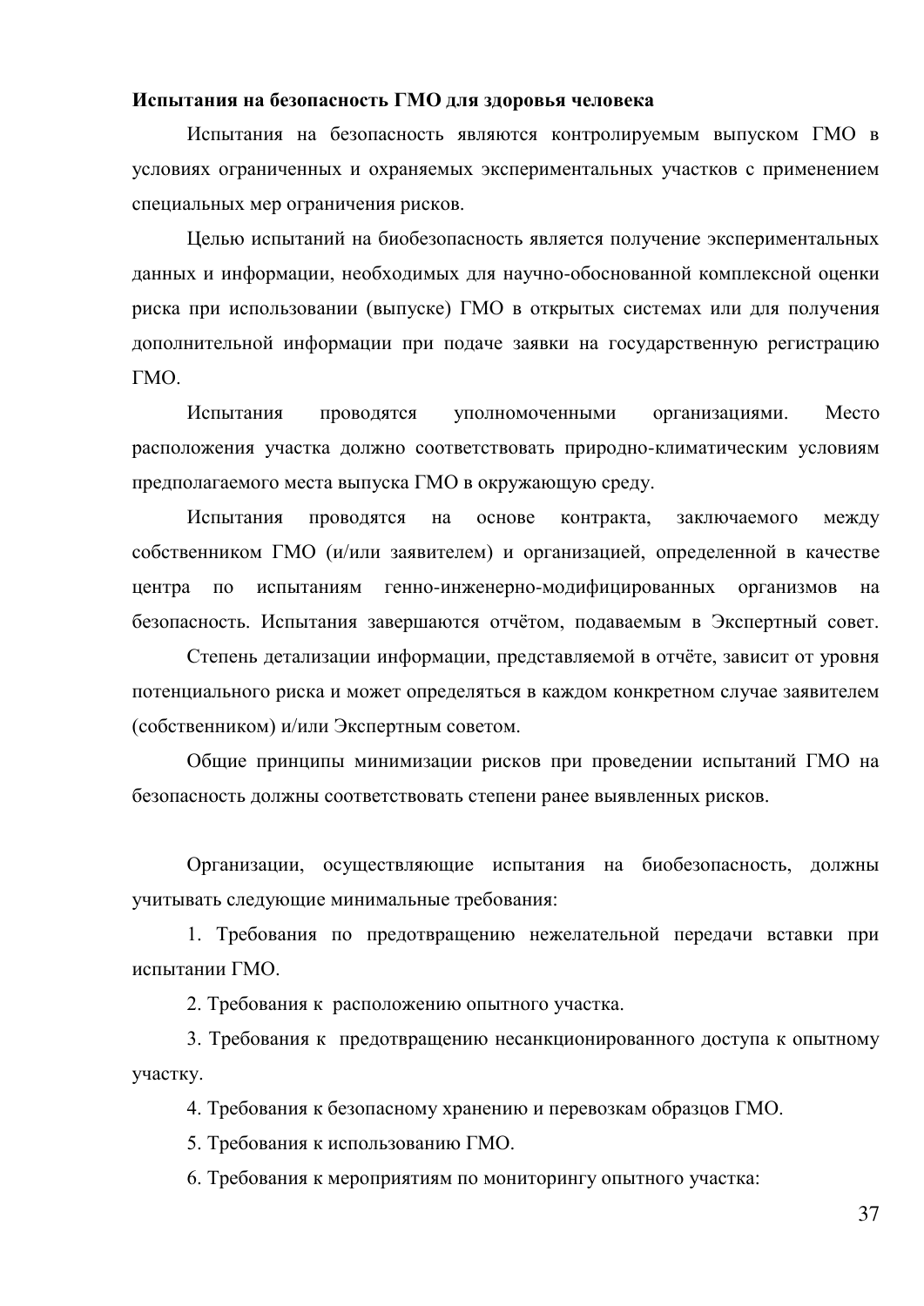**Испытания на безопасность ГМО для здоровья человека**

Испытания на безопасность являются контролируемым выпуском ГМО в условиях ограниченных и охраняемых экспериментальных участков с применением специальных мер ограничения рисков.

Целью испытаний на биобезопасность является получение экспериментальных данных и информации, необходимых для научно-обоснованной комплексной оценки риска при использовании (выпуске) ГМО в открытых системах или для получения дополнительной информации при подаче заявки на государственную регистрацию ГМО.

Испытания проводятся уполномоченными организациями. Место расположения участка должно соответствовать природно-климатическим условиям предполагаемого места выпуска ГМО в окружающую среду.

Испытания проводятся на основе контракта, заключаемого между собственником ГМО (и/или заявителем) и организацией, определенной в качестве центра по испытаниям генно-инженерно-модифицированных организмов на безопасность. Испытания завершаются отчётом, подаваемым в Экспертный совет. Степень детализации информации, представляемой в отчёте, зависит от уровня потенциального риска и может определяться в каждом конкретном случае заявителем (собственником) и/или Экспертным советом.

Общие принципы минимизации рисков при проведении испытаний ГМО на безопасность должны соответствовать степени ранее выявленных рисков.

Организации, осуществляющие испытания на биобезопасность, должны учитывать следующие минимальные требования:

1. Требования по предотвращению нежелательной передачи вставки при испытании ГМО.
2. Требования к расположению опытного участка.
3. Требования к предотвращению несанкционированного доступа к опытному участку.
4. Требования к безопасному хранению и перевозкам образцов ГМО.
5. Требования к использованию ГМО.
6. Требования к мероприятиям по мониторингу опытного участка: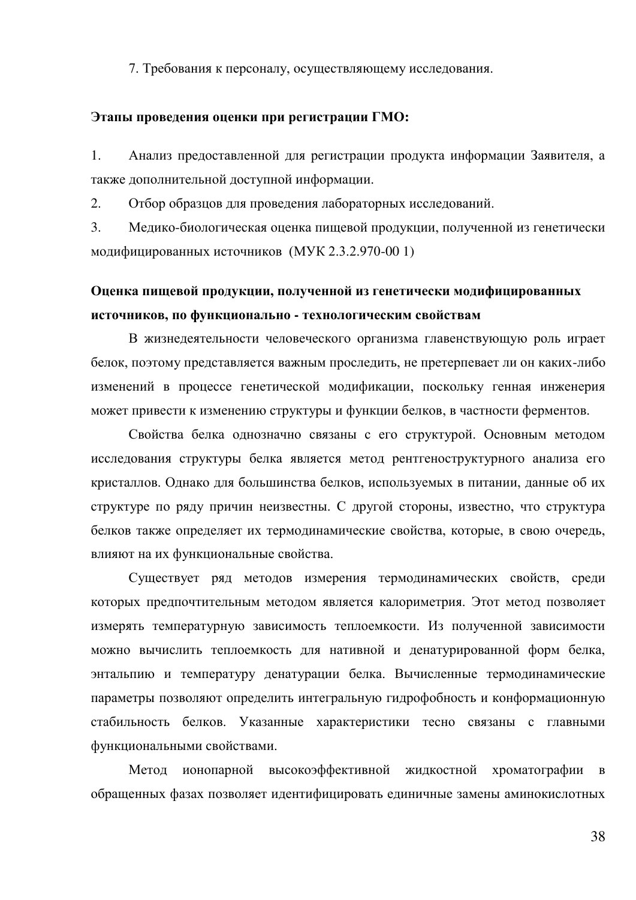7. Требования к персоналу, осуществляющему исследования.

**Этапы проведения оценки при регистрации ГМО:**

1. Анализ предоставленной для регистрации продукта информации Заявителя, а также дополнительной доступной информации.
2. Отбор образцов для проведения лабораторных исследований.
3. Медико-биологическая оценка пищевой продукции, полученной из генетически модифицированных источников (МУК 2.3.2.970-00 1)

**Оценка пищевой продукции, полученной из генетически модифицированных источников, по функционально - технологическим свойствам**

В жизнедеятельности человеческого организма главенствующую роль играет белок, поэтому представляется важным проследить, не претерпевает ли он каких-либо изменений в процессе генетической модификации, поскольку генная инженерия может привести к изменению структуры и функции белков, в частности ферментов.

Свойства белка однозначно связаны с его структурой. Основным методом исследования структуры белка является метод рентгеноструктурного анализа его кристаллов. Однако для большинства белков, используемых в питании, данные об их структуре по ряду причин неизвестны. С другой стороны, известно, что структура белков также определяет их термодинамические свойства, которые, в свою очередь, влияют на их функциональные свойства.

Существует ряд методов измерения термодинамических свойств, среди которых предпочтительным методом является калориметрия. Этот метод позволяет измерять температурную зависимость теплоемкости. Из полученной зависимости можно вычислить теплоемкость для нативной и денатурированной форм белка, энтальпию и температуру денатурации белка. Вычисленные термодинамические параметры позволяют определить интегральную гидрофобность и конформационную стабильность белков. Указанные характеристики тесно связаны с главными функциональными свойствами.

Метод ионопарной высокоэффективной жидкостной хроматографии в обращенных фазах позволяет идентифицировать единичные замены аминокислотных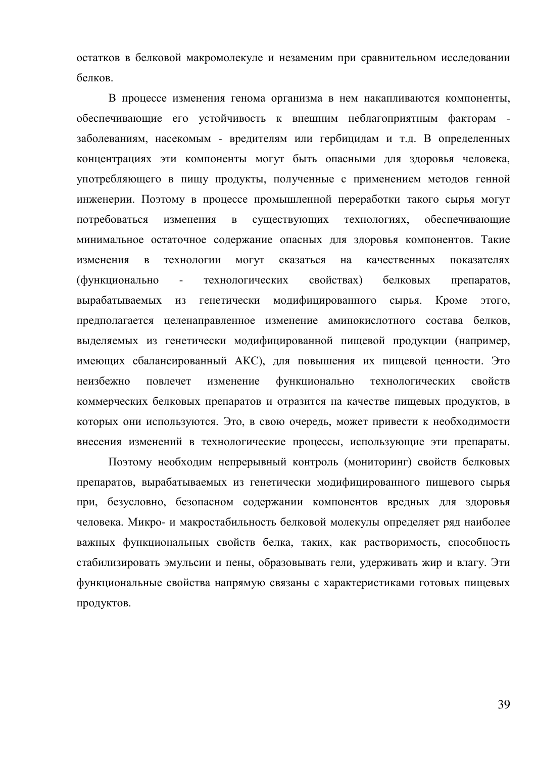остатков в белковой макромолекуле и незаменим при сравнительном исследовании белков.

В процессе изменения генома организма в нем накапливаются компоненты, обеспечивающие его устойчивость к внешним неблагоприятным факторам - заболеваниям, насекомым - вредителям или гербицидам и т.д. В определенных концентрациях эти компоненты могут быть опасными для здоровья человека, употребляющего в пищу продукты, полученные с применением методов генной инженерии. Поэтому в процессе промышленной переработки такого сырья могут потребоваться изменения в существующих технологиях, обеспечивающие минимальное остаточное содержание опасных для здоровья компонентов. Такие изменения в технологии могут сказаться на качественных показателях (функционально - технологических свойствах) белковых препаратов, вырабатываемых из генетически модифицированного сырья. Кроме этого, предполагается целенаправленное изменение аминокислотного состава белков, выделяемых из генетически модифицированной пищевой продукции (например, имеющих сбалансированный АКС), для повышения их пищевой ценности. Это неизбежно повлечет изменение функционально технологических свойств коммерческих белковых препаратов и отразится на качестве пищевых продуктов, в которых они используются. Это, в свою очередь, может привести к необходимости внесения изменений в технологические процессы, использующие эти препараты.

Поэтому необходим непрерывный контроль (мониторинг) свойств белковых препаратов, вырабатываемых из генетически модифицированного пищевого сырья при, безусловно, безопасном содержании компонентов вредных для здоровья человека. Микро- и макростабильность белковой молекулы определяет ряд наиболее важных функциональных свойств белка, таких, как растворимость, способность стабилизировать эмульсии и пены, образовывать гели, удерживать жир и влагу. Эти функциональные свойства напрямую связаны с характеристиками готовых пищевых продуктов.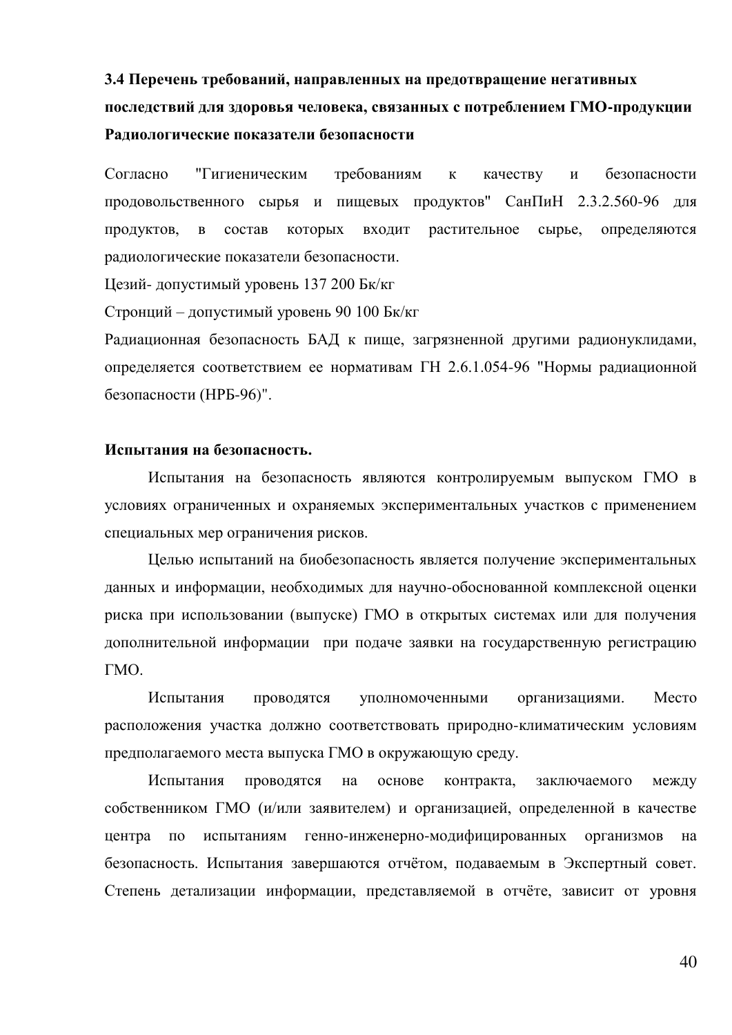### 3.4 Перечень требований, направленных на предотвращение негативных последствий для здоровья человека, связанных с потреблением ГМО-продукции

**Радиологические показатели безопасности**

Согласно "Гигиеническим требованиям к качеству и безопасности продовольственного сырья и пищевых продуктов" СанПиН 2.3.2.560-96 для продуктов, в состав которых входит растительное сырье, определяются радиологические показатели безопасности.

Цезий- допустимый уровень 137 200 Бк/кг

Стронций – допустимый уровень 90 100 Бк/кг

Радиационная безопасность БАД к пище, загрязненной другими радионуклидами, определяется соответствием ее нормативам ГН 2.6.1.054-96 "Нормы радиационной безопасности (НРБ-96)".

**Испытания на безопасность.**

Испытания на безопасность являются контролируемым выпуском ГМО в условиях ограниченных и охраняемых экспериментальных участков с применением специальных мер ограничения рисков.

Целью испытаний на биобезопасность является получение экспериментальных данных и информации, необходимых для научно-обоснованной комплексной оценки риска при использовании (выпуске) ГМО в открытых системах или для получения дополнительной информации при подаче заявки на государственную регистрацию ГМО.

Испытания проводятся уполномоченными организациями. Место расположения участка должно соответствовать природно-климатическим условиям предполагаемого места выпуска ГМО в окружающую среду.

Испытания проводятся на основе контракта, заключаемого между собственником ГМО (и/или заявителем) и организацией, определенной в качестве центра по испытаниям генно-инженерно-модифицированных организмов на безопасность. Испытания завершаются отчётом, подаваемым в Экспертный совет. Степень детализации информации, представляемой в отчёте, зависит от уровня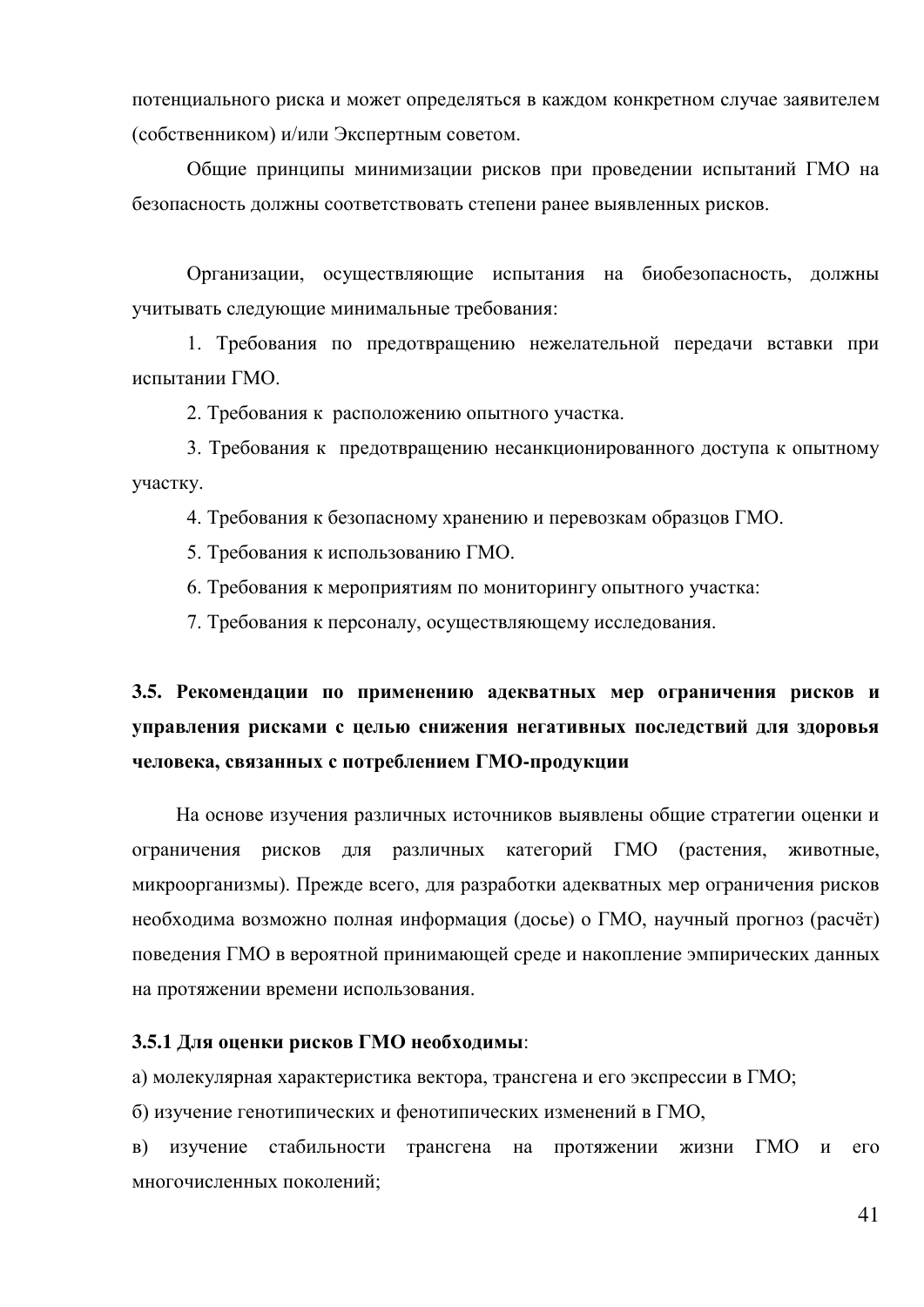потенциального риска и может определяться в каждом конкретном случае заявителем (собственником) и/или Экспертным советом.

Общие принципы минимизации рисков при проведении испытаний ГМО на безопасность должны соответствовать степени ранее выявленных рисков.

Организации, осуществляющие испытания на биобезопасность, должны учитывать следующие минимальные требования:

1. Требования по предотвращению нежелательной передачи вставки при испытании ГМО.
2. Требования к расположению опытного участка.
3. Требования к предотвращению несанкционированного доступа к опытному участку.
4. Требования к безопасному хранению и перевозкам образцов ГМО.
5. Требования к использованию ГМО.
6. Требования к мероприятиям по мониторингу опытного участка:
7. Требования к персоналу, осуществляющему исследования.

### 3.5. Рекомендации по применению адекватных мер ограничения рисков и управления рисками с целью снижения негативных последствий для здоровья человека, связанных с потреблением ГМО-продукции

На основе изучения различных источников выявлены общие стратегии оценки и ограничения рисков для различных категорий ГМО (растения, животные, микроорганизмы). Прежде всего, для разработки адекватных мер ограничения рисков необходима возможно полная информация (досье) о ГМО, научный прогноз (расчёт) поведения ГМО в вероятной принимающей среде и накопление эмпирических данных на протяжении времени использования.

**3.5.1 Для оценки рисков ГМО необходимы**:

а) молекулярная характеристика вектора, трансгена и его экспрессии в ГМО;

б) изучение генотипических и фенотипических изменений в ГМО,

в) изучение стабильности трансгена на протяжении жизни ГМО и его многочисленных поколений;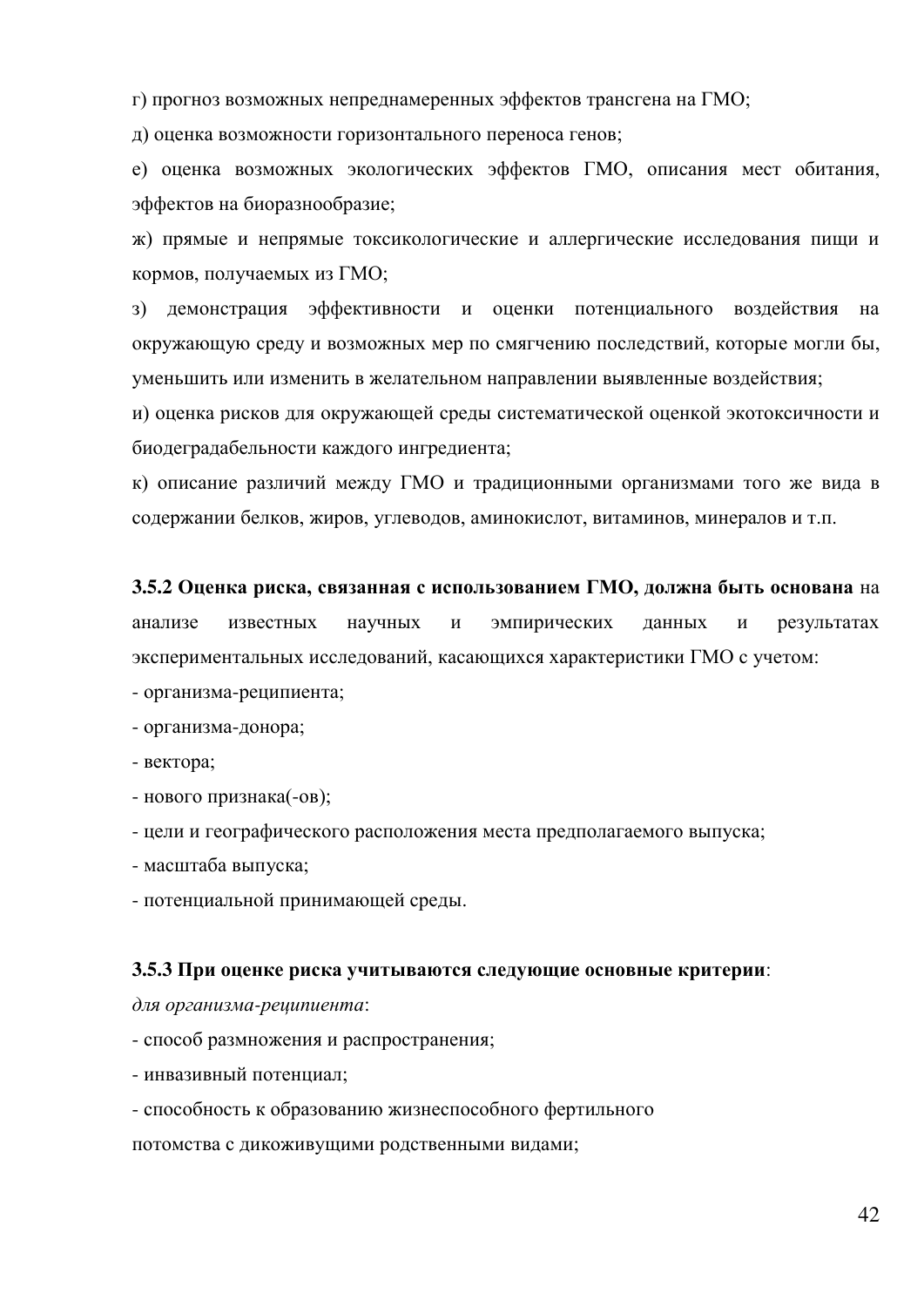г) прогноз возможных непреднамеренных эффектов трансгена на ГМО;

д) оценка возможности горизонтального переноса генов;

е) оценка возможных экологических эффектов ГМО, описания мест обитания, эффектов на биоразнообразие;

ж) прямые и непрямые токсикологические и аллергические исследования пищи и кормов, получаемых из ГМО;

з) демонстрация эффективности и оценки потенциального воздействия на окружающую среду и возможных мер по смягчению последствий, которые могли бы, уменьшить или изменить в желательном направлении выявленные воздействия;

и) оценка рисков для окружающей среды систематической оценкой экотоксичности и биодеградабельности каждого ингредиента;

к) описание различий между ГМО и традиционными организмами того же вида в содержании белков, жиров, углеводов, аминокислот, витаминов, минералов и т.п.

**3.5.2 Оценка риска, связанная с использованием ГМО, должна быть основана** на анализе известных научных и эмпирических данных и результатах экспериментальных исследований, касающихся характеристики ГМО с учетом:

- организма-реципиента;
- организма-донора;
- вектора;
- нового признака(-ов);
- цели и географического расположения места предполагаемого выпуска;
- масштаба выпуска;
- потенциальной принимающей среды.

**3.5.3 При оценке риска учитываются следующие основные критерии**:

*для организма-реципиента*:

- способ размножения и распространения;
- инвазивный потенциал;
- способность к образованию жизнеспособного фертильного потомства с дикоживущими родственными видами;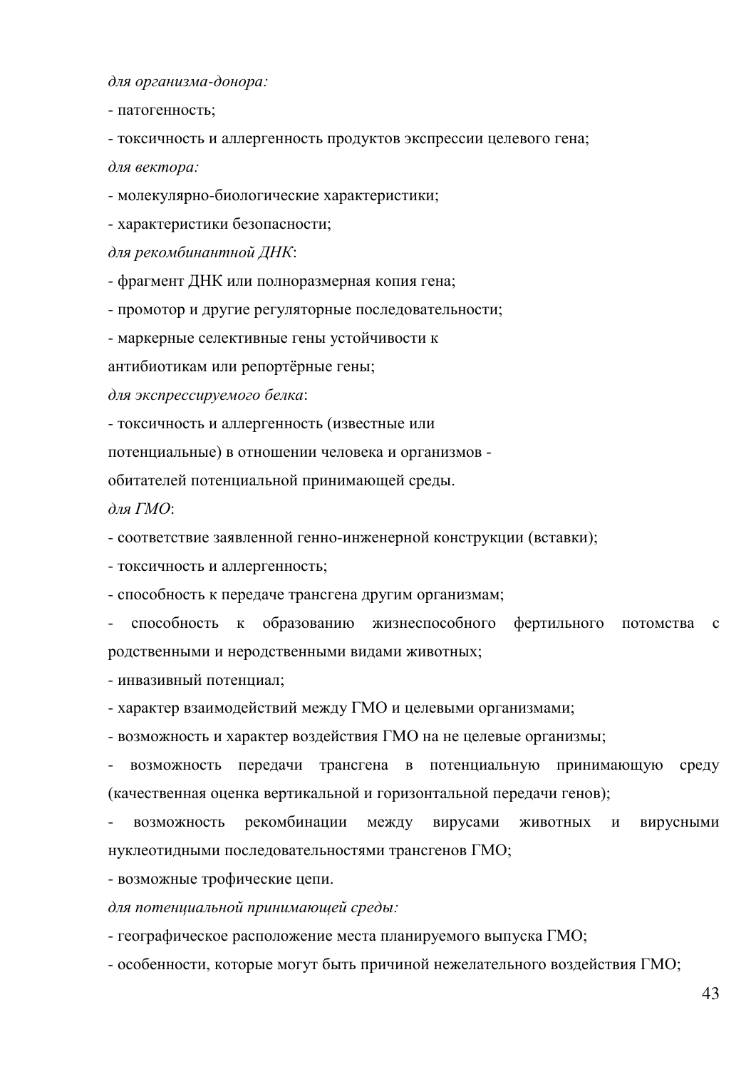*для организма-донора:*

- патогенность;
- токсичность и аллергенность продуктов экспрессии целевого гена;

*для вектора:*

- молекулярно-биологические характеристики;
- характеристики безопасности;

*для рекомбинантной ДНК*:

- фрагмент ДНК или полноразмерная копия гена;
- промотор и другие регуляторные последовательности;
- маркерные селективные гены устойчивости к антибиотикам или репортёрные гены;

*для экспрессируемого белка*:

- токсичность и аллергенность (известные или потенциальные) в отношении человека и организмов - обитателей потенциальной принимающей среды.

*для ГМО*:

- соответствие заявленной генно-инженерной конструкции (вставки);
- токсичность и аллергенность;
- способность к передаче трансгена другим организмам;
- способность к образованию жизнеспособного фертильного потомства с родственными и неродственными видами животных;
- инвазивный потенциал;
- характер взаимодействий между ГМО и целевыми организмами;
- возможность и характер воздействия ГМО на не целевые организмы;
- возможность передачи трансгена в потенциальную принимающую среду (качественная оценка вертикальной и горизонтальной передачи генов);
- возможность рекомбинации между вирусами животных и вирусными нуклеотидными последовательностями трансгенов ГМО;
- возможные трофические цепи.

*для потенциальной принимающей среды:*

- географическое расположение места планируемого выпуска ГМО;
- особенности, которые могут быть причиной нежелательного воздействия ГМО;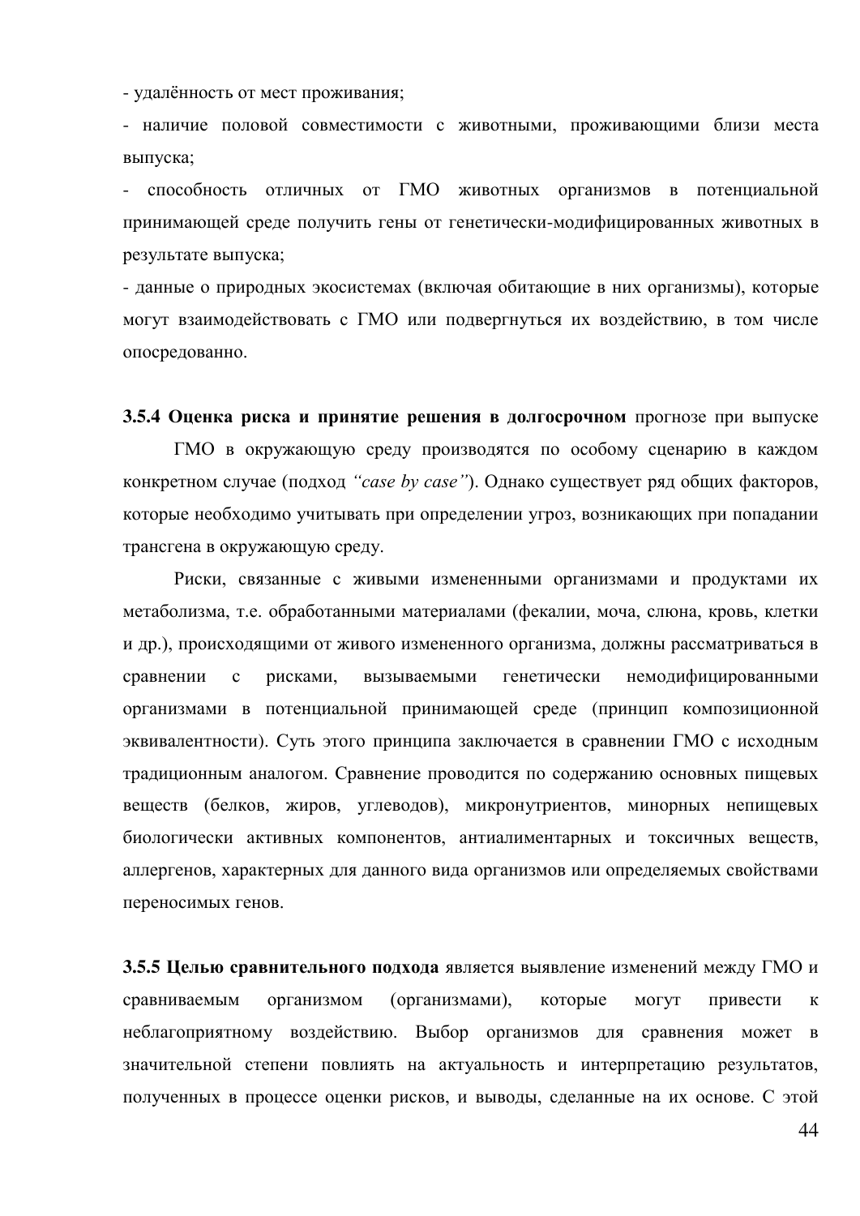- удалённость от мест проживания;

- наличие половой совместимости с животными, проживающими близи места выпуска;

- способность отличных от ГМО животных организмов в потенциальной принимающей среде получить гены от генетически-модифицированных животных в результате выпуска;

- данные о природных экосистемах (включая обитающие в них организмы), которые могут взаимодействовать с ГМО или подвергнуться их воздействию, в том числе опосредованно.

**3.5.4 Оценка риска и принятие решения в долгосрочном** прогнозе при выпуске ГМО в окружающую среду производятся по особому сценарию в каждом конкретном случае (подход *“case by case”*). Однако существует ряд общих факторов, которые необходимо учитывать при определении угроз, возникающих при попадании трансгена в окружающую среду.

Риски, связанные с живыми измененными организмами и продуктами их метаболизма, т.е. обработанными материалами (фекалии, моча, слюна, кровь, клетки и др.), происходящими от живого измененного организма, должны рассматриваться в сравнении с рисками, вызываемыми генетически немодифицированными организмами в потенциальной принимающей среде (принцип композиционной эквивалентности). Суть этого принципа заключается в сравнении ГМО с исходным традиционным аналогом. Сравнение проводится по содержанию основных пищевых веществ (белков, жиров, углеводов), микронутриентов, минорных непищевых биологически активных компонентов, антиалиментарных и токсичных веществ, аллергенов, характерных для данного вида организмов или определяемых свойствами переносимых генов.

**3.5.5 Целью сравнительного подхода** является выявление изменений между ГМО и сравниваемым организмом (организмами), которые могут привести к неблагоприятному воздействию. Выбор организмов для сравнения может в значительной степени повлиять на актуальность и интерпретацию результатов, полученных в процессе оценки рисков, и выводы, сделанные на их основе. С этой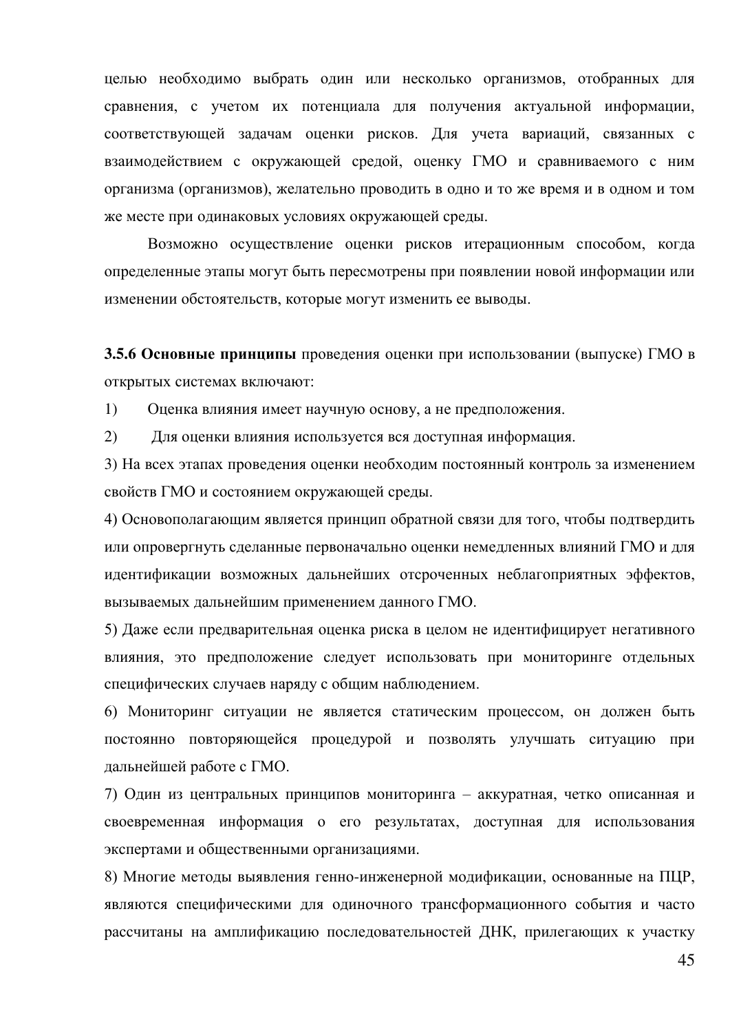целью необходимо выбрать один или несколько организмов, отобранных для сравнения, с учетом их потенциала для получения актуальной информации, соответствующей задачам оценки рисков. Для учета вариаций, связанных с взаимодействием с окружающей средой, оценку ГМО и сравниваемого с ним организма (организмов), желательно проводить в одно и то же время и в одном и том же месте при одинаковых условиях окружающей среды.

Возможно осуществление оценки рисков итерационным способом, когда определенные этапы могут быть пересмотрены при появлении новой информации или изменении обстоятельств, которые могут изменить ее выводы.

**3.5.6 Основные принципы** проведения оценки при использовании (выпуске) ГМО в открытых системах включают:

1) Оценка влияния имеет научную основу, а не предположения.

2) Для оценки влияния используется вся доступная информация.

3) На всех этапах проведения оценки необходим постоянный контроль за изменением свойств ГМО и состоянием окружающей среды.

4) Основополагающим является принцип обратной связи для того, чтобы подтвердить или опровергнуть сделанные первоначально оценки немедленных влияний ГМО и для идентификации возможных дальнейших отсроченных неблагоприятных эффектов, вызываемых дальнейшим применением данного ГМО.

5) Даже если предварительная оценка риска в целом не идентифицирует негативного влияния, это предположение следует использовать при мониторинге отдельных специфических случаев наряду с общим наблюдением.

6) Мониторинг ситуации не является статическим процессом, он должен быть постоянно повторяющейся процедурой и позволять улучшать ситуацию при дальнейшей работе с ГМО.

7) Один из центральных принципов мониторинга – аккуратная, четко описанная и своевременная информация о его результатах, доступная для использования экспертами и общественными организациями.

8) Многие методы выявления генно-инженерной модификации, основанные на ПЦР, являются специфическими для одиночного трансформационного события и часто рассчитаны на амплификацию последовательностей ДНК, прилегающих к участку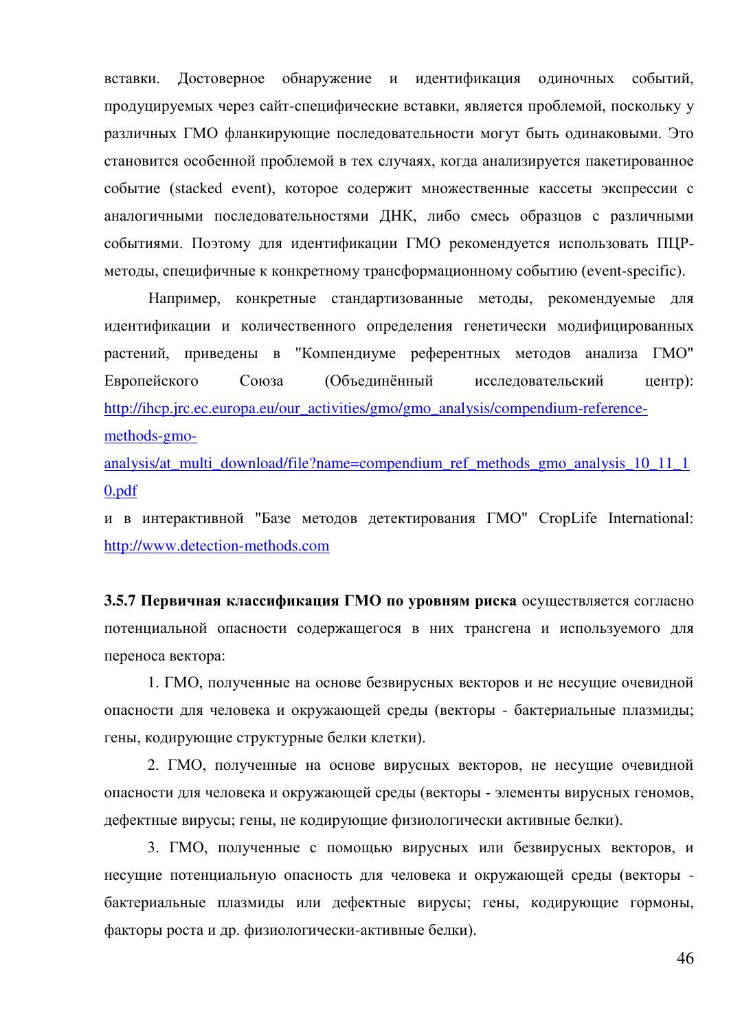вставки. Достоверное обнаружение и идентификация одиночных событий, продуцируемых через сайт-специфические вставки, является проблемой, поскольку у различных ГМО фланкирующие последовательности могут быть одинаковыми. Это становится особенной проблемой в тех случаях, когда анализируется пакетированное событие (stacked event), которое содержит множественные кассеты экспрессии с аналогичными последовательностями ДНК, либо смесь образцов с различными событиями. Поэтому для идентификации ГМО рекомендуется использовать ПЦР-методы, специфичные к конкретному трансформационному событию (event-specific).

Например, конкретные стандартизованные методы, рекомендуемые для идентификации и количественного определения генетически модифицированных растений, приведены в "Компендиуме референтных методов анализа ГМО" Европейского Союза (Объединённый исследовательский центр): http://ihcp.jrc.ec.europa.eu/our_activities/gmo/gmo_analysis/compendium-reference-methods-gmo-analysis/at_multi_download/file?name=compendium_ref_methods_gmo_analysis_10_11_10.pdf
и в интерактивной "Базе методов детектирования ГМО" CropLife International: http://www.detection-methods.com

**3.5.7 Первичная классификация ГМО по уровням риска** осуществляется согласно потенциальной опасности содержащегося в них трансгена и используемого для переноса вектора:

1. ГМО, полученные на основе безвирусных векторов и не несущие очевидной опасности для человека и окружающей среды (векторы - бактериальные плазмиды; гены, кодирующие структурные белки клетки).

2. ГМО, полученные на основе вирусных векторов, не несущие очевидной опасности для человека и окружающей среды (векторы - элементы вирусных геномов, дефектные вирусы; гены, не кодирующие физиологически активные белки).

3. ГМО, полученные с помощью вирусных или безвирусных векторов, и несущие потенциальную опасность для человека и окружающей среды (векторы - бактериальные плазмиды или дефектные вирусы; гены, кодирующие гормоны, факторы роста и др. физиологически-активные белки).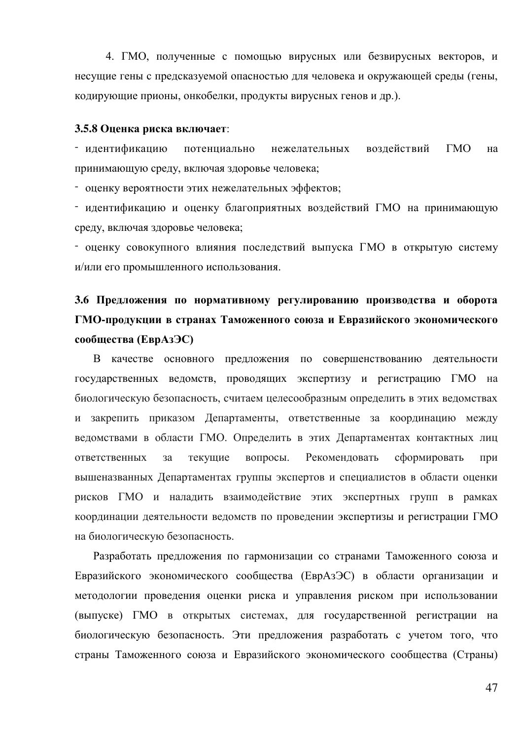4. ГМО, полученные с помощью вирусных или безвирусных векторов, и несущие гены с предсказуемой опасностью для человека и окружающей среды (гены, кодирующие прионы, онкобелки, продукты вирусных генов и др.).

**3.5.8 Оценка риска включает**:

- идентификацию потенциально нежелательных воздействий ГМО на принимающую среду, включая здоровье человека;
- оценку вероятности этих нежелательных эффектов;
- идентификацию и оценку благоприятных воздействий ГМО на принимающую среду, включая здоровье человека;
- оценку совокупного влияния последствий выпуска ГМО в открытую систему и/или его промышленного использования.

## 3.6 Предложения по нормативному регулированию производства и оборота ГМО-продукции в странах Таможенного союза и Евразийского экономического сообщества (ЕврАзЭС)

В качестве основного предложения по совершенствованию деятельности государственных ведомств, проводящих экспертизу и регистрацию ГМО на биологическую безопасность, считаем целесообразным определить в этих ведомствах и закрепить приказом Департаменты, ответственные за координацию между ведомствами в области ГМО. Определить в этих Департаментах контактных лиц ответственных за текущие вопросы. Рекомендовать сформировать при вышеназванных Департаментах группы экспертов и специалистов в области оценки рисков ГМО и наладить взаимодействие этих экспертных групп в рамках координации деятельности ведомств по проведении экспертизы и регистрации ГМО на биологическую безопасность.

Разработать предложения по гармонизации со странами Таможенного союза и Евразийского экономического сообщества (ЕврАзЭС) в области организации и методологии проведения оценки риска и управления риском при использовании (выпуске) ГМО в открытых системах, для государственной регистрации на биологическую безопасность. Эти предложения разработать с учетом того, что страны Таможенного союза и Евразийского экономического сообщества (Страны)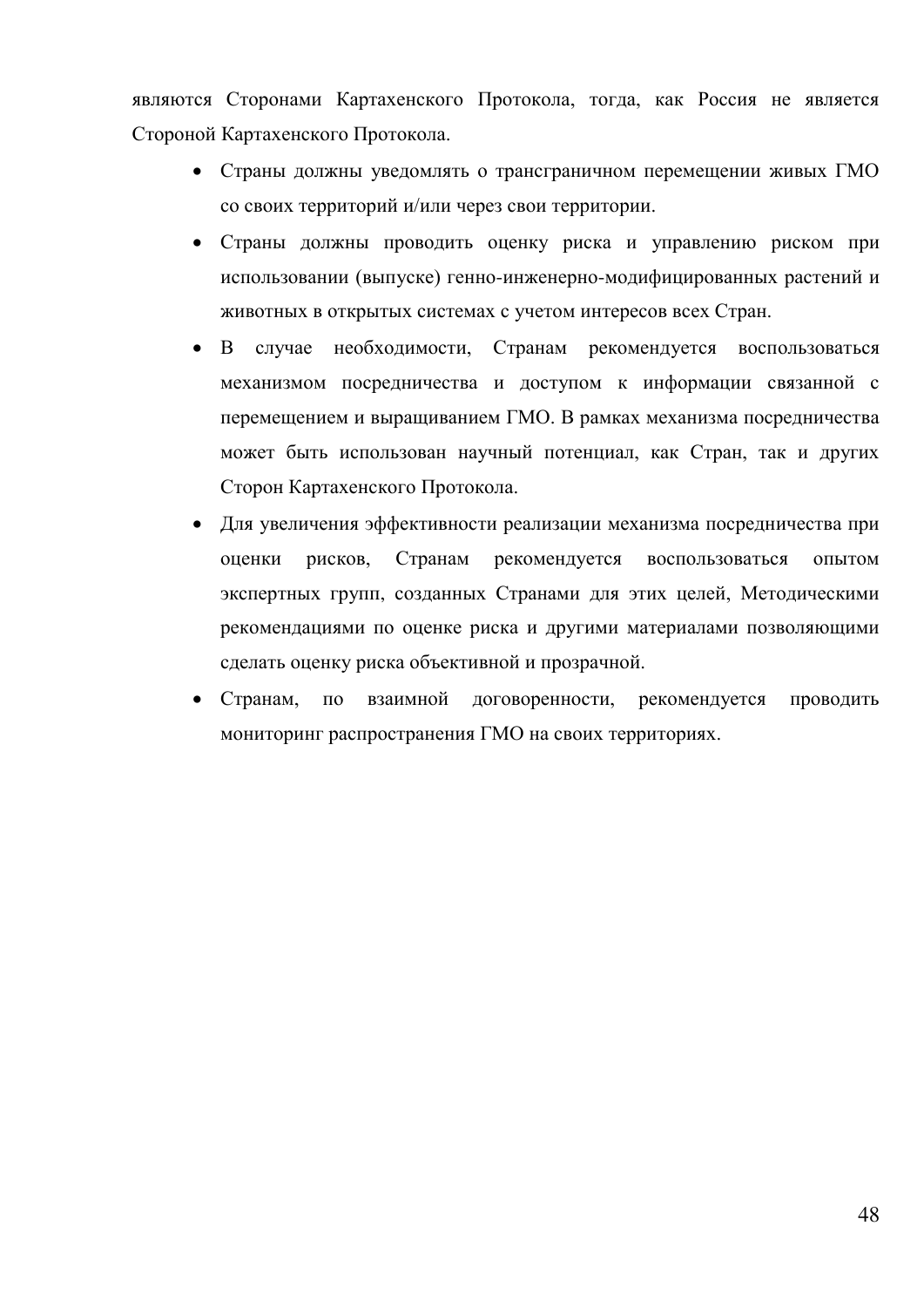являются Сторонами Картахенского Протокола, тогда, как Россия не является Стороной Картахенского Протокола.

- Страны должны уведомлять о трансграничном перемещении живых ГМО со своих территорий и/или через свои территории.
- Страны должны проводить оценку риска и управлению риском при использовании (выпуске) генно-инженерно-модифицированных растений и животных в открытых системах с учетом интересов всех Стран.
- В случае необходимости, Странам рекомендуется воспользоваться механизмом посредничества и доступом к информации связанной с перемещением и выращиванием ГМО. В рамках механизма посредничества может быть использован научный потенциал, как Стран, так и других Сторон Картахенского Протокола.
- Для увеличения эффективности реализации механизма посредничества при оценки рисков, Странам рекомендуется воспользоваться опытом экспертных групп, созданных Странами для этих целей, Методическими рекомендациями по оценке риска и другими материалами позволяющими сделать оценку риска объективной и прозрачной.
- Странам, по взаимной договоренности, рекомендуется проводить мониторинг распространения ГМО на своих территориях.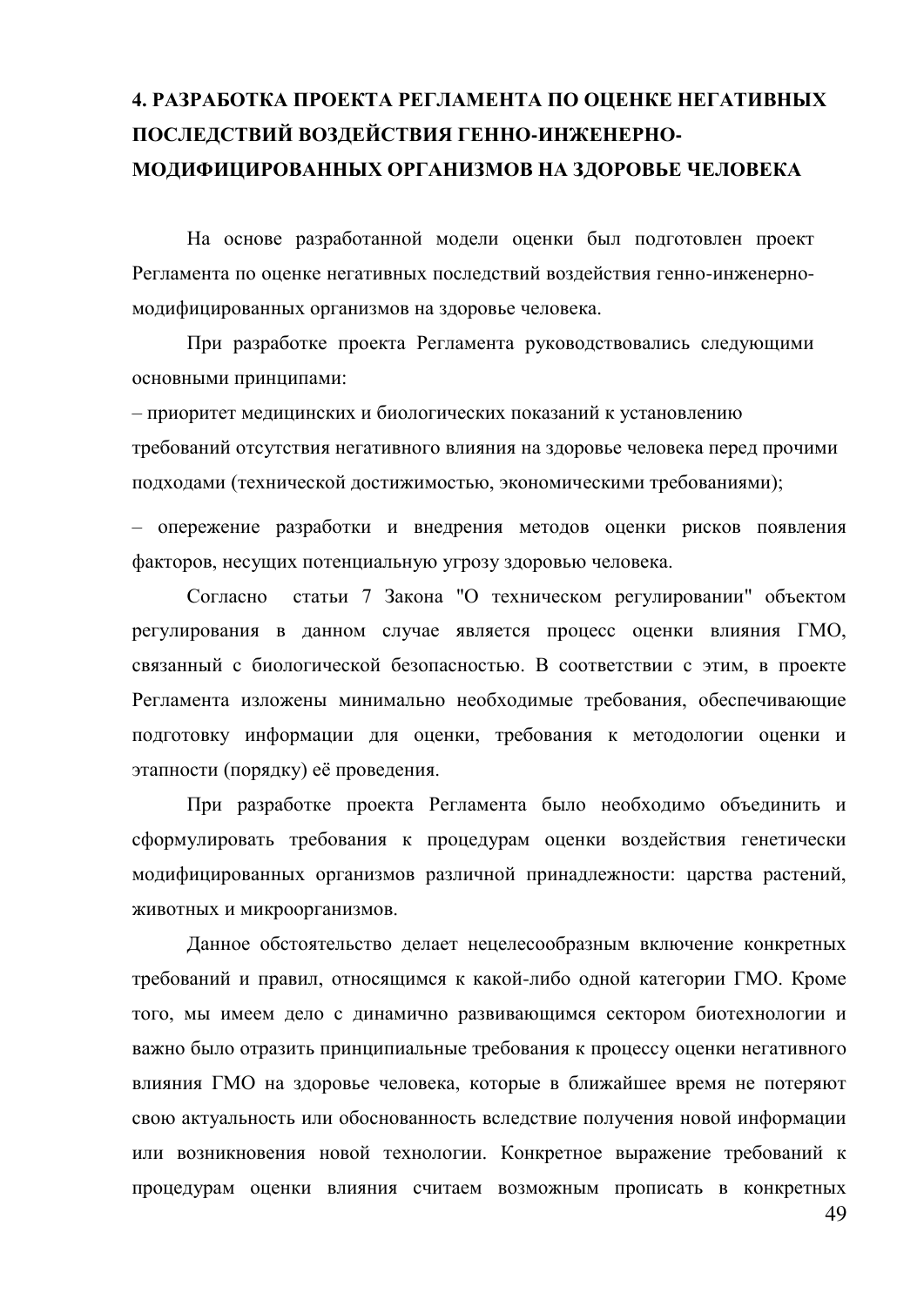# 4. РАЗРАБОТКА ПРОЕКТА РЕГЛАМЕНТА ПО ОЦЕНКЕ НЕГАТИВНЫХ ПОСЛЕДСТВИЙ ВОЗДЕЙСТВИЯ ГЕННО-ИНЖЕНЕРНО-МОДИФИЦИРОВАННЫХ ОРГАНИЗМОВ НА ЗДОРОВЬЕ ЧЕЛОВЕКА

На основе разработанной модели оценки был подготовлен проект Регламента по оценке негативных последствий воздействия генно-инженерно-модифицированных организмов на здоровье человека.

При разработке проекта Регламента руководствовались следующими основными принципами:

– приоритет медицинских и биологических показаний к установлению требований отсутствия негативного влияния на здоровье человека перед прочими подходами (технической достижимостью, экономическими требованиями);

– опережение разработки и внедрения методов оценки рисков появления факторов, несущих потенциальную угрозу здоровью человека.

Согласно статьи 7 Закона "О техническом регулировании" объектом регулирования в данном случае является процесс оценки влияния ГМО, связанный с биологической безопасностью. В соответствии с этим, в проекте Регламента изложены минимально необходимые требования, обеспечивающие подготовку информации для оценки, требования к методологии оценки и этапности (порядку) её проведения.

При разработке проекта Регламента было необходимо объединить и сформулировать требования к процедурам оценки воздействия генетически модифицированных организмов различной принадлежности: царства растений, животных и микроорганизмов.

Данное обстоятельство делает нецелесообразным включение конкретных требований и правил, относящимся к какой-либо одной категории ГМО. Кроме того, мы имеем дело с динамично развивающимся сектором биотехнологии и важно было отразить принципиальные требования к процессу оценки негативного влияния ГМО на здоровье человека, которые в ближайшее время не потеряют свою актуальность или обоснованность вследствие получения новой информации или возникновения новой технологии. Конкретное выражение требований к процедурам оценки влияния считаем возможным прописать в конкретных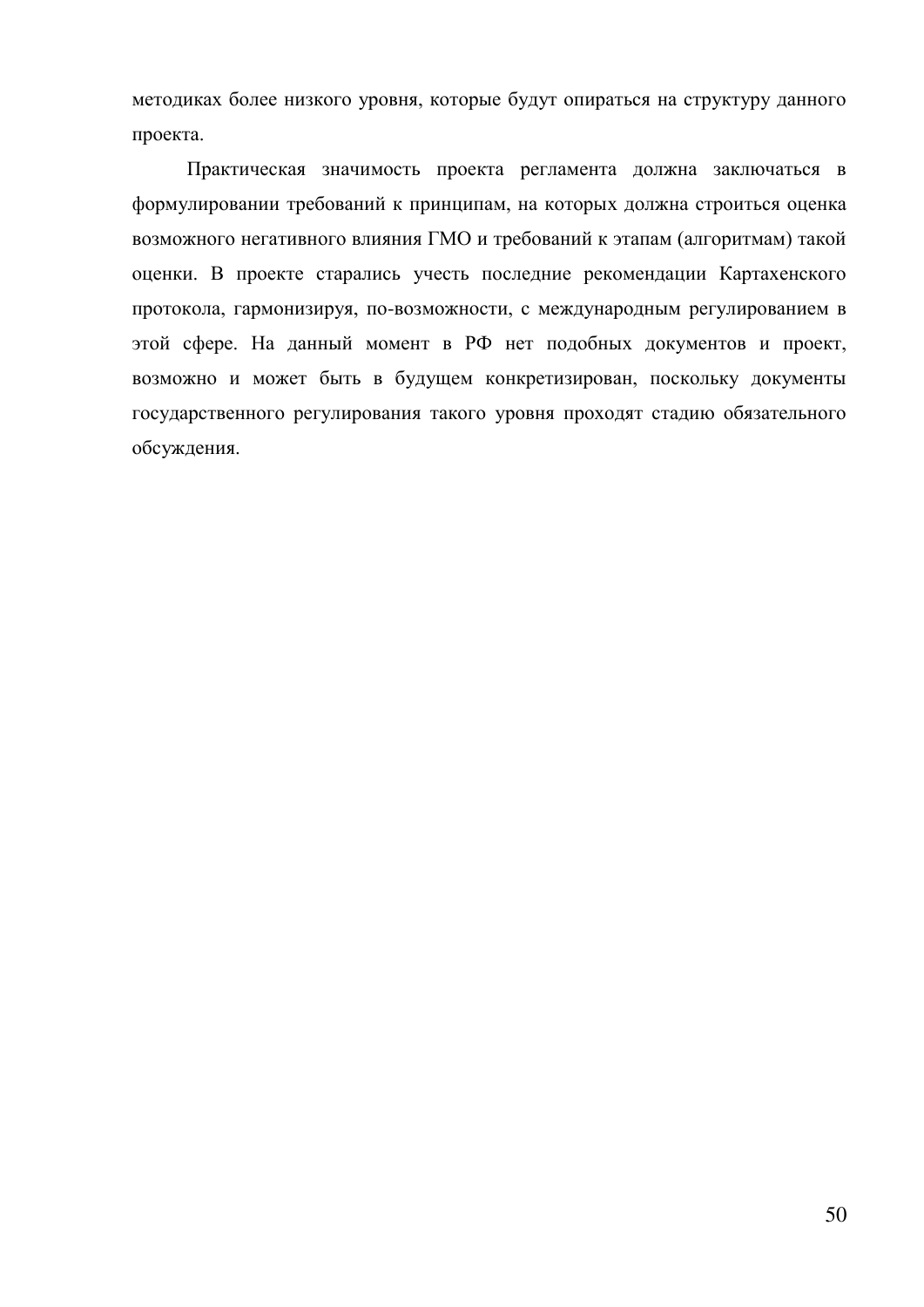методиках более низкого уровня, которые будут опираться на структуру данного проекта.

Практическая значимость проекта регламента должна заключаться в формулировании требований к принципам, на которых должна строиться оценка возможного негативного влияния ГМО и требований к этапам (алгоритмам) такой оценки. В проекте старались учесть последние рекомендации Картахенского протокола, гармонизируя, по-возможности, с международным регулированием в этой сфере. На данный момент в РФ нет подобных документов и проект, возможно и может быть в будущем конкретизирован, поскольку документы государственного регулирования такого уровня проходят стадию обязательного обсуждения.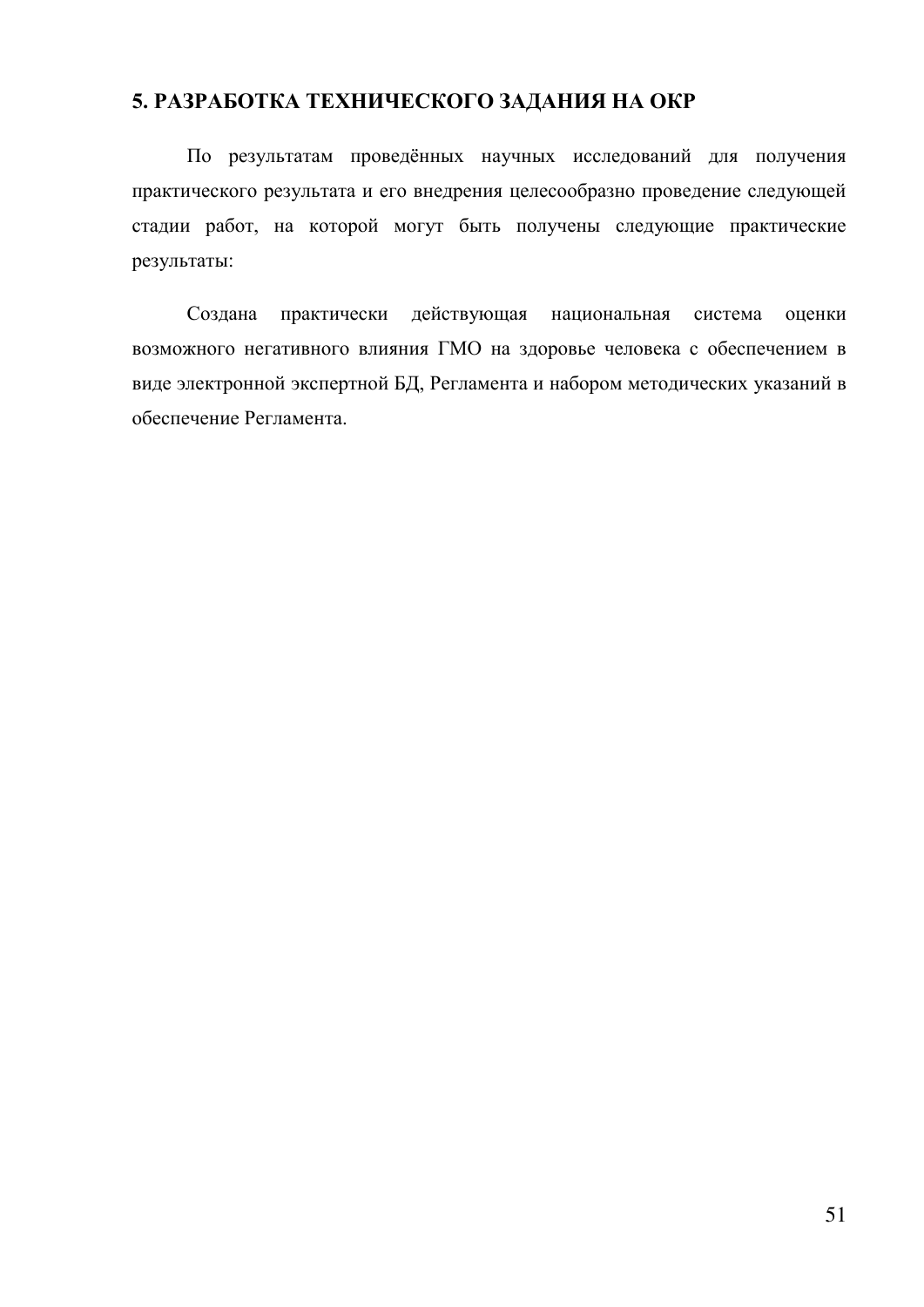## 5. РАЗРАБОТКА ТЕХНИЧЕСКОГО ЗАДАНИЯ НА ОКР

По результатам проведённых научных исследований для получения практического результата и его внедрения целесообразно проведение следующей стадии работ, на которой могут быть получены следующие практические результаты:

Создана практически действующая национальная система оценки возможного негативного влияния ГМО на здоровье человека с обеспечением в виде электронной экспертной БД, Регламента и набором методических указаний в обеспечение Регламента.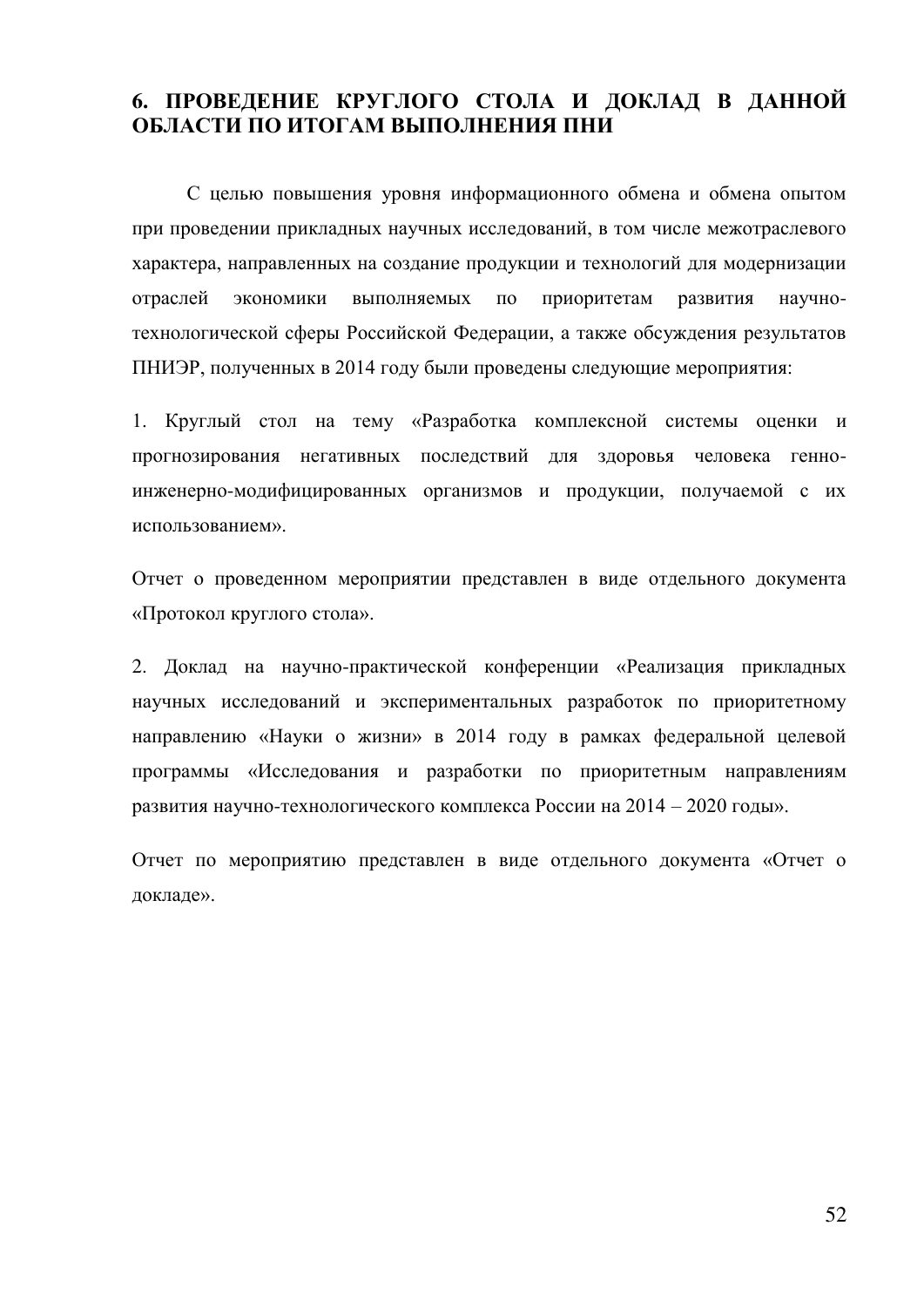# 6. ПРОВЕДЕНИЕ КРУГЛОГО СТОЛА И ДОКЛАД В ДАННОЙ ОБЛАСТИ ПО ИТОГАМ ВЫПОЛНЕНИЯ ПНИ

С целью повышения уровня информационного обмена и обмена опытом при проведении прикладных научных исследований, в том числе межотраслевого характера, направленных на создание продукции и технологий для модернизации отраслей экономики выполняемых по приоритетам развития научно-технологической сферы Российской Федерации, а также обсуждения результатов ПНИЭР, полученных в 2014 году были проведены следующие мероприятия:

1. Круглый стол на тему «Разработка комплексной системы оценки и прогнозирования негативных последствий для здоровья человека генно-инженерно-модифицированных организмов и продукции, получаемой с их использованием».

Отчет о проведенном мероприятии представлен в виде отдельного документа «Протокол круглого стола».

2. Доклад на научно-практической конференции «Реализация прикладных научных исследований и экспериментальных разработок по приоритетному направлению «Науки о жизни» в 2014 году в рамках федеральной целевой программы «Исследования и разработки по приоритетным направлениям развития научно-технологического комплекса России на 2014 – 2020 годы».

Отчет по мероприятию представлен в виде отдельного документа «Отчет о докладе».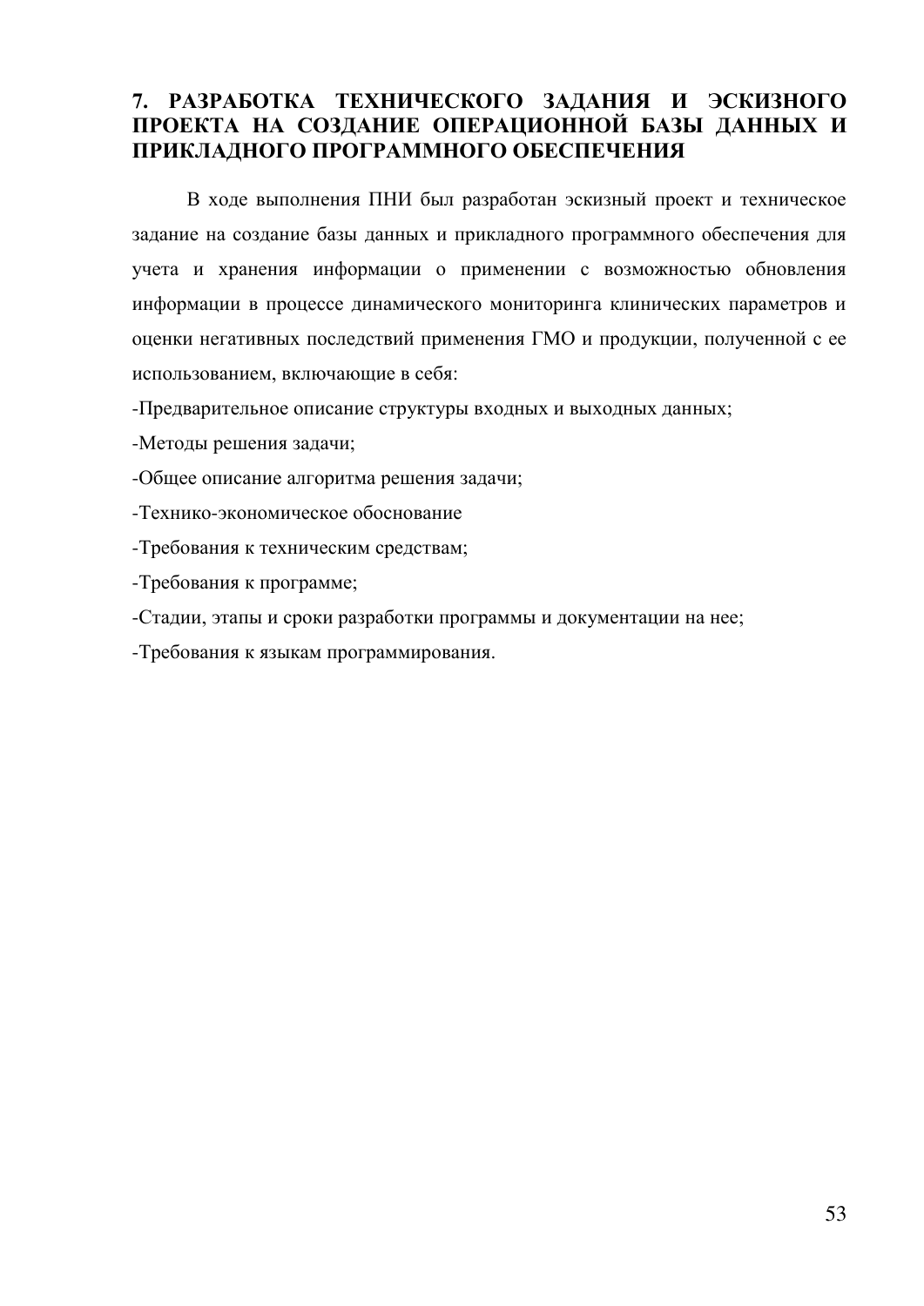# 7. РАЗРАБОТКА ТЕХНИЧЕСКОГО ЗАДАНИЯ И ЭСКИЗНОГО ПРОЕКТА НА СОЗДАНИЕ ОПЕРАЦИОННОЙ БАЗЫ ДАННЫХ И ПРИКЛАДНОГО ПРОГРАММНОГО ОБЕСПЕЧЕНИЯ

В ходе выполнения ПНИ был разработан эскизный проект и техническое задание на создание базы данных и прикладного программного обеспечения для учета и хранения информации о применении с возможностью обновления информации в процессе динамического мониторинга клинических параметров и оценки негативных последствий применения ГМО и продукции, полученной с ее использованием, включающие в себя:

-Предварительное описание структуры входных и выходных данных;

-Методы решения задачи;

-Общее описание алгоритма решения задачи;

-Технико-экономическое обоснование

-Требования к техническим средствам;

-Требования к программе;

-Стадии, этапы и сроки разработки программы и документации на нее;

-Требования к языкам программирования.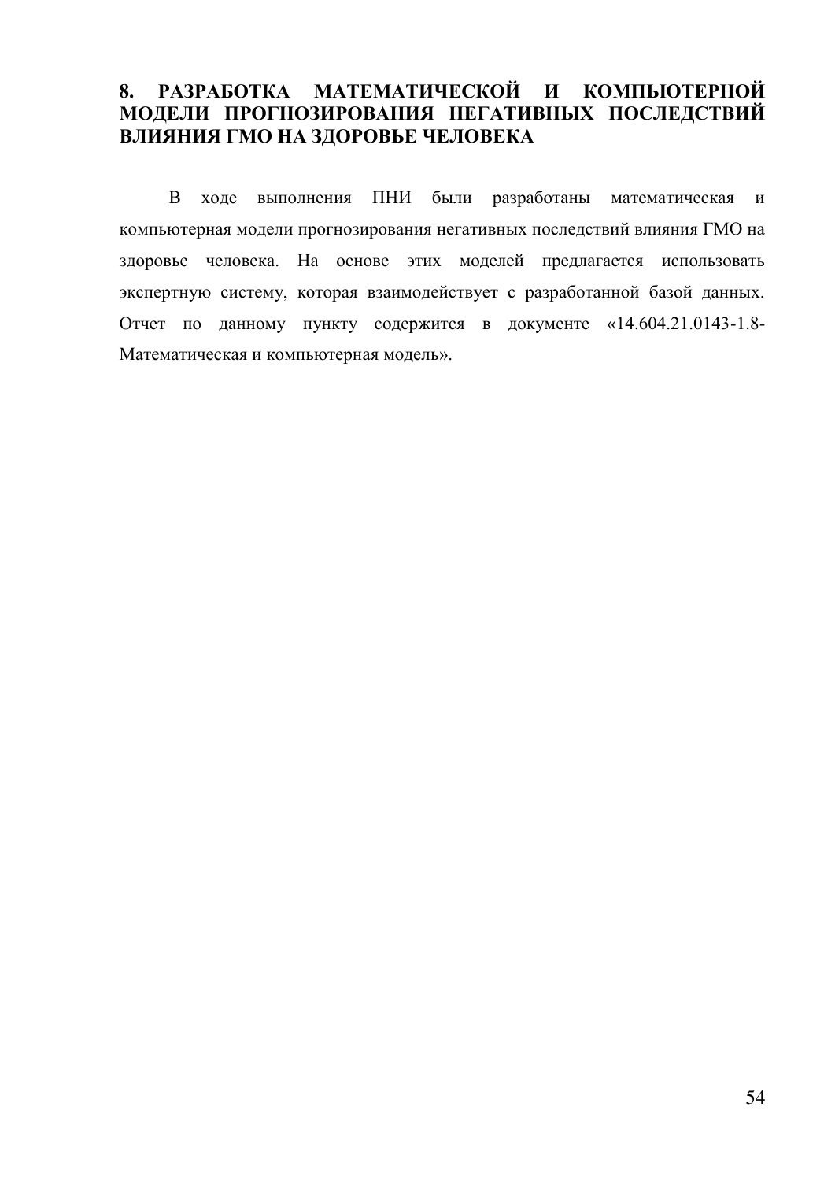# 8. РАЗРАБОТКА МАТЕМАТИЧЕСКОЙ И КОМПЬЮТЕРНОЙ МОДЕЛИ ПРОГНОЗИРОВАНИЯ НЕГАТИВНЫХ ПОСЛЕДСТВИЙ ВЛИЯНИЯ ГМО НА ЗДОРОВЬЕ ЧЕЛОВЕКА

В ходе выполнения ПНИ были разработаны математическая и компьютерная модели прогнозирования негативных последствий влияния ГМО на здоровье человека. На основе этих моделей предлагается использовать экспертную систему, которая взаимодействует с разработанной базой данных. Отчет по данному пункту содержится в документе «14.604.21.0143-1.8-Математическая и компьютерная модель».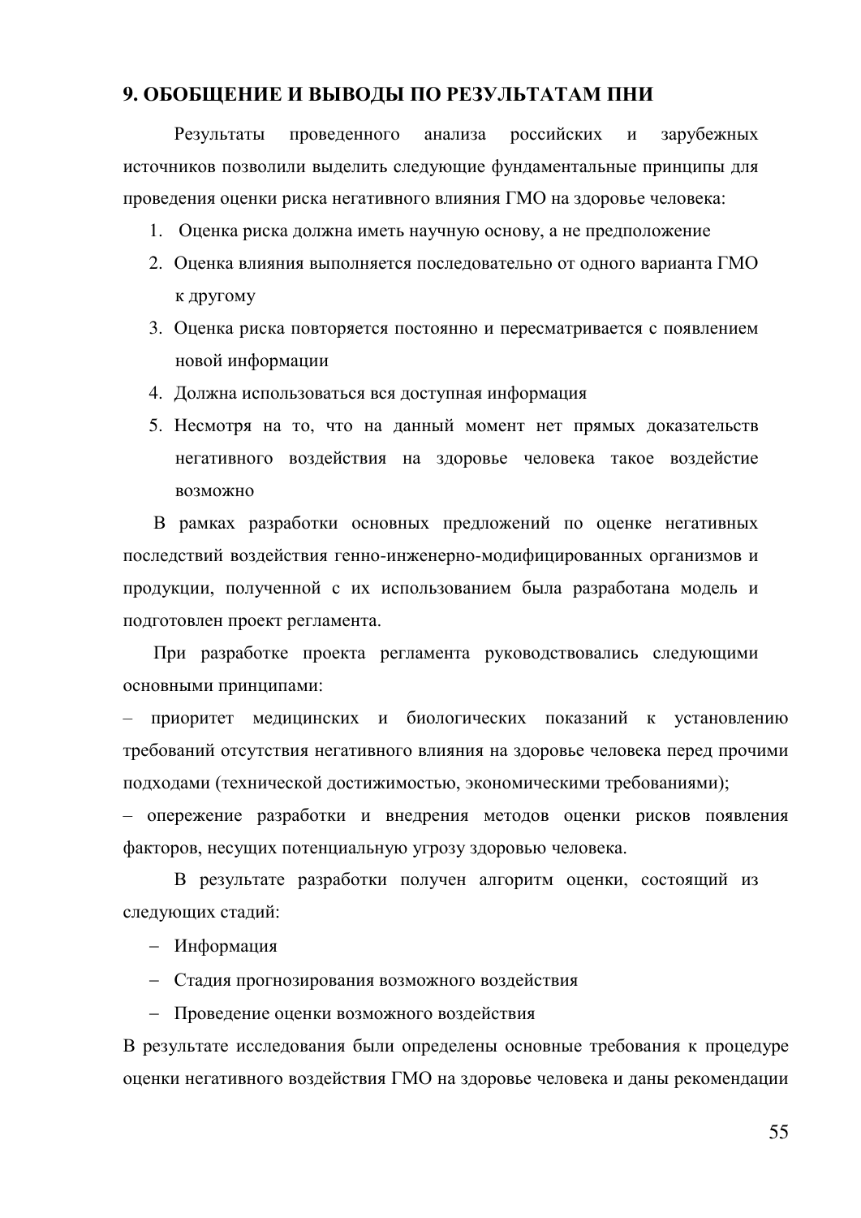## 9. ОБОБЩЕНИЕ И ВЫВОДЫ ПО РЕЗУЛЬТАТАМ ПНИ

Результаты проведенного анализа российских и зарубежных источников позволили выделить следующие фундаментальные принципы для проведения оценки риска негативного влияния ГМО на здоровье человека:

1. Оценка риска должна иметь научную основу, а не предположение
2. Оценка влияния выполняется последовательно от одного варианта ГМО к другому
3. Оценка риска повторяется постоянно и пересматривается с появлением новой информации
4. Должна использоваться вся доступная информация
5. Несмотря на то, что на данный момент нет прямых доказательств негативного воздействия на здоровье человека такое воздействие возможно

В рамках разработки основных предложений по оценке негативных последствий воздействия генно-инженерно-модифицированных организмов и продукции, полученной с их использованием была разработана модель и подготовлен проект регламента.

При разработке проекта регламента руководствовались следующими основными принципами:

– приоритет медицинских и биологических показаний к установлению требований отсутствия негативного влияния на здоровье человека перед прочими подходами (технической достижимостью, экономическими требованиями);

– опережение разработки и внедрения методов оценки рисков появления факторов, несущих потенциальную угрозу здоровью человека.

В результате разработки получен алгоритм оценки, состоящий из следующих стадий:

- Информация
- Стадия прогнозирования возможного воздействия
- Проведение оценки возможного воздействия

В результате исследования были определены основные требования к процедуре оценки негативного воздействия ГМО на здоровье человека и даны рекомендации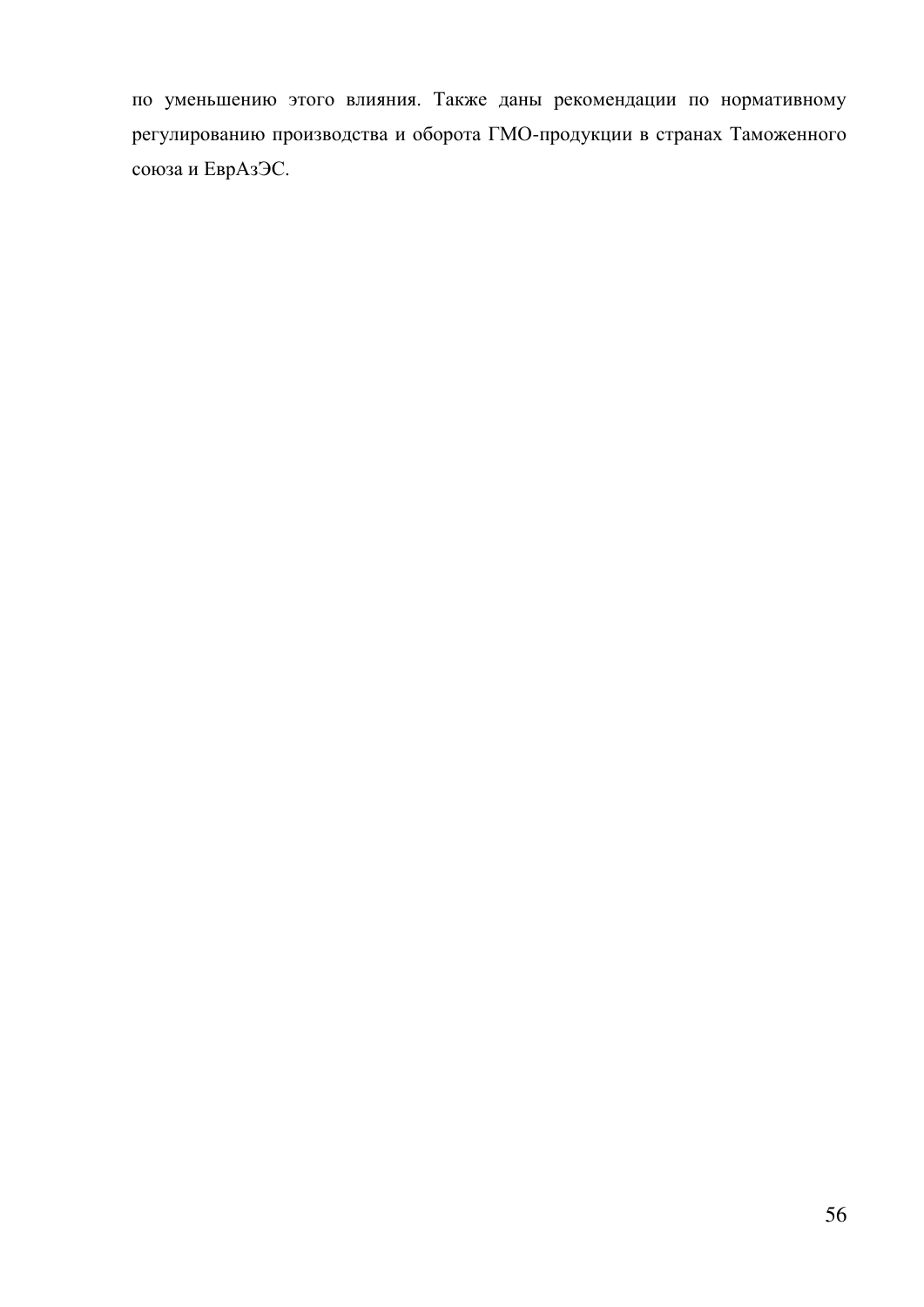по уменьшению этого влияния. Также даны рекомендации по нормативному регулированию производства и оборота ГМО-продукции в странах Таможенного союза и ЕврАзЭС.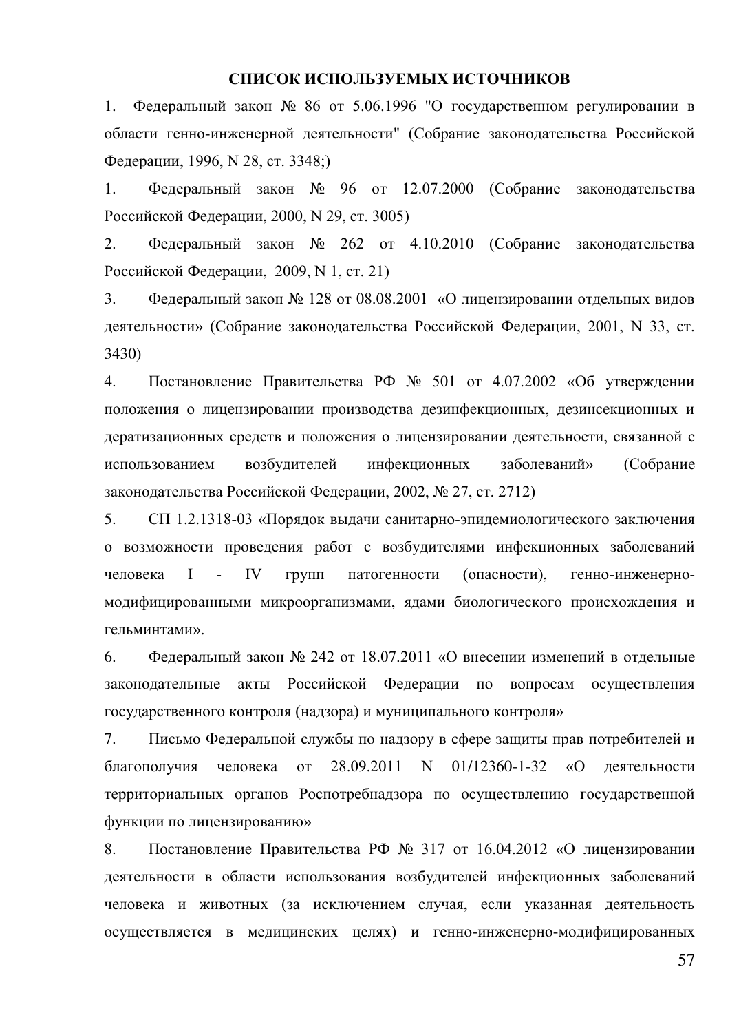**СПИСОК ИСПОЛЬЗУЕМЫХ ИСТОЧНИКОВ**

1. Федеральный закон № 86 от 5.06.1996 "О государственном регулировании в области генно-инженерной деятельности" (Собрание законодательства Российской Федерации, 1996, N 28, ст. 3348;)

1. Федеральный закон № 96 от 12.07.2000 (Собрание законодательства Российской Федерации, 2000, N 29, ст. 3005)

2. Федеральный закон № 262 от 4.10.2010 (Собрание законодательства Российской Федерации, 2009, N 1, ст. 21)

3. Федеральный закон № 128 от 08.08.2001 «О лицензировании отдельных видов деятельности» (Собрание законодательства Российской Федерации, 2001, N 33, ст. 3430)

4. Постановление Правительства РФ № 501 от 4.07.2002 «Об утверждении положения о лицензировании производства дезинфекционных, дезинсекционных и дератизационных средств и положения о лицензировании деятельности, связанной с использованием возбудителей инфекционных заболеваний» (Собрание законодательства Российской Федерации, 2002, № 27, ст. 2712)

5. СП 1.2.1318-03 «Порядок выдачи санитарно-эпидемиологического заключения о возможности проведения работ с возбудителями инфекционных заболеваний человека I - IV групп патогенности (опасности), генно-инженерно-модифицированными микроорганизмами, ядами биологического происхождения и гельминтами».

6. Федеральный закон № 242 от 18.07.2011 «О внесении изменений в отдельные законодательные акты Российской Федерации по вопросам осуществления государственного контроля (надзора) и муниципального контроля»

7. Письмо Федеральной службы по надзору в сфере защиты прав потребителей и благополучия человека от 28.09.2011 N 01/12360-1-32 «О деятельности территориальных органов Роспотребнадзора по осуществлению государственной функции по лицензированию»

8. Постановление Правительства РФ № 317 от 16.04.2012 «О лицензировании деятельности в области использования возбудителей инфекционных заболеваний человека и животных (за исключением случая, если указанная деятельность осуществляется в медицинских целях) и генно-инженерно-модифицированных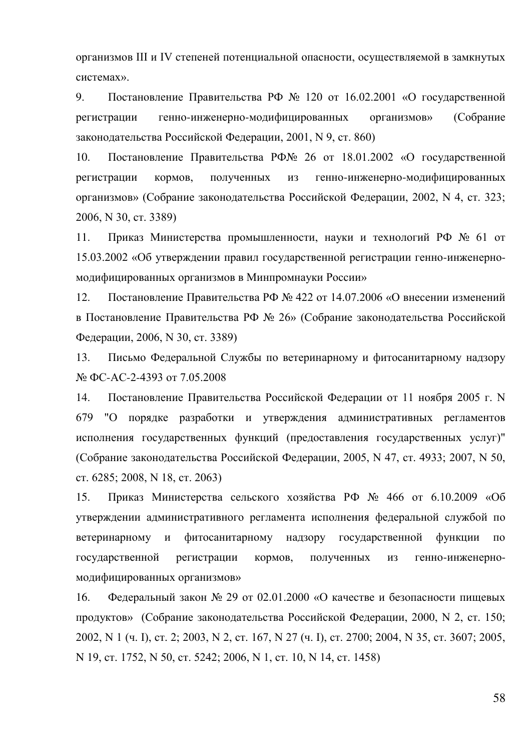организмов III и IV степеней потенциальной опасности, осуществляемой в замкнутых системах».

9. Постановление Правительства РФ № 120 от 16.02.2001 «О государственной регистрации генно-инженерно-модифицированных организмов» (Собрание законодательства Российской Федерации, 2001, N 9, ст. 860)

10. Постановление Правительства РФ№ 26 от 18.01.2002 «О государственной регистрации кормов, полученных из генно-инженерно-модифицированных организмов» (Собрание законодательства Российской Федерации, 2002, N 4, ст. 323; 2006, N 30, ст. 3389)

11. Приказ Министерства промышленности, науки и технологий РФ № 61 от 15.03.2002 «Об утверждении правил государственной регистрации генно-инженерно-модифицированных организмов в Минпромнауки России»

12. Постановление Правительства РФ № 422 от 14.07.2006 «О внесении изменений в Постановление Правительства РФ № 26» (Собрание законодательства Российской Федерации, 2006, N 30, ст. 3389)

13. Письмо Федеральной Службы по ветеринарному и фитосанитарному надзору № ФС-АС-2-4393 от 7.05.2008

14. Постановление Правительства Российской Федерации от 11 ноября 2005 г. N 679 "О порядке разработки и утверждения административных регламентов исполнения государственных функций (предоставления государственных услуг)" (Собрание законодательства Российской Федерации, 2005, N 47, ст. 4933; 2007, N 50, ст. 6285; 2008, N 18, ст. 2063)

15. Приказ Министерства сельского хозяйства РФ № 466 от 6.10.2009 «Об утверждении административного регламента исполнения федеральной службой по ветеринарному и фитосанитарному надзору государственной функции по государственной регистрации кормов, полученных из генно-инженерно-модифицированных организмов»

16. Федеральный закон № 29 от 02.01.2000 «О качестве и безопасности пищевых продуктов» (Собрание законодательства Российской Федерации, 2000, N 2, ст. 150; 2002, N 1 (ч. I), ст. 2; 2003, N 2, ст. 167, N 27 (ч. I), ст. 2700; 2004, N 35, ст. 3607; 2005, N 19, ст. 1752, N 50, ст. 5242; 2006, N 1, ст. 10, N 14, ст. 1458)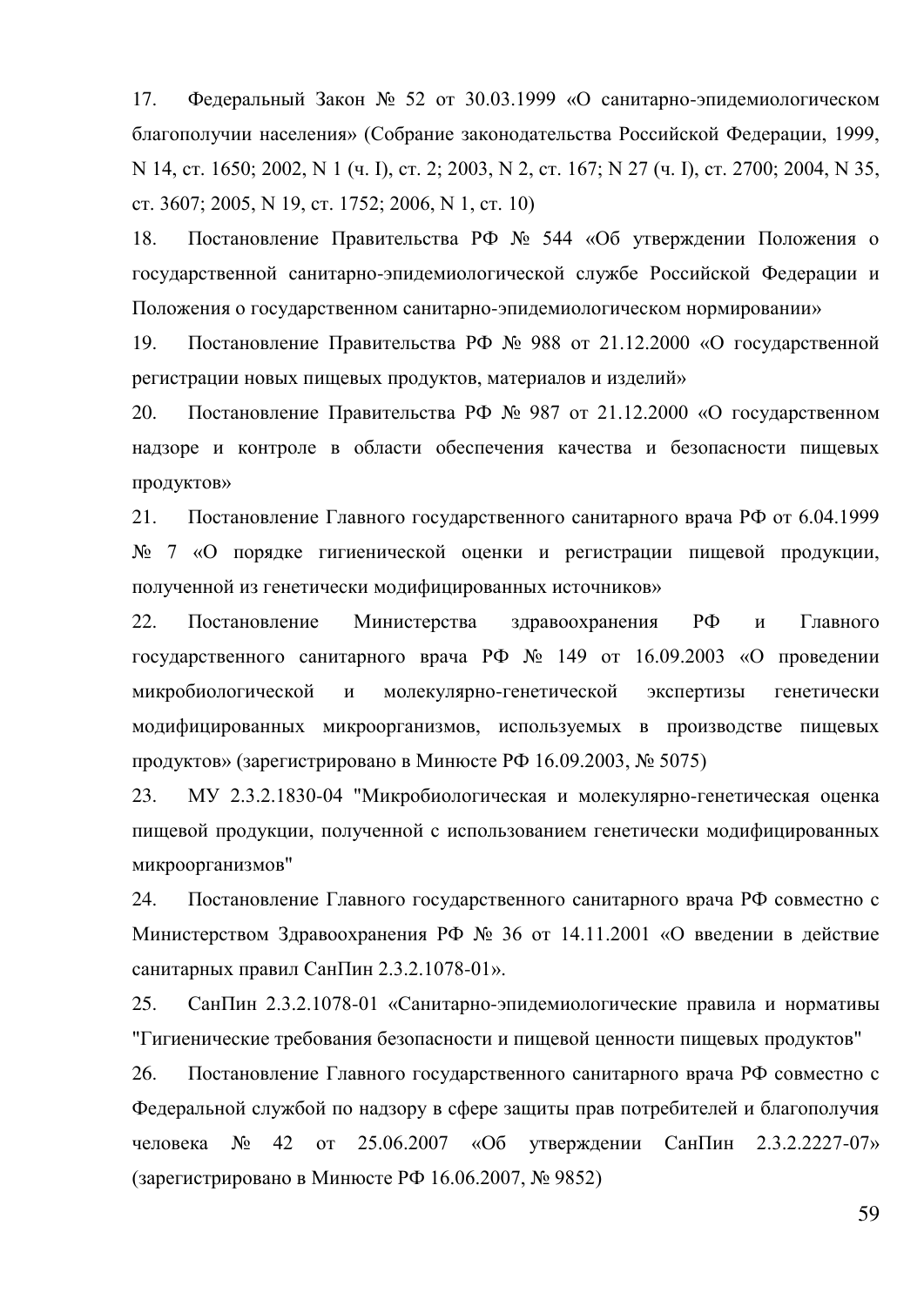17. Федеральный Закон № 52 от 30.03.1999 «О санитарно-эпидемиологическом благополучии населения» (Собрание законодательства Российской Федерации, 1999, N 14, ст. 1650; 2002, N 1 (ч. I), ст. 2; 2003, N 2, ст. 167; N 27 (ч. I), ст. 2700; 2004, N 35, ст. 3607; 2005, N 19, ст. 1752; 2006, N 1, ст. 10)

18. Постановление Правительства РФ № 544 «Об утверждении Положения о государственной санитарно-эпидемиологической службе Российской Федерации и Положения о государственном санитарно-эпидемиологическом нормировании»

19. Постановление Правительства РФ № 988 от 21.12.2000 «О государственной регистрации новых пищевых продуктов, материалов и изделий»

20. Постановление Правительства РФ № 987 от 21.12.2000 «О государственном надзоре и контроле в области обеспечения качества и безопасности пищевых продуктов»

21. Постановление Главного государственного санитарного врача РФ от 6.04.1999 № 7 «О порядке гигиенической оценки и регистрации пищевой продукции, полученной из генетически модифицированных источников»

22. Постановление Министерства здравоохранения РФ и Главного государственного санитарного врача РФ № 149 от 16.09.2003 «О проведении микробиологической и молекулярно-генетической экспертизы генетически модифицированных микроорганизмов, используемых в производстве пищевых продуктов» (зарегистрировано в Минюсте РФ 16.09.2003, № 5075)

23. МУ 2.3.2.1830-04 "Микробиологическая и молекулярно-генетическая оценка пищевой продукции, полученной с использованием генетически модифицированных микроорганизмов"

24. Постановление Главного государственного санитарного врача РФ совместно с Министерством Здравоохранения РФ № 36 от 14.11.2001 «О введении в действие санитарных правил СанПин 2.3.2.1078-01».

25. СанПин 2.3.2.1078-01 «Санитарно-эпидемиологические правила и нормативы "Гигиенические требования безопасности и пищевой ценности пищевых продуктов"

26. Постановление Главного государственного санитарного врача РФ совместно с Федеральной службой по надзору в сфере защиты прав потребителей и благополучия человека № 42 от 25.06.2007 «Об утверждении СанПин 2.3.2.2227-07» (зарегистрировано в Минюсте РФ 16.06.2007, № 9852)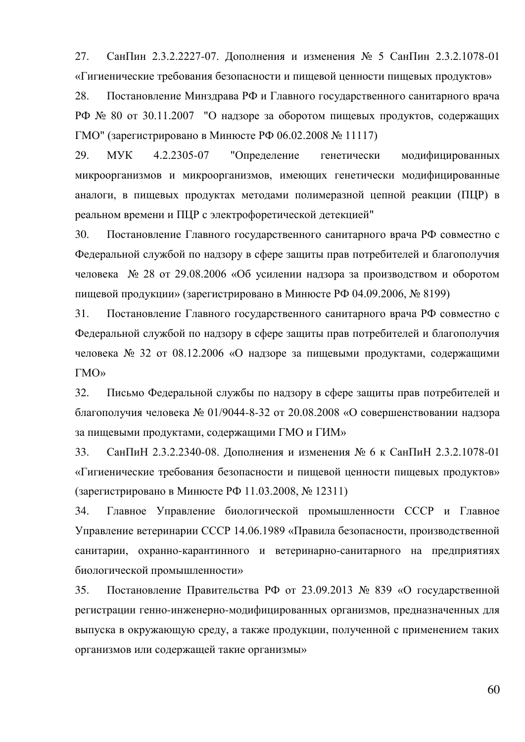27. СанПин 2.3.2.2227-07. Дополнения и изменения № 5 СанПин 2.3.2.1078-01 «Гигиенические требования безопасности и пищевой ценности пищевых продуктов»

28. Постановление Минздрава РФ и Главного государственного санитарного врача РФ № 80 от 30.11.2007 "О надзоре за оборотом пищевых продуктов, содержащих ГМО" (зарегистрировано в Минюсте РФ 06.02.2008 № 11117)

29. МУК 4.2.2305-07 "Определение генетически модифицированных микроорганизмов и микроорганизмов, имеющих генетически модифицированные аналоги, в пищевых продуктах методами полимеразной цепной реакции (ПЦР) в реальном времени и ПЦР с электрофоретической детекцией"

30. Постановление Главного государственного санитарного врача РФ совместно с Федеральной службой по надзору в сфере защиты прав потребителей и благополучия человека № 28 от 29.08.2006 «Об усилении надзора за производством и оборотом пищевой продукции» (зарегистрировано в Минюсте РФ 04.09.2006, № 8199)

31. Постановление Главного государственного санитарного врача РФ совместно с Федеральной службой по надзору в сфере защиты прав потребителей и благополучия человека № 32 от 08.12.2006 «О надзоре за пищевыми продуктами, содержащими ГМО»

32. Письмо Федеральной службы по надзору в сфере защиты прав потребителей и благополучия человека № 01/9044-8-32 от 20.08.2008 «О совершенствовании надзора за пищевыми продуктами, содержащими ГМО и ГИМ»

33. СанПиН 2.3.2.2340-08. Дополнения и изменения № 6 к СанПиН 2.3.2.1078-01 «Гигиенические требования безопасности и пищевой ценности пищевых продуктов» (зарегистрировано в Минюсте РФ 11.03.2008, № 12311)

34. Главное Управление биологической промышленности СССР и Главное Управление ветеринарии СССР 14.06.1989 «Правила безопасности, производственной санитарии, охранно-карантинного и ветеринарно-санитарного на предприятиях биологической промышленности»

35. Постановление Правительства РФ от 23.09.2013 № 839 «О государственной регистрации генно-инженерно-модифицированных организмов, предназначенных для выпуска в окружающую среду, а также продукции, полученной с применением таких организмов или содержащей такие организмы»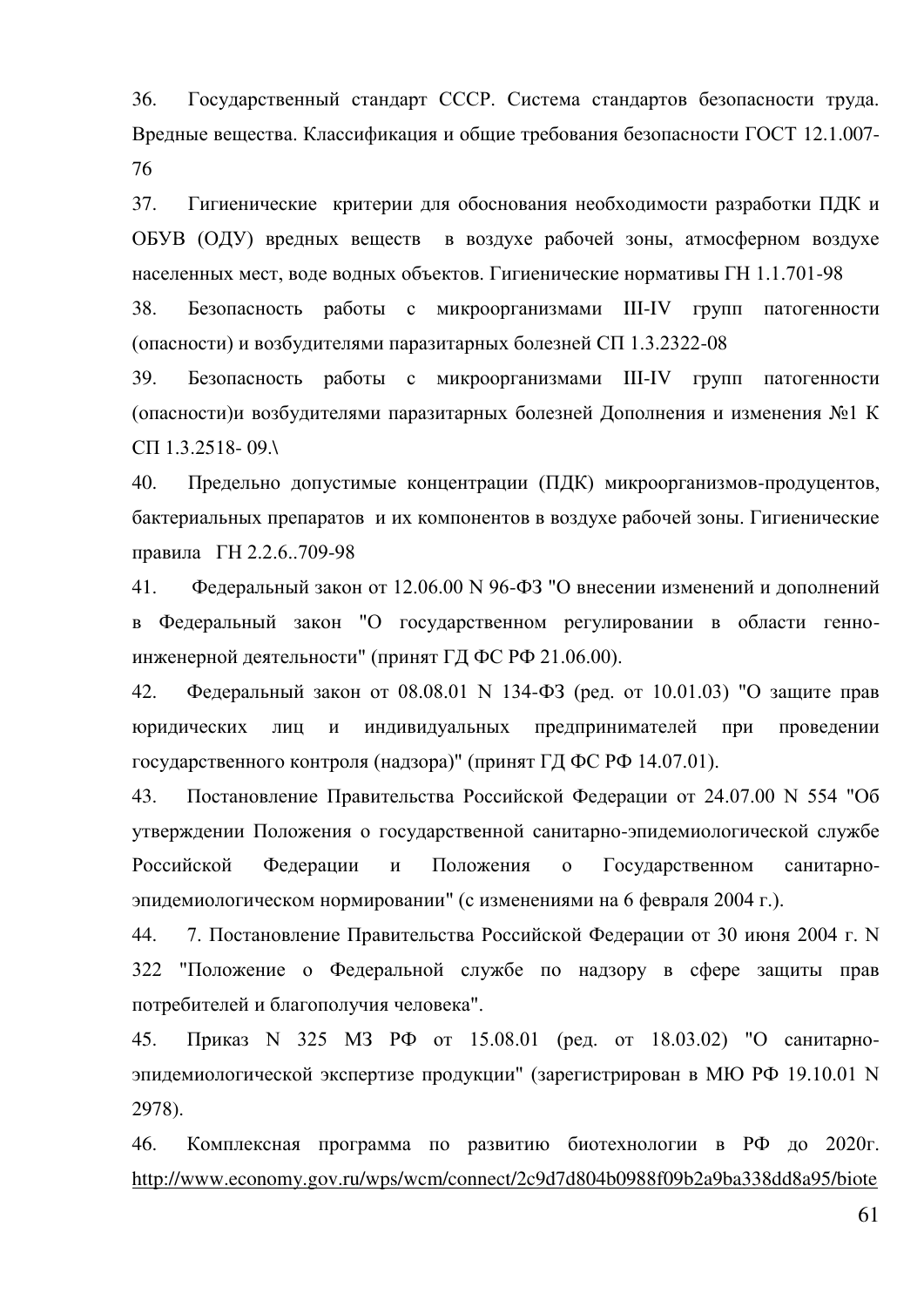36. Государственный стандарт СССР. Система стандартов безопасности труда. Вредные вещества. Классификация и общие требования безопасности ГОСТ 12.1.007-76

37. Гигиенические критерии для обоснования необходимости разработки ПДК и ОБУВ (ОДУ) вредных веществ в воздухе рабочей зоны, атмосферном воздухе населенных мест, воде водных объектов. Гигиенические нормативы ГН 1.1.701-98

38. Безопасность работы с микроорганизмами III-IV групп патогенности (опасности) и возбудителями паразитарных болезней СП 1.3.2322-08

39. Безопасность работы с микроорганизмами III-IV групп патогенности (опасности)и возбудителями паразитарных болезней Дополнения и изменения №1 К СП 1.3.2518- 09.\

40. Предельно допустимые концентрации (ПДК) микроорганизмов-продуцентов, бактериальных препаратов и их компонентов в воздухе рабочей зоны. Гигиенические правила ГН 2.2.6..709-98

41. Федеральный закон от 12.06.00 N 96-ФЗ "О внесении изменений и дополнений в Федеральный закон "О государственном регулировании в области генно-инженерной деятельности" (принят ГД ФС РФ 21.06.00).

42. Федеральный закон от 08.08.01 N 134-ФЗ (ред. от 10.01.03) "О защите прав юридических лиц и индивидуальных предпринимателей при проведении государственного контроля (надзора)" (принят ГД ФС РФ 14.07.01).

43. Постановление Правительства Российской Федерации от 24.07.00 N 554 "Об утверждении Положения о государственной санитарно-эпидемиологической службе Российской Федерации и Положения о Государственном санитарно-эпидемиологическом нормировании" (с изменениями на 6 февраля 2004 г.).

44. 7. Постановление Правительства Российской Федерации от 30 июня 2004 г. N 322 "Положение о Федеральной службе по надзору в сфере защиты прав потребителей и благополучия человека".

45. Приказ N 325 МЗ РФ от 15.08.01 (ред. от 18.03.02) "О санитарно-эпидемиологической экспертизе продукции" (зарегистрирован в МЮ РФ 19.10.01 N 2978).

46. Комплексная программа по развитию биотехнологии в РФ до 2020г. http://www.economy.gov.ru/wps/wcm/connect/2c9d7d804b0988f09b2a9ba338dd8a95/biote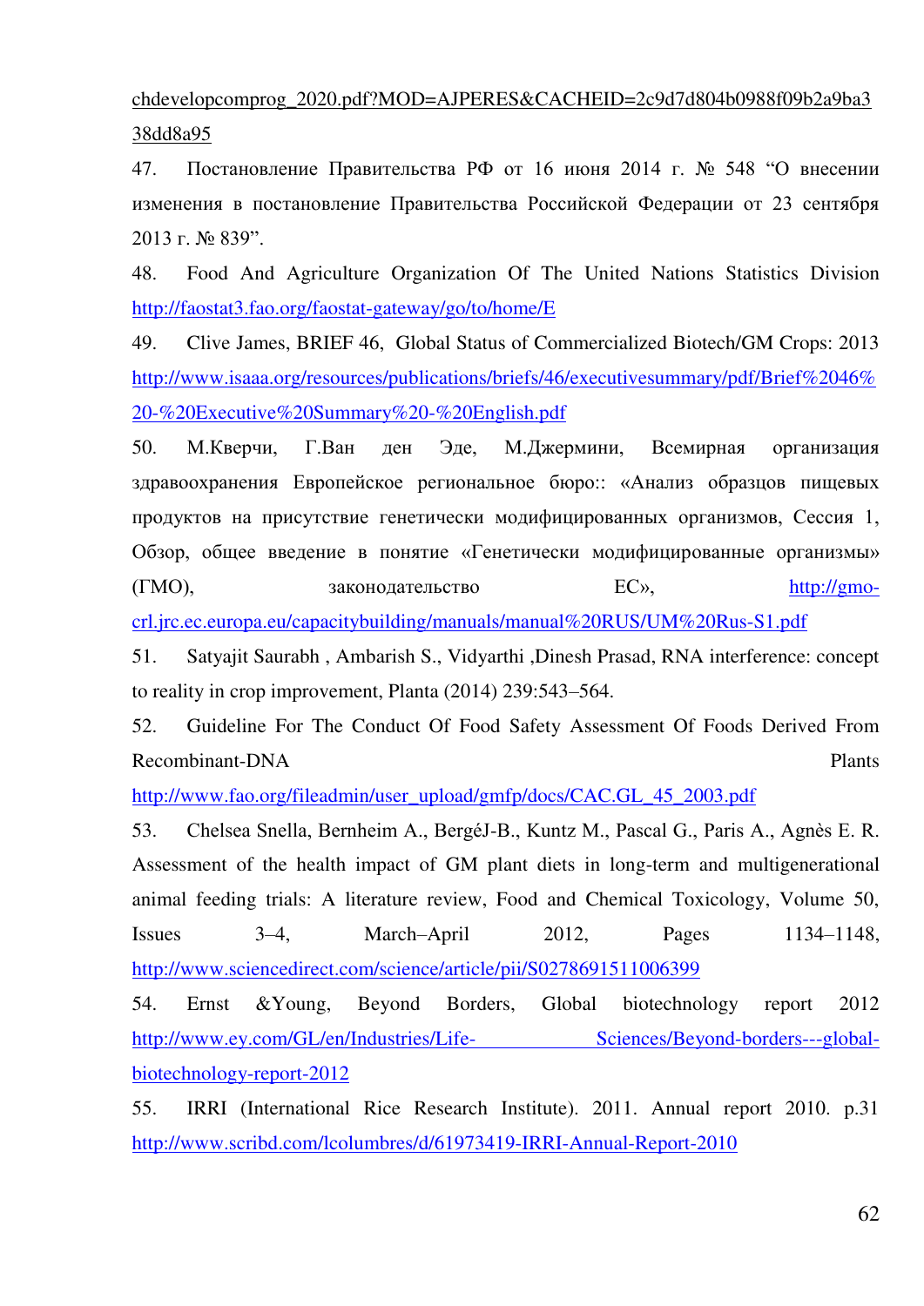chdevelopcomprog_2020.pdf?MOD=AJPERES&CACHEID=2c9d7d804b0988f09b2a9ba338dd8a95

47. Постановление Правительства РФ от 16 июня 2014 г. № 548 "О внесении изменения в постановление Правительства Российской Федерации от 23 сентября 2013 г. № 839".

48. Food And Agriculture Organization Of The United Nations Statistics Division http://faostat3.fao.org/faostat-gateway/go/to/home/E

49. Clive James, BRIEF 46, Global Status of Commercialized Biotech/GM Crops: 2013 http://www.isaaa.org/resources/publications/briefs/46/executivesummary/pdf/Brief%2046%20-%20Executive%20Summary%20-%20English.pdf

50. М.Кверчи, Г.Ван ден Эде, М.Джермини, Всемирная организация здравоохранения Европейское региональное бюро:: «Анализ образцов пищевых продуктов на присутствие генетически модифицированных организмов, Сессия 1, Обзор, общее введение в понятие «Генетически модифицированные организмы» (ГМО), законодательство ЕС», http://gmo-crl.jrc.ec.europa.eu/capacitybuilding/manuals/manual%20RUS/UM%20Rus-S1.pdf

51. Satyajit Saurabh , Ambarish S., Vidyarthi ,Dinesh Prasad, RNA interference: concept to reality in crop improvement, Planta (2014) 239:543–564.

52. Guideline For The Conduct Of Food Safety Assessment Of Foods Derived From Recombinant-DNA Plants http://www.fao.org/fileadmin/user_upload/gmfp/docs/CAC.GL_45_2003.pdf

53. Chelsea Snella, Bernheim A., BergéJ-B., Kuntz M., Pascal G., Paris A., Agnès E. R. Assessment of the health impact of GM plant diets in long-term and multigenerational animal feeding trials: A literature review, Food and Chemical Toxicology, Volume 50, Issues 3–4, March–April 2012, Pages 1134–1148, http://www.sciencedirect.com/science/article/pii/S0278691511006399

54. Ernst &Young, Beyond Borders, Global biotechnology report 2012 http://www.ey.com/GL/en/Industries/Life-Sciences/Beyond-borders---global-biotechnology-report-2012

55. IRRI (International Rice Research Institute). 2011. Annual report 2010. p.31 http://www.scribd.com/lcolumbres/d/61973419-IRRI-Annual-Report-2010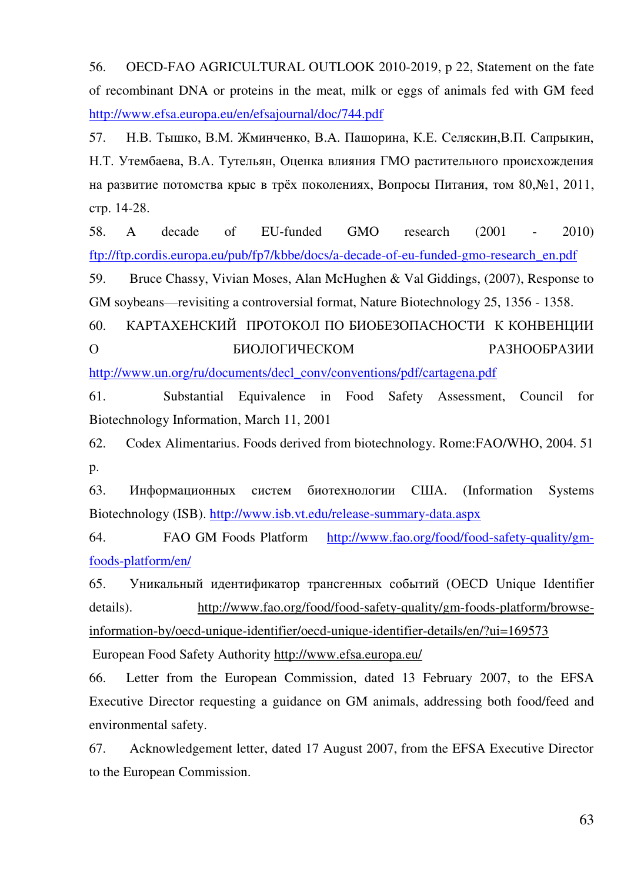56. OECD-FAO AGRICULTURAL OUTLOOK 2010-2019, p 22, Statement on the fate of recombinant DNA or proteins in the meat, milk or eggs of animals fed with GM feed http://www.efsa.europa.eu/en/efsajournal/doc/744.pdf

57. Н.В. Тышко, В.М. Жминченко, В.А. Пашорина, К.Е. Селяскин,В.П. Сапрыкин, Н.Т. Утембаева, В.А. Тутельян, Оценка влияния ГМО растительного происхождения на развитие потомства крыс в трёх поколениях, Вопросы Питания, том 80,№1, 2011, стр. 14-28.

58. A decade of EU-funded GMO research (2001 - 2010) ftp://ftp.cordis.europa.eu/pub/fp7/kbbe/docs/a-decade-of-eu-funded-gmo-research_en.pdf

59. Bruce Chassy, Vivian Moses, Alan McHughen & Val Giddings, (2007), Response to GM soybeans—revisiting a controversial format, Nature Biotechnology 25, 1356 - 1358.

60. КАРТАХЕНСКИЙ ПРОТОКОЛ ПО БИОБЕЗОПАСНОСТИ К КОНВЕНЦИИ О БИОЛОГИЧЕСКОМ РАЗНООБРАЗИИ http://www.un.org/ru/documents/decl_conv/conventions/pdf/cartagena.pdf

61. Substantial Equivalence in Food Safety Assessment, Council for Biotechnology Information, March 11, 2001

62. Codex Alimentarius. Foods derived from biotechnology. Rome:FAO/WHO, 2004. 51 p.

63. Информационных систем биотехнологии США. (Information Systems Biotechnology (ISB). http://www.isb.vt.edu/release-summary-data.aspx

64. FAO GM Foods Platform http://www.fao.org/food/food-safety-quality/gm-foods-platform/en/

65. Уникальный идентификатор трансгенных событий (OECD Unique Identifier details). http://www.fao.org/food/food-safety-quality/gm-foods-platform/browse-information-by/oecd-unique-identifier/oecd-unique-identifier-details/en/?ui=169573

European Food Safety Authority http://www.efsa.europa.eu/

66. Letter from the European Commission, dated 13 February 2007, to the EFSA Executive Director requesting a guidance on GM animals, addressing both food/feed and environmental safety.

67. Acknowledgement letter, dated 17 August 2007, from the EFSA Executive Director to the European Commission.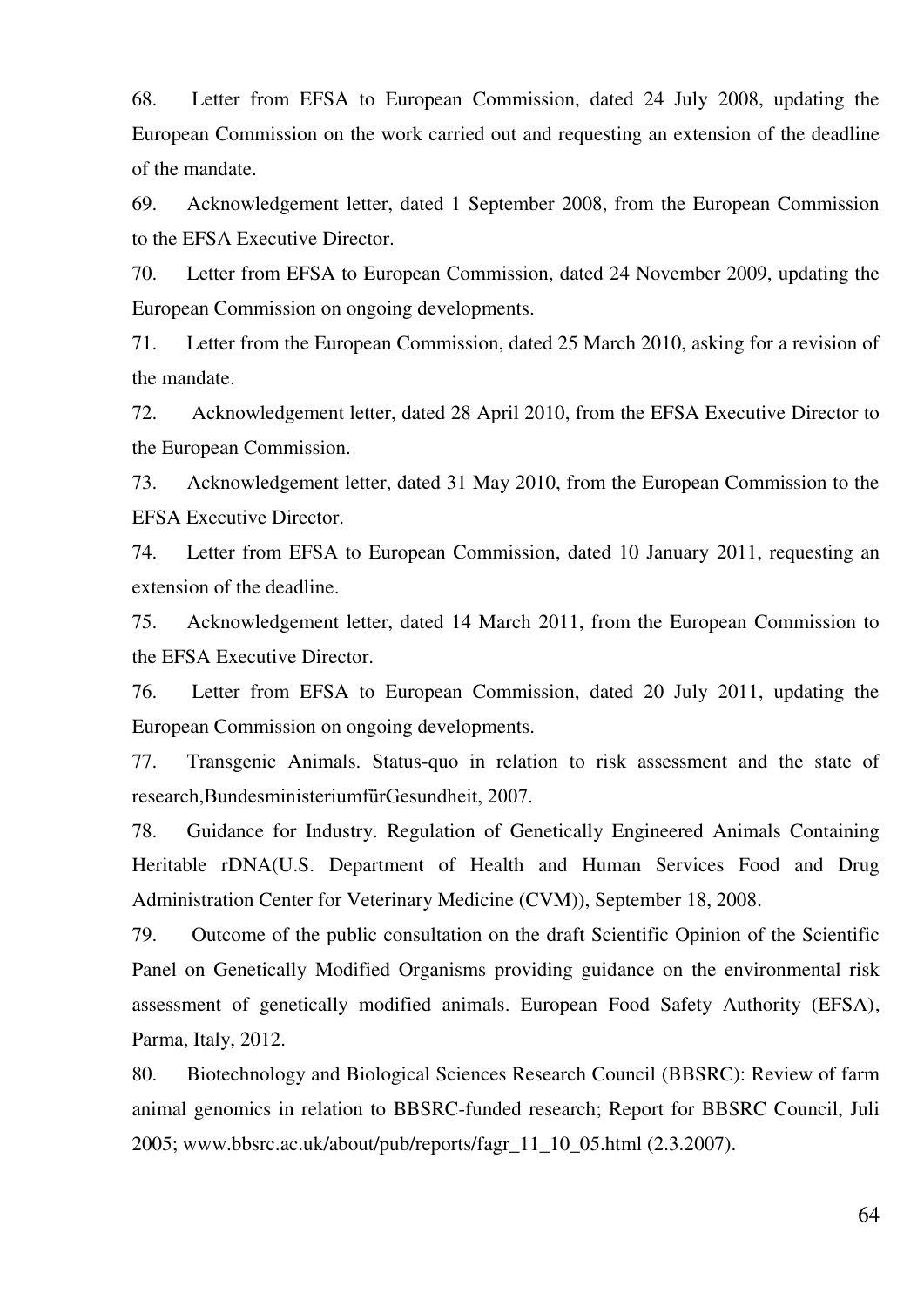68. Letter from EFSA to European Commission, dated 24 July 2008, updating the European Commission on the work carried out and requesting an extension of the deadline of the mandate.

69. Acknowledgement letter, dated 1 September 2008, from the European Commission to the EFSA Executive Director.

70. Letter from EFSA to European Commission, dated 24 November 2009, updating the European Commission on ongoing developments.

71. Letter from the European Commission, dated 25 March 2010, asking for a revision of the mandate.

72. Acknowledgement letter, dated 28 April 2010, from the EFSA Executive Director to the European Commission.

73. Acknowledgement letter, dated 31 May 2010, from the European Commission to the EFSA Executive Director.

74. Letter from EFSA to European Commission, dated 10 January 2011, requesting an extension of the deadline.

75. Acknowledgement letter, dated 14 March 2011, from the European Commission to the EFSA Executive Director.

76. Letter from EFSA to European Commission, dated 20 July 2011, updating the European Commission on ongoing developments.

77. Transgenic Animals. Status-quo in relation to risk assessment and the state of research,BundesministeriumfürGesundheit, 2007.

78. Guidance for Industry. Regulation of Genetically Engineered Animals Containing Heritable rDNA(U.S. Department of Health and Human Services Food and Drug Administration Center for Veterinary Medicine (CVM)), September 18, 2008.

79. Outcome of the public consultation on the draft Scientific Opinion of the Scientific Panel on Genetically Modified Organisms providing guidance on the environmental risk assessment of genetically modified animals. European Food Safety Authority (EFSA), Parma, Italy, 2012.

80. Biotechnology and Biological Sciences Research Council (BBSRC): Review of farm animal genomics in relation to BBSRC-funded research; Report for BBSRC Council, Juli 2005; www.bbsrc.ac.uk/about/pub/reports/fagr_11_10_05.html (2.3.2007).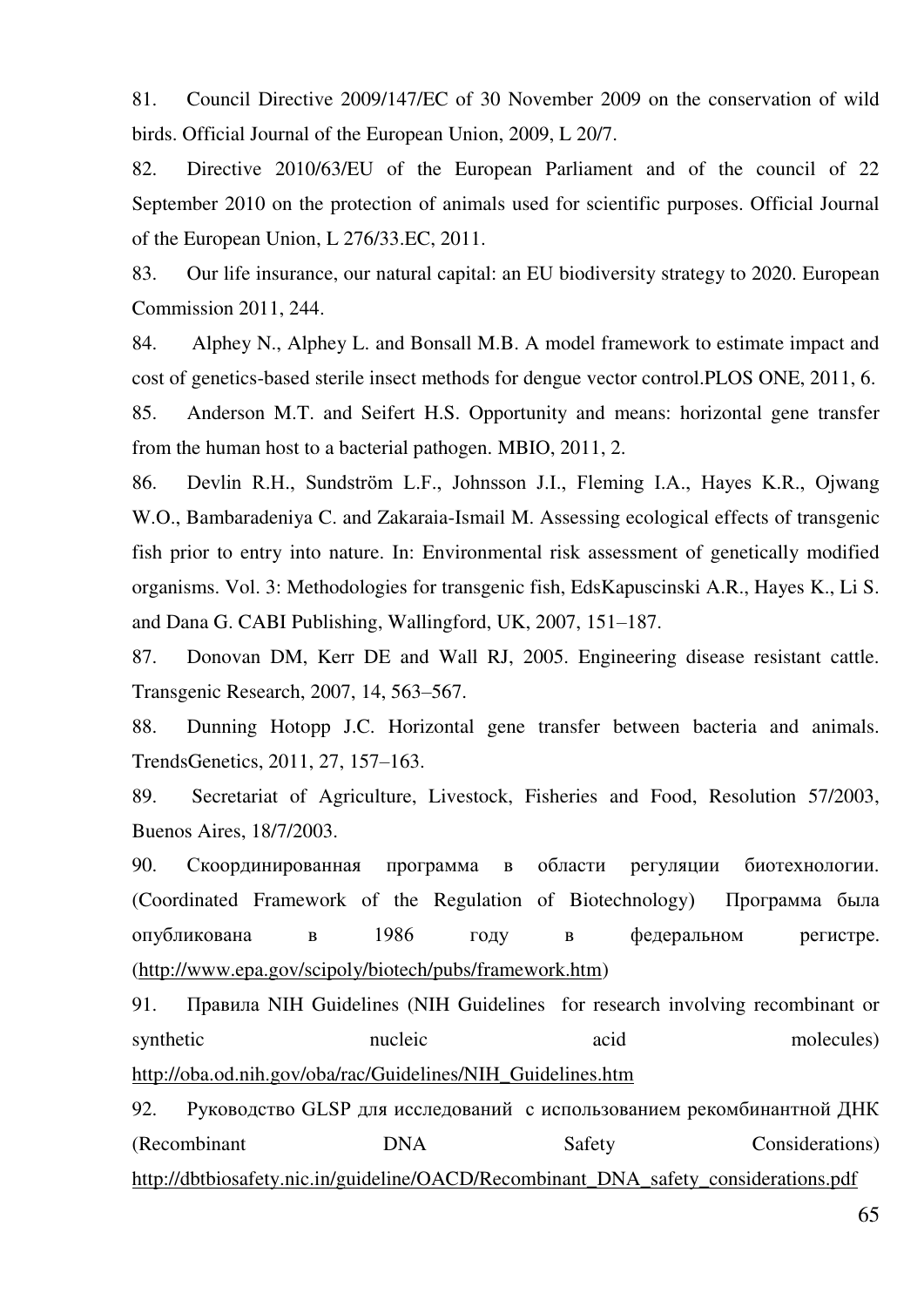81. Council Directive 2009/147/EC of 30 November 2009 on the conservation of wild birds. Official Journal of the European Union, 2009, L 20/7.

82. Directive 2010/63/EU of the European Parliament and of the council of 22 September 2010 on the protection of animals used for scientific purposes. Official Journal of the European Union, L 276/33.EC, 2011.

83. Our life insurance, our natural capital: an EU biodiversity strategy to 2020. European Commission 2011, 244.

84. Alphey N., Alphey L. and Bonsall M.B. A model framework to estimate impact and cost of genetics-based sterile insect methods for dengue vector control.PLOS ONE, 2011, 6.

85. Anderson M.T. and Seifert H.S. Opportunity and means: horizontal gene transfer from the human host to a bacterial pathogen. MBIO, 2011, 2.

86. Devlin R.H., Sundström L.F., Johnsson J.I., Fleming I.A., Hayes K.R., Ojwang W.O., Bambaradeniya C. and Zakaraia-Ismail M. Assessing ecological effects of transgenic fish prior to entry into nature. In: Environmental risk assessment of genetically modified organisms. Vol. 3: Methodologies for transgenic fish, EdsKapuscinski A.R., Hayes K., Li S. and Dana G. CABI Publishing, Wallingford, UK, 2007, 151–187.

87. Donovan DM, Kerr DE and Wall RJ, 2005. Engineering disease resistant cattle. Transgenic Research, 2007, 14, 563–567.

88. Dunning Hotopp J.C. Horizontal gene transfer between bacteria and animals. TrendsGenetics, 2011, 27, 157–163.

89. Secretariat of Agriculture, Livestock, Fisheries and Food, Resolution 57/2003, Buenos Aires, 18/7/2003.

90. Скоординированная программа в области регуляции биотехнологии. (Coordinated Framework of the Regulation of Biotechnology) Программа была опубликована в 1986 году в федеральном регистре. (http://www.epa.gov/scipoly/biotech/pubs/framework.htm)

91. Правила NIH Guidelines (NIH Guidelines for research involving recombinant or synthetic nucleic acid molecules) http://oba.od.nih.gov/oba/rac/Guidelines/NIH_Guidelines.htm

92. Руководство GLSP для исследований с использованием рекомбинантной ДНК (Recombinant DNA Safety Considerations) http://dbtbiosafety.nic.in/guideline/OACD/Recombinant_DNA_safety_considerations.pdf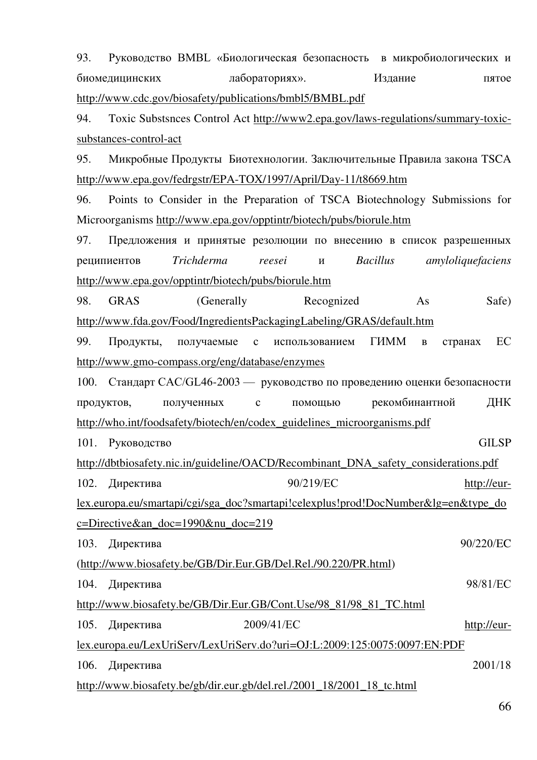93. Руководство BMBL «Биологическая безопасность в микробиологических и биомедицинских лабораториях». Издание пятое http://www.cdc.gov/biosafety/publications/bmbl5/BMBL.pdf

94. Toxic Substsnces Control Act http://www2.epa.gov/laws-regulations/summary-toxic-substances-control-act

95. Микробные Продукты Биотехнологии. Заключительные Правила закона TSCA http://www.epa.gov/fedrgstr/EPA-TOX/1997/April/Day-11/t8669.htm

96. Points to Consider in the Preparation of TSCA Biotechnology Submissions for Microorganisms http://www.epa.gov/opptintr/biotech/pubs/biorule.htm

97. Предложения и принятые резолюции по внесению в список разрешенных реципиентов *Trichderma reesei* и *Bacillus amyloliquefaciens* http://www.epa.gov/opptintr/biotech/pubs/biorule.htm

98. GRAS (Generally Recognized As Safe) http://www.fda.gov/Food/IngredientsPackagingLabeling/GRAS/default.htm

99. Продукты, получаемые с использованием ГИММ в странах ЕС http://www.gmo-compass.org/eng/database/enzymes

100. Стандарт CAC/GL46-2003 — руководство по проведению оценки безопасности продуктов, полученных с помощью рекомбинантной ДНК http://who.int/foodsafety/biotech/en/codex_guidelines_microorganisms.pdf

101. Руководство GILSP http://dbtbiosafety.nic.in/guideline/OACD/Recombinant_DNA_safety_considerations.pdf

102. Директива 90/219/EC http://eur-lex.europa.eu/smartapi/cgi/sga_doc?smartapi!celexplus!prod!DocNumber&lg=en&type_doc=Directive&an_doc=1990&nu_doc=219

103. Директива 90/220/EC (http://www.biosafety.be/GB/Dir.Eur.GB/Del.Rel./90.220/PR.html)

104. Директива 98/81/EC http://www.biosafety.be/GB/Dir.Eur.GB/Cont.Use/98_81/98_81_TC.html

105. Директива 2009/41/EC http://eur-lex.europa.eu/LexUriServ/LexUriServ.do?uri=OJ:L:2009:125:0075:0097:EN:PDF

106. Директива 2001/18 http://www.biosafety.be/gb/dir.eur.gb/del.rel./2001_18/2001_18_tc.html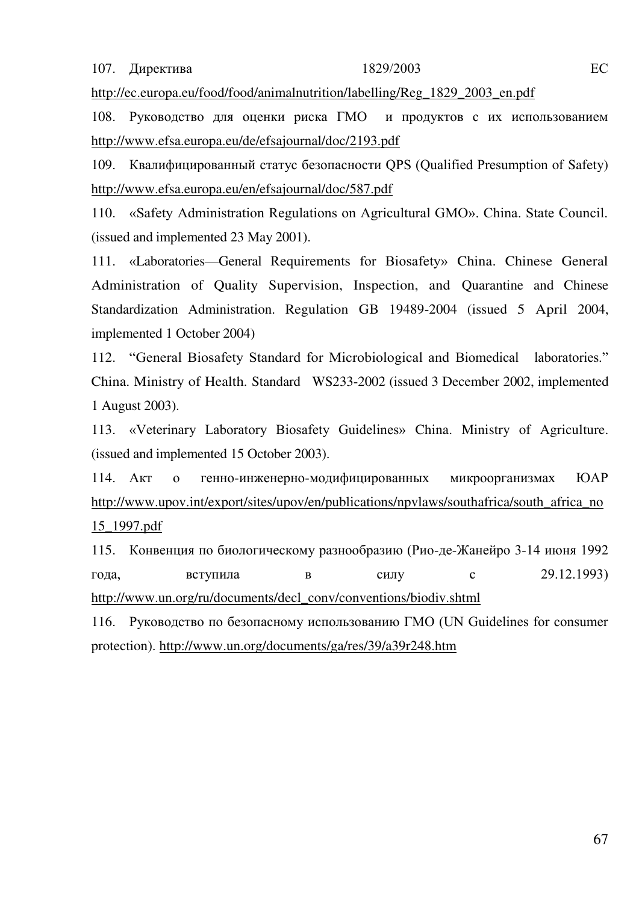107. Директива 1829/2003 ЕС http://ec.europa.eu/food/food/animalnutrition/labelling/Reg_1829_2003_en.pdf

108. Руководство для оценки риска ГМО и продуктов с их использованием http://www.efsa.europa.eu/de/efsajournal/doc/2193.pdf

109. Квалифицированный статус безопасности QPS (Qualified Presumption of Safety) http://www.efsa.europa.eu/en/efsajournal/doc/587.pdf

110. «Safety Administration Regulations on Agricultural GMO». China. State Council. (issued and implemented 23 May 2001).

111. «Laboratories—General Requirements for Biosafety» China. Chinese General Administration of Quality Supervision, Inspection, and Quarantine and Chinese Standardization Administration. Regulation GB 19489-2004 (issued 5 April 2004, implemented 1 October 2004)

112. "General Biosafety Standard for Microbiological and Biomedical laboratories." China. Ministry of Health. Standard WS233-2002 (issued 3 December 2002, implemented 1 August 2003).

113. «Veterinary Laboratory Biosafety Guidelines» China. Ministry of Agriculture. (issued and implemented 15 October 2003).

114. Акт о генно-инженерно-модифицированных микроорганизмах ЮАР http://www.upov.int/export/sites/upov/en/publications/npvlaws/southafrica/south_africa_no15_1997.pdf

115. Конвенция по биологическому разнообразию (Рио-де-Жанейро 3-14 июня 1992 года, вступила в силу с 29.12.1993) http://www.un.org/ru/documents/decl_conv/conventions/biodiv.shtml

116. Руководство по безопасному использованию ГМО (UN Guidelines for consumer protection). http://www.un.org/documents/ga/res/39/a39r248.htm